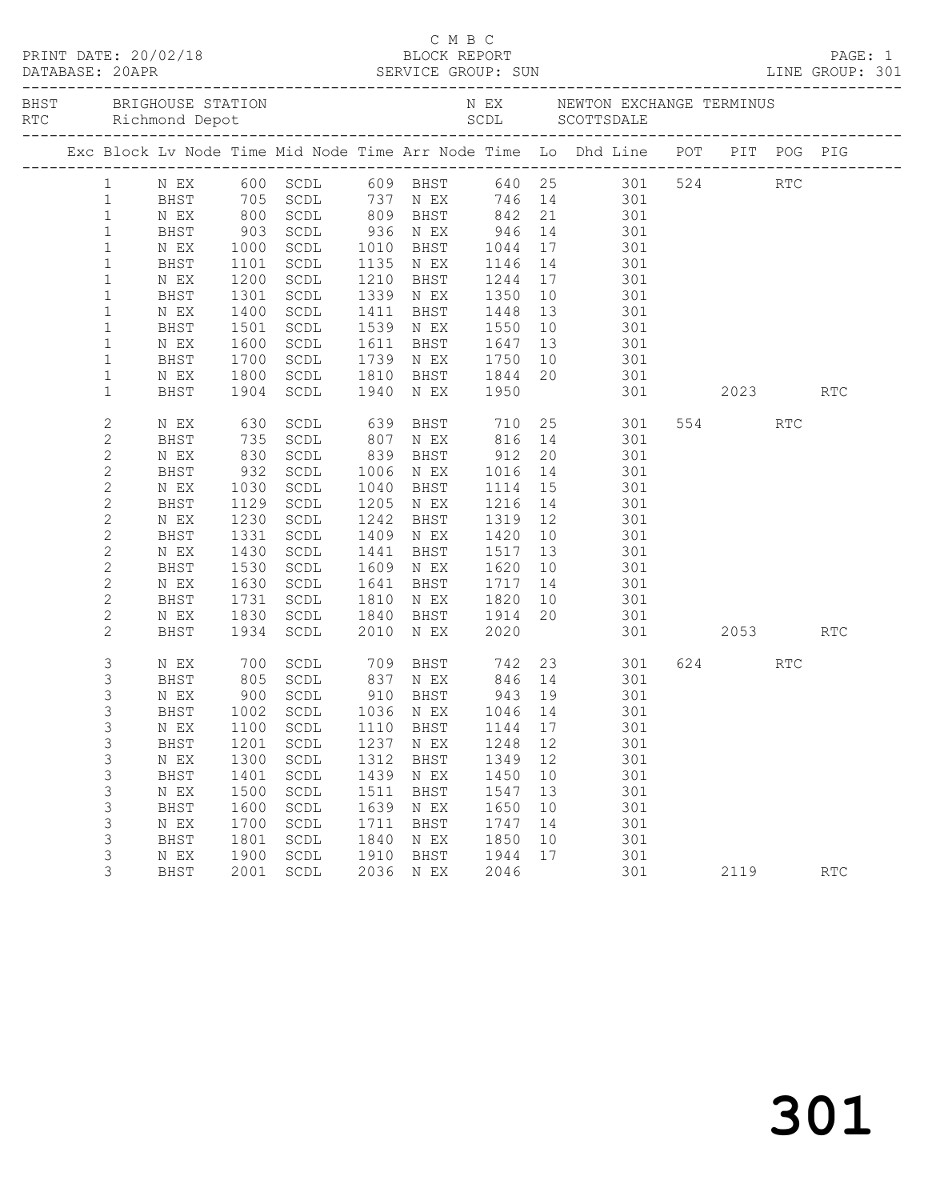C M B C
BLOCK REPORT
SERVICE GROUP: SUN

PRINT DATE: 20/02/18
DATABASE: 20APR
PAGE: 1
LINE GROUP: 301

BHST BRIGHOUSE STATION — N EX NEWTON EXCHANGE TERMINUS
RTC Richmond Depot — SCDL SCOTTSDALE

| Exc | Block | Lv Node | Time | Mid Node | Time | Arr Node | Time | Lo | Dhd Line | POT | PIT | POG | PIG |
|---|---|---|---|---|---|---|---|---|---|---|---|---|---|
| | 1 | N EX | 600 | SCDL | 609 | BHST | 640 | 25 | 301 | 524 | | RTC | |
| | 1 | BHST | 705 | SCDL | 737 | N EX | 746 | 14 | 301 | | | | |
| | 1 | N EX | 800 | SCDL | 809 | BHST | 842 | 21 | 301 | | | | |
| | 1 | BHST | 903 | SCDL | 936 | N EX | 946 | 14 | 301 | | | | |
| | 1 | N EX | 1000 | SCDL | 1010 | BHST | 1044 | 17 | 301 | | | | |
| | 1 | BHST | 1101 | SCDL | 1135 | N EX | 1146 | 14 | 301 | | | | |
| | 1 | N EX | 1200 | SCDL | 1210 | BHST | 1244 | 17 | 301 | | | | |
| | 1 | BHST | 1301 | SCDL | 1339 | N EX | 1350 | 10 | 301 | | | | |
| | 1 | N EX | 1400 | SCDL | 1411 | BHST | 1448 | 13 | 301 | | | | |
| | 1 | BHST | 1501 | SCDL | 1539 | N EX | 1550 | 10 | 301 | | | | |
| | 1 | N EX | 1600 | SCDL | 1611 | BHST | 1647 | 13 | 301 | | | | |
| | 1 | BHST | 1700 | SCDL | 1739 | N EX | 1750 | 10 | 301 | | | | |
| | 1 | N EX | 1800 | SCDL | 1810 | BHST | 1844 | 20 | 301 | | | | |
| | 1 | BHST | 1904 | SCDL | 1940 | N EX | 1950 | | 301 | | 2023 | | RTC |
| | 2 | N EX | 630 | SCDL | 639 | BHST | 710 | 25 | 301 | 554 | | RTC | |
| | 2 | BHST | 735 | SCDL | 807 | N EX | 816 | 14 | 301 | | | | |
| | 2 | N EX | 830 | SCDL | 839 | BHST | 912 | 20 | 301 | | | | |
| | 2 | BHST | 932 | SCDL | 1006 | N EX | 1016 | 14 | 301 | | | | |
| | 2 | N EX | 1030 | SCDL | 1040 | BHST | 1114 | 15 | 301 | | | | |
| | 2 | BHST | 1129 | SCDL | 1205 | N EX | 1216 | 14 | 301 | | | | |
| | 2 | N EX | 1230 | SCDL | 1242 | BHST | 1319 | 12 | 301 | | | | |
| | 2 | BHST | 1331 | SCDL | 1409 | N EX | 1420 | 10 | 301 | | | | |
| | 2 | N EX | 1430 | SCDL | 1441 | BHST | 1517 | 13 | 301 | | | | |
| | 2 | BHST | 1530 | SCDL | 1609 | N EX | 1620 | 10 | 301 | | | | |
| | 2 | N EX | 1630 | SCDL | 1641 | BHST | 1717 | 14 | 301 | | | | |
| | 2 | BHST | 1731 | SCDL | 1810 | N EX | 1820 | 10 | 301 | | | | |
| | 2 | N EX | 1830 | SCDL | 1840 | BHST | 1914 | 20 | 301 | | | | |
| | 2 | BHST | 1934 | SCDL | 2010 | N EX | 2020 | | 301 | | 2053 | | RTC |
| | 3 | N EX | 700 | SCDL | 709 | BHST | 742 | 23 | 301 | 624 | | RTC | |
| | 3 | BHST | 805 | SCDL | 837 | N EX | 846 | 14 | 301 | | | | |
| | 3 | N EX | 900 | SCDL | 910 | BHST | 943 | 19 | 301 | | | | |
| | 3 | BHST | 1002 | SCDL | 1036 | N EX | 1046 | 14 | 301 | | | | |
| | 3 | N EX | 1100 | SCDL | 1110 | BHST | 1144 | 17 | 301 | | | | |
| | 3 | BHST | 1201 | SCDL | 1237 | N EX | 1248 | 12 | 301 | | | | |
| | 3 | N EX | 1300 | SCDL | 1312 | BHST | 1349 | 12 | 301 | | | | |
| | 3 | BHST | 1401 | SCDL | 1439 | N EX | 1450 | 10 | 301 | | | | |
| | 3 | N EX | 1500 | SCDL | 1511 | BHST | 1547 | 13 | 301 | | | | |
| | 3 | BHST | 1600 | SCDL | 1639 | N EX | 1650 | 10 | 301 | | | | |
| | 3 | N EX | 1700 | SCDL | 1711 | BHST | 1747 | 14 | 301 | | | | |
| | 3 | BHST | 1801 | SCDL | 1840 | N EX | 1850 | 10 | 301 | | | | |
| | 3 | N EX | 1900 | SCDL | 1910 | BHST | 1944 | 17 | 301 | | | | |
| | 3 | BHST | 2001 | SCDL | 2036 | N EX | 2046 | | 301 | | 2119 | | RTC |

# 301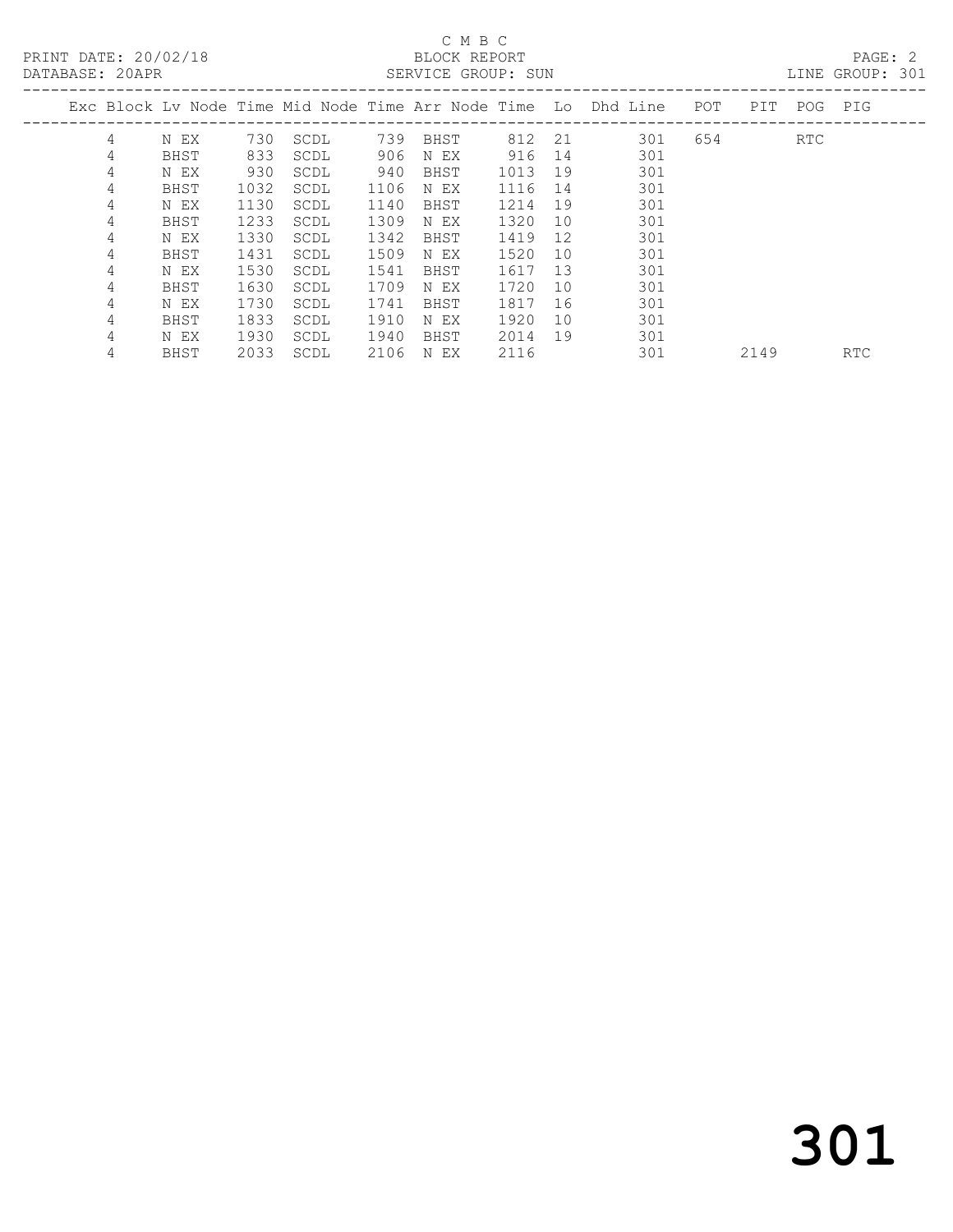C M B C

BLOCK REPORT

SERVICE GROUP: SUN

PRINT DATE: 20/02/18

DATABASE: 20APR

LINE GROUP: 301

| Exc | Block | Lv Node | Time | Mid Node | Time | Arr Node | Time | Lo | Dhd Line | POT | PIT | POG | PIG |
|---|---|---|---|---|---|---|---|---|---|---|---|---|---|
| | 4 | N EX | 730 | SCDL | 739 | BHST | 812 | 21 | 301 | 654 | | RTC | |
| | 4 | BHST | 833 | SCDL | 906 | N EX | 916 | 14 | 301 | | | | |
| | 4 | N EX | 930 | SCDL | 940 | BHST | 1013 | 19 | 301 | | | | |
| | 4 | BHST | 1032 | SCDL | 1106 | N EX | 1116 | 14 | 301 | | | | |
| | 4 | N EX | 1130 | SCDL | 1140 | BHST | 1214 | 19 | 301 | | | | |
| | 4 | BHST | 1233 | SCDL | 1309 | N EX | 1320 | 10 | 301 | | | | |
| | 4 | N EX | 1330 | SCDL | 1342 | BHST | 1419 | 12 | 301 | | | | |
| | 4 | BHST | 1431 | SCDL | 1509 | N EX | 1520 | 10 | 301 | | | | |
| | 4 | N EX | 1530 | SCDL | 1541 | BHST | 1617 | 13 | 301 | | | | |
| | 4 | BHST | 1630 | SCDL | 1709 | N EX | 1720 | 10 | 301 | | | | |
| | 4 | N EX | 1730 | SCDL | 1741 | BHST | 1817 | 16 | 301 | | | | |
| | 4 | BHST | 1833 | SCDL | 1910 | N EX | 1920 | 10 | 301 | | | | |
| | 4 | N EX | 1930 | SCDL | 1940 | BHST | 2014 | 19 | 301 | | | | |
| | 4 | BHST | 2033 | SCDL | 2106 | N EX | 2116 | | 301 | | 2149 | | RTC |

301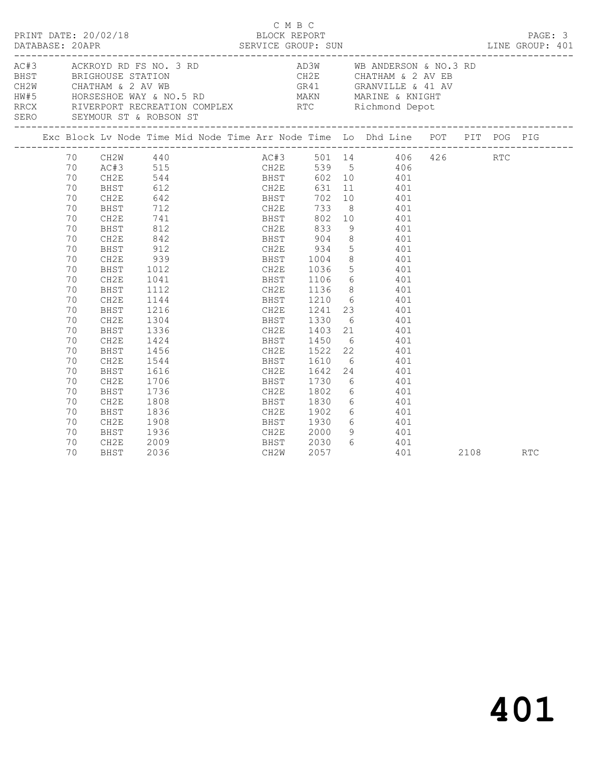C M B C

PRINT DATE: 20/02/18 BLOCK REPORT PAGE: 3
DATABASE: 20APR SERVICE GROUP: SUN LINE GROUP: 401

| Code | Description | Code | Description |
|---|---|---|---|
| AC#3 | ACKROYD RD FS NO. 3 RD | AD3W | WB ANDERSON & NO.3 RD |
| BHST | BRIGHOUSE STATION | CH2E | CHATHAM & 2 AV EB |
| CH2W | CHATHAM & 2 AV WB | GR41 | GRANVILLE & 41 AV |
| HW#5 | HORSESHOE WAY & NO.5 RD | MAKN | MARINE & KNIGHT |
| RRCX | RIVERPORT RECREATION COMPLEX | RTC | Richmond Depot |
| SERO | SEYMOUR ST & ROBSON ST | | |

| Exc | Block | Lv Node | Time | Mid Node | Time | Arr Node | Time | Lo | Dhd Line | POT | PIT | POG | PIG |
|---|---|---|---|---|---|---|---|---|---|---|---|---|---|
| | 70 | CH2W | 440 | | | AC#3 | 501 | 14 | 406 | 426 | | RTC | |
| | 70 | AC#3 | 515 | | | CH2E | 539 | 5 | 406 | | | | |
| | 70 | CH2E | 544 | | | BHST | 602 | 10 | 401 | | | | |
| | 70 | BHST | 612 | | | CH2E | 631 | 11 | 401 | | | | |
| | 70 | CH2E | 642 | | | BHST | 702 | 10 | 401 | | | | |
| | 70 | BHST | 712 | | | CH2E | 733 | 8 | 401 | | | | |
| | 70 | CH2E | 741 | | | BHST | 802 | 10 | 401 | | | | |
| | 70 | BHST | 812 | | | CH2E | 833 | 9 | 401 | | | | |
| | 70 | CH2E | 842 | | | BHST | 904 | 8 | 401 | | | | |
| | 70 | BHST | 912 | | | CH2E | 934 | 5 | 401 | | | | |
| | 70 | CH2E | 939 | | | BHST | 1004 | 8 | 401 | | | | |
| | 70 | BHST | 1012 | | | CH2E | 1036 | 5 | 401 | | | | |
| | 70 | CH2E | 1041 | | | BHST | 1106 | 6 | 401 | | | | |
| | 70 | BHST | 1112 | | | CH2E | 1136 | 8 | 401 | | | | |
| | 70 | CH2E | 1144 | | | BHST | 1210 | 6 | 401 | | | | |
| | 70 | BHST | 1216 | | | CH2E | 1241 | 23 | 401 | | | | |
| | 70 | CH2E | 1304 | | | BHST | 1330 | 6 | 401 | | | | |
| | 70 | BHST | 1336 | | | CH2E | 1403 | 21 | 401 | | | | |
| | 70 | CH2E | 1424 | | | BHST | 1450 | 6 | 401 | | | | |
| | 70 | BHST | 1456 | | | CH2E | 1522 | 22 | 401 | | | | |
| | 70 | CH2E | 1544 | | | BHST | 1610 | 6 | 401 | | | | |
| | 70 | BHST | 1616 | | | CH2E | 1642 | 24 | 401 | | | | |
| | 70 | CH2E | 1706 | | | BHST | 1730 | 6 | 401 | | | | |
| | 70 | BHST | 1736 | | | CH2E | 1802 | 6 | 401 | | | | |
| | 70 | CH2E | 1808 | | | BHST | 1830 | 6 | 401 | | | | |
| | 70 | BHST | 1836 | | | CH2E | 1902 | 6 | 401 | | | | |
| | 70 | CH2E | 1908 | | | BHST | 1930 | 6 | 401 | | | | |
| | 70 | BHST | 1936 | | | CH2E | 2000 | 9 | 401 | | | | |
| | 70 | CH2E | 2009 | | | BHST | 2030 | 6 | 401 | | | | |
| | 70 | BHST | 2036 | | | CH2W | 2057 | | 401 | | 2108 | | RTC |

401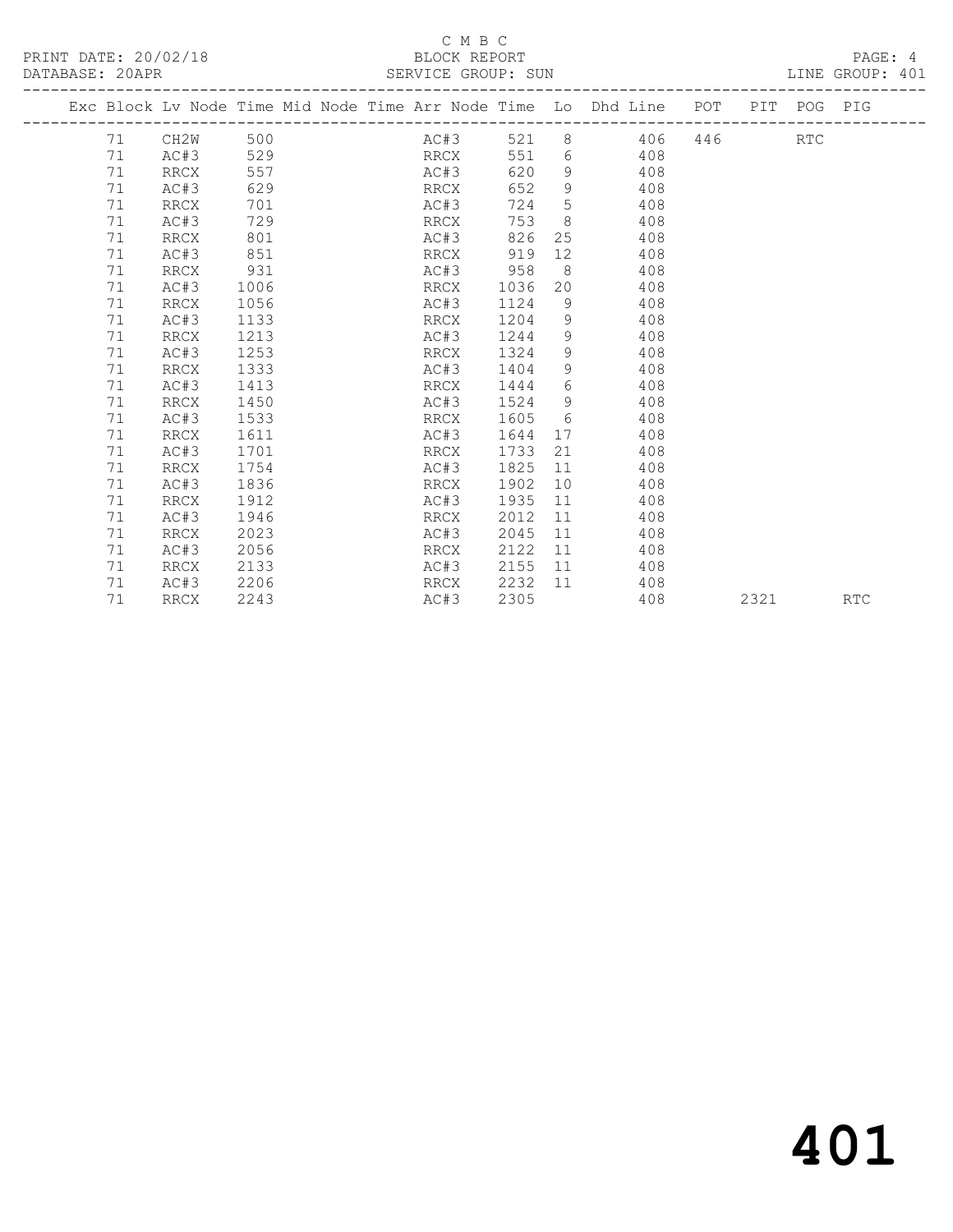C M B C

PRINT DATE: 20/02/18 BLOCK REPORT

DATABASE: 20APR SERVICE GROUP: SUN LINE GROUP: 401

| Exc | Block | Lv Node | Time | Mid Node | Time | Arr Node | Time | Lo | Dhd Line | POT | PIT | POG | PIG |
|---|---|---|---|---|---|---|---|---|---|---|---|---|---|
| | 71 | CH2W | 500 | | | AC#3 | 521 | 8 | 406 | 446 | | RTC | |
| | 71 | AC#3 | 529 | | | RRCX | 551 | 6 | 408 | | | | |
| | 71 | RRCX | 557 | | | AC#3 | 620 | 9 | 408 | | | | |
| | 71 | AC#3 | 629 | | | RRCX | 652 | 9 | 408 | | | | |
| | 71 | RRCX | 701 | | | AC#3 | 724 | 5 | 408 | | | | |
| | 71 | AC#3 | 729 | | | RRCX | 753 | 8 | 408 | | | | |
| | 71 | RRCX | 801 | | | AC#3 | 826 | 25 | 408 | | | | |
| | 71 | AC#3 | 851 | | | RRCX | 919 | 12 | 408 | | | | |
| | 71 | RRCX | 931 | | | AC#3 | 958 | 8 | 408 | | | | |
| | 71 | AC#3 | 1006 | | | RRCX | 1036 | 20 | 408 | | | | |
| | 71 | RRCX | 1056 | | | AC#3 | 1124 | 9 | 408 | | | | |
| | 71 | AC#3 | 1133 | | | RRCX | 1204 | 9 | 408 | | | | |
| | 71 | RRCX | 1213 | | | AC#3 | 1244 | 9 | 408 | | | | |
| | 71 | AC#3 | 1253 | | | RRCX | 1324 | 9 | 408 | | | | |
| | 71 | RRCX | 1333 | | | AC#3 | 1404 | 9 | 408 | | | | |
| | 71 | AC#3 | 1413 | | | RRCX | 1444 | 6 | 408 | | | | |
| | 71 | RRCX | 1450 | | | AC#3 | 1524 | 9 | 408 | | | | |
| | 71 | AC#3 | 1533 | | | RRCX | 1605 | 6 | 408 | | | | |
| | 71 | RRCX | 1611 | | | AC#3 | 1644 | 17 | 408 | | | | |
| | 71 | AC#3 | 1701 | | | RRCX | 1733 | 21 | 408 | | | | |
| | 71 | RRCX | 1754 | | | AC#3 | 1825 | 11 | 408 | | | | |
| | 71 | AC#3 | 1836 | | | RRCX | 1902 | 10 | 408 | | | | |
| | 71 | RRCX | 1912 | | | AC#3 | 1935 | 11 | 408 | | | | |
| | 71 | AC#3 | 1946 | | | RRCX | 2012 | 11 | 408 | | | | |
| | 71 | RRCX | 2023 | | | AC#3 | 2045 | 11 | 408 | | | | |
| | 71 | AC#3 | 2056 | | | RRCX | 2122 | 11 | 408 | | | | |
| | 71 | RRCX | 2133 | | | AC#3 | 2155 | 11 | 408 | | | | |
| | 71 | AC#3 | 2206 | | | RRCX | 2232 | 11 | 408 | | | | |
| | 71 | RRCX | 2243 | | | AC#3 | 2305 | | 408 | | 2321 | | RTC |

# 401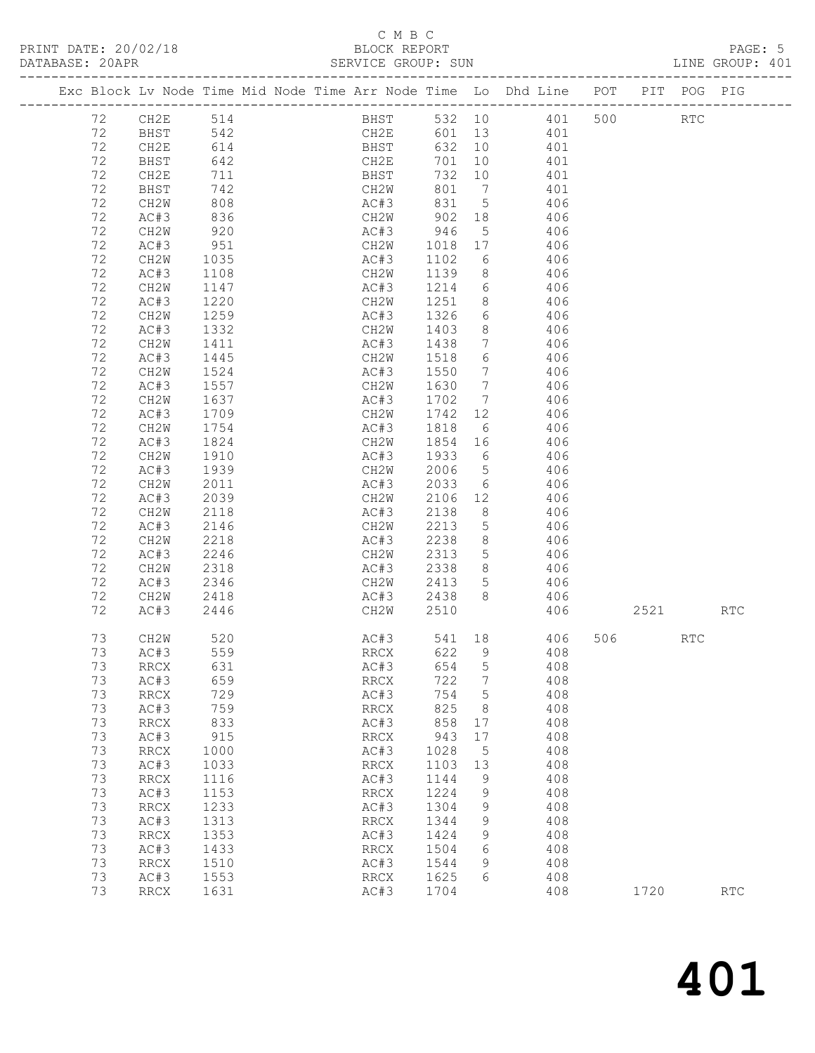C M B C

BLOCK REPORT

SERVICE GROUP: SUN

LINE GROUP: 401

| Exc | Block | Lv | Node | Time | Mid Node | Time | Arr Node | Time | Lo | Dhd Line | POT | PIT | POG | PIG |
|---|---|---|---|---|---|---|---|---|---|---|---|---|---|---|
| | 72 | | CH2E | 514 | | | BHST | 532 | 10 | 401 | 500 | | RTC | |
| | 72 | | BHST | 542 | | | CH2E | 601 | 13 | 401 | | | | |
| | 72 | | CH2E | 614 | | | BHST | 632 | 10 | 401 | | | | |
| | 72 | | BHST | 642 | | | CH2E | 701 | 10 | 401 | | | | |
| | 72 | | CH2E | 711 | | | BHST | 732 | 10 | 401 | | | | |
| | 72 | | BHST | 742 | | | CH2W | 801 | 7 | 401 | | | | |
| | 72 | | CH2W | 808 | | | AC#3 | 831 | 5 | 406 | | | | |
| | 72 | | AC#3 | 836 | | | CH2W | 902 | 18 | 406 | | | | |
| | 72 | | CH2W | 920 | | | AC#3 | 946 | 5 | 406 | | | | |
| | 72 | | AC#3 | 951 | | | CH2W | 1018 | 17 | 406 | | | | |
| | 72 | | CH2W | 1035 | | | AC#3 | 1102 | 6 | 406 | | | | |
| | 72 | | AC#3 | 1108 | | | CH2W | 1139 | 8 | 406 | | | | |
| | 72 | | CH2W | 1147 | | | AC#3 | 1214 | 6 | 406 | | | | |
| | 72 | | AC#3 | 1220 | | | CH2W | 1251 | 8 | 406 | | | | |
| | 72 | | CH2W | 1259 | | | AC#3 | 1326 | 6 | 406 | | | | |
| | 72 | | AC#3 | 1332 | | | CH2W | 1403 | 8 | 406 | | | | |
| | 72 | | CH2W | 1411 | | | AC#3 | 1438 | 7 | 406 | | | | |
| | 72 | | AC#3 | 1445 | | | CH2W | 1518 | 6 | 406 | | | | |
| | 72 | | CH2W | 1524 | | | AC#3 | 1550 | 7 | 406 | | | | |
| | 72 | | AC#3 | 1557 | | | CH2W | 1630 | 7 | 406 | | | | |
| | 72 | | CH2W | 1637 | | | AC#3 | 1702 | 7 | 406 | | | | |
| | 72 | | AC#3 | 1709 | | | CH2W | 1742 | 12 | 406 | | | | |
| | 72 | | CH2W | 1754 | | | AC#3 | 1818 | 6 | 406 | | | | |
| | 72 | | AC#3 | 1824 | | | CH2W | 1854 | 16 | 406 | | | | |
| | 72 | | CH2W | 1910 | | | AC#3 | 1933 | 6 | 406 | | | | |
| | 72 | | AC#3 | 1939 | | | CH2W | 2006 | 5 | 406 | | | | |
| | 72 | | CH2W | 2011 | | | AC#3 | 2033 | 6 | 406 | | | | |
| | 72 | | AC#3 | 2039 | | | CH2W | 2106 | 12 | 406 | | | | |
| | 72 | | CH2W | 2118 | | | AC#3 | 2138 | 8 | 406 | | | | |
| | 72 | | AC#3 | 2146 | | | CH2W | 2213 | 5 | 406 | | | | |
| | 72 | | CH2W | 2218 | | | AC#3 | 2238 | 8 | 406 | | | | |
| | 72 | | AC#3 | 2246 | | | CH2W | 2313 | 5 | 406 | | | | |
| | 72 | | CH2W | 2318 | | | AC#3 | 2338 | 8 | 406 | | | | |
| | 72 | | AC#3 | 2346 | | | CH2W | 2413 | 5 | 406 | | | | |
| | 72 | | CH2W | 2418 | | | AC#3 | 2438 | 8 | 406 | | | | |
| | 72 | | AC#3 | 2446 | | | CH2W | 2510 | | 406 | | 2521 | | RTC |
| | 73 | | CH2W | 520 | | | AC#3 | 541 | 18 | 406 | 506 | | RTC | |
| | 73 | | AC#3 | 559 | | | RRCX | 622 | 9 | 408 | | | | |
| | 73 | | RRCX | 631 | | | AC#3 | 654 | 5 | 408 | | | | |
| | 73 | | AC#3 | 659 | | | RRCX | 722 | 7 | 408 | | | | |
| | 73 | | RRCX | 729 | | | AC#3 | 754 | 5 | 408 | | | | |
| | 73 | | AC#3 | 759 | | | RRCX | 825 | 8 | 408 | | | | |
| | 73 | | RRCX | 833 | | | AC#3 | 858 | 17 | 408 | | | | |
| | 73 | | AC#3 | 915 | | | RRCX | 943 | 17 | 408 | | | | |
| | 73 | | RRCX | 1000 | | | AC#3 | 1028 | 5 | 408 | | | | |
| | 73 | | AC#3 | 1033 | | | RRCX | 1103 | 13 | 408 | | | | |
| | 73 | | RRCX | 1116 | | | AC#3 | 1144 | 9 | 408 | | | | |
| | 73 | | AC#3 | 1153 | | | RRCX | 1224 | 9 | 408 | | | | |
| | 73 | | RRCX | 1233 | | | AC#3 | 1304 | 9 | 408 | | | | |
| | 73 | | AC#3 | 1313 | | | RRCX | 1344 | 9 | 408 | | | | |
| | 73 | | RRCX | 1353 | | | AC#3 | 1424 | 9 | 408 | | | | |
| | 73 | | AC#3 | 1433 | | | RRCX | 1504 | 6 | 408 | | | | |
| | 73 | | RRCX | 1510 | | | AC#3 | 1544 | 9 | 408 | | | | |
| | 73 | | AC#3 | 1553 | | | RRCX | 1625 | 6 | 408 | | | | |
| | 73 | | RRCX | 1631 | | | AC#3 | 1704 | | 408 | | 1720 | | RTC |

401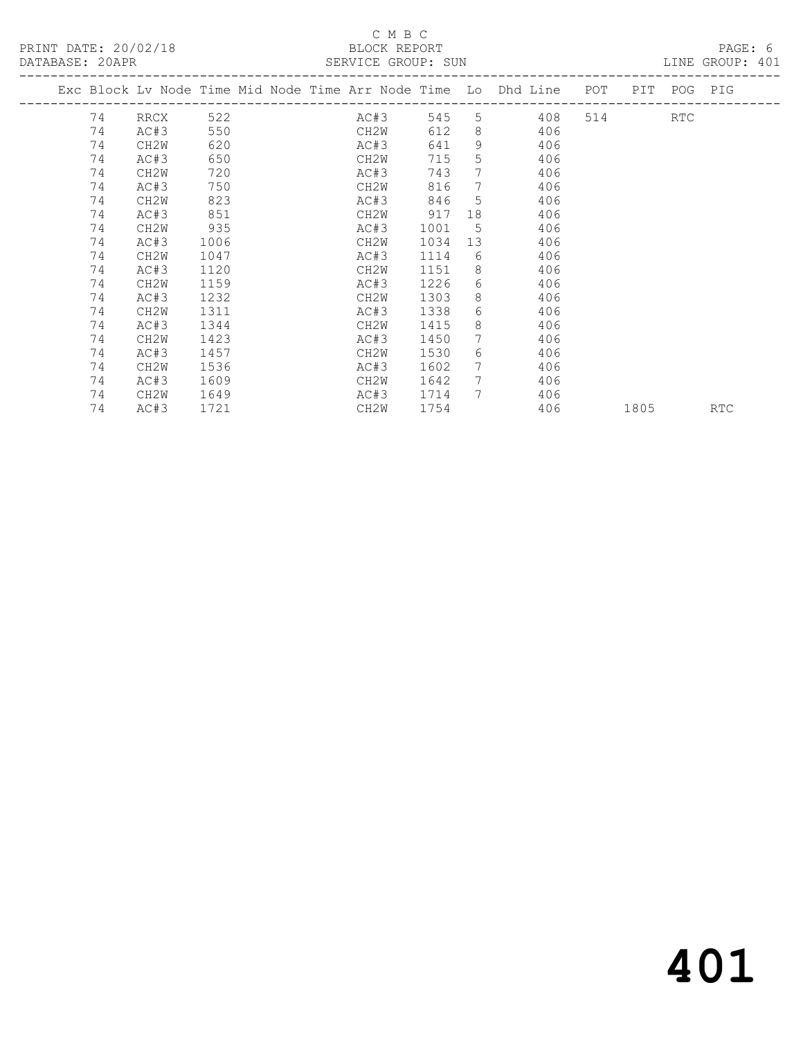C M B C

BLOCK REPORT

SERVICE GROUP: SUN

LINE GROUP: 401

PRINT DATE: 20/02/18

DATABASE: 20APR

| Exc | Block | Lv | Node | Time | Mid Node | Time | Arr Node | Time | Lo | Dhd Line | POT | PIT | POG | PIG |
|---|---|---|---|---|---|---|---|---|---|---|---|---|---|---|
| | 74 | | RRCX | 522 | | | AC#3 | 545 | 5 | 408 | 514 | | RTC | |
| | 74 | | AC#3 | 550 | | | CH2W | 612 | 8 | 406 | | | | |
| | 74 | | CH2W | 620 | | | AC#3 | 641 | 9 | 406 | | | | |
| | 74 | | AC#3 | 650 | | | CH2W | 715 | 5 | 406 | | | | |
| | 74 | | CH2W | 720 | | | AC#3 | 743 | 7 | 406 | | | | |
| | 74 | | AC#3 | 750 | | | CH2W | 816 | 7 | 406 | | | | |
| | 74 | | CH2W | 823 | | | AC#3 | 846 | 5 | 406 | | | | |
| | 74 | | AC#3 | 851 | | | CH2W | 917 | 18 | 406 | | | | |
| | 74 | | CH2W | 935 | | | AC#3 | 1001 | 5 | 406 | | | | |
| | 74 | | AC#3 | 1006 | | | CH2W | 1034 | 13 | 406 | | | | |
| | 74 | | CH2W | 1047 | | | AC#3 | 1114 | 6 | 406 | | | | |
| | 74 | | AC#3 | 1120 | | | CH2W | 1151 | 8 | 406 | | | | |
| | 74 | | CH2W | 1159 | | | AC#3 | 1226 | 6 | 406 | | | | |
| | 74 | | AC#3 | 1232 | | | CH2W | 1303 | 8 | 406 | | | | |
| | 74 | | CH2W | 1311 | | | AC#3 | 1338 | 6 | 406 | | | | |
| | 74 | | AC#3 | 1344 | | | CH2W | 1415 | 8 | 406 | | | | |
| | 74 | | CH2W | 1423 | | | AC#3 | 1450 | 7 | 406 | | | | |
| | 74 | | AC#3 | 1457 | | | CH2W | 1530 | 6 | 406 | | | | |
| | 74 | | CH2W | 1536 | | | AC#3 | 1602 | 7 | 406 | | | | |
| | 74 | | AC#3 | 1609 | | | CH2W | 1642 | 7 | 406 | | | | |
| | 74 | | CH2W | 1649 | | | AC#3 | 1714 | 7 | 406 | | | | |
| | 74 | | AC#3 | 1721 | | | CH2W | 1754 | | 406 | | 1805 | | RTC |

401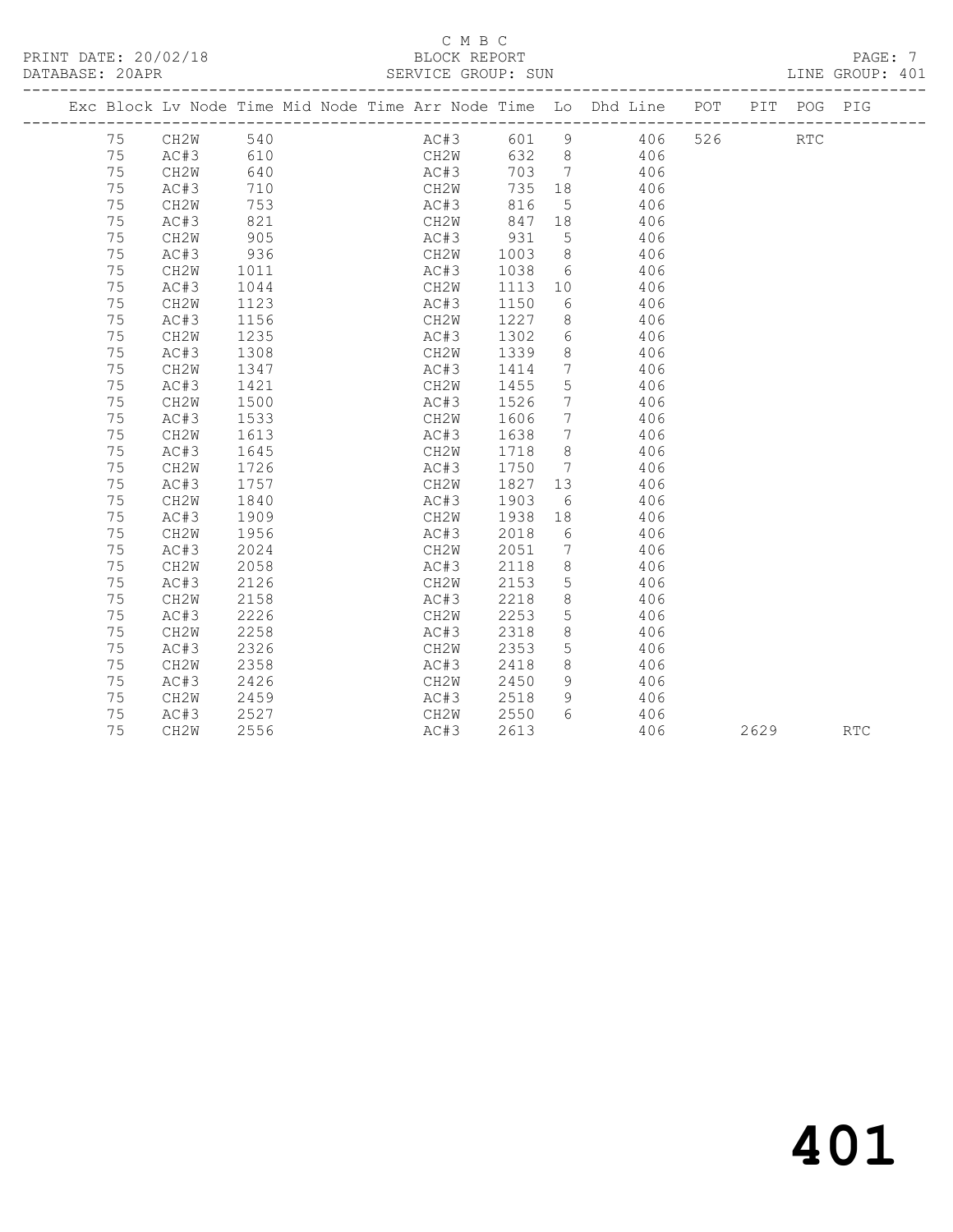C M B C

BLOCK REPORT

SERVICE GROUP: SUN

LINE GROUP: 401

| Exc | Block | Lv | Node | Time | Mid Node | Time | Arr Node | Time | Lo | Dhd Line | POT | PIT | POG | PIG |
|---|---|---|---|---|---|---|---|---|---|---|---|---|---|---|
| | 75 | | CH2W | 540 | | | AC#3 | 601 | 9 | 406 | 526 | | RTC | |
| | 75 | | AC#3 | 610 | | | CH2W | 632 | 8 | 406 | | | | |
| | 75 | | CH2W | 640 | | | AC#3 | 703 | 7 | 406 | | | | |
| | 75 | | AC#3 | 710 | | | CH2W | 735 | 18 | 406 | | | | |
| | 75 | | CH2W | 753 | | | AC#3 | 816 | 5 | 406 | | | | |
| | 75 | | AC#3 | 821 | | | CH2W | 847 | 18 | 406 | | | | |
| | 75 | | CH2W | 905 | | | AC#3 | 931 | 5 | 406 | | | | |
| | 75 | | AC#3 | 936 | | | CH2W | 1003 | 8 | 406 | | | | |
| | 75 | | CH2W | 1011 | | | AC#3 | 1038 | 6 | 406 | | | | |
| | 75 | | AC#3 | 1044 | | | CH2W | 1113 | 10 | 406 | | | | |
| | 75 | | CH2W | 1123 | | | AC#3 | 1150 | 6 | 406 | | | | |
| | 75 | | AC#3 | 1156 | | | CH2W | 1227 | 8 | 406 | | | | |
| | 75 | | CH2W | 1235 | | | AC#3 | 1302 | 6 | 406 | | | | |
| | 75 | | AC#3 | 1308 | | | CH2W | 1339 | 8 | 406 | | | | |
| | 75 | | CH2W | 1347 | | | AC#3 | 1414 | 7 | 406 | | | | |
| | 75 | | AC#3 | 1421 | | | CH2W | 1455 | 5 | 406 | | | | |
| | 75 | | CH2W | 1500 | | | AC#3 | 1526 | 7 | 406 | | | | |
| | 75 | | AC#3 | 1533 | | | CH2W | 1606 | 7 | 406 | | | | |
| | 75 | | CH2W | 1613 | | | AC#3 | 1638 | 7 | 406 | | | | |
| | 75 | | AC#3 | 1645 | | | CH2W | 1718 | 8 | 406 | | | | |
| | 75 | | CH2W | 1726 | | | AC#3 | 1750 | 7 | 406 | | | | |
| | 75 | | AC#3 | 1757 | | | CH2W | 1827 | 13 | 406 | | | | |
| | 75 | | CH2W | 1840 | | | AC#3 | 1903 | 6 | 406 | | | | |
| | 75 | | AC#3 | 1909 | | | CH2W | 1938 | 18 | 406 | | | | |
| | 75 | | CH2W | 1956 | | | AC#3 | 2018 | 6 | 406 | | | | |
| | 75 | | AC#3 | 2024 | | | CH2W | 2051 | 7 | 406 | | | | |
| | 75 | | CH2W | 2058 | | | AC#3 | 2118 | 8 | 406 | | | | |
| | 75 | | AC#3 | 2126 | | | CH2W | 2153 | 5 | 406 | | | | |
| | 75 | | CH2W | 2158 | | | AC#3 | 2218 | 8 | 406 | | | | |
| | 75 | | AC#3 | 2226 | | | CH2W | 2253 | 5 | 406 | | | | |
| | 75 | | CH2W | 2258 | | | AC#3 | 2318 | 8 | 406 | | | | |
| | 75 | | AC#3 | 2326 | | | CH2W | 2353 | 5 | 406 | | | | |
| | 75 | | CH2W | 2358 | | | AC#3 | 2418 | 8 | 406 | | | | |
| | 75 | | AC#3 | 2426 | | | CH2W | 2450 | 9 | 406 | | | | |
| | 75 | | CH2W | 2459 | | | AC#3 | 2518 | 9 | 406 | | | | |
| | 75 | | AC#3 | 2527 | | | CH2W | 2550 | 6 | 406 | | | | |
| | 75 | | CH2W | 2556 | | | AC#3 | 2613 | | 406 | | 2629 | | RTC |

# 401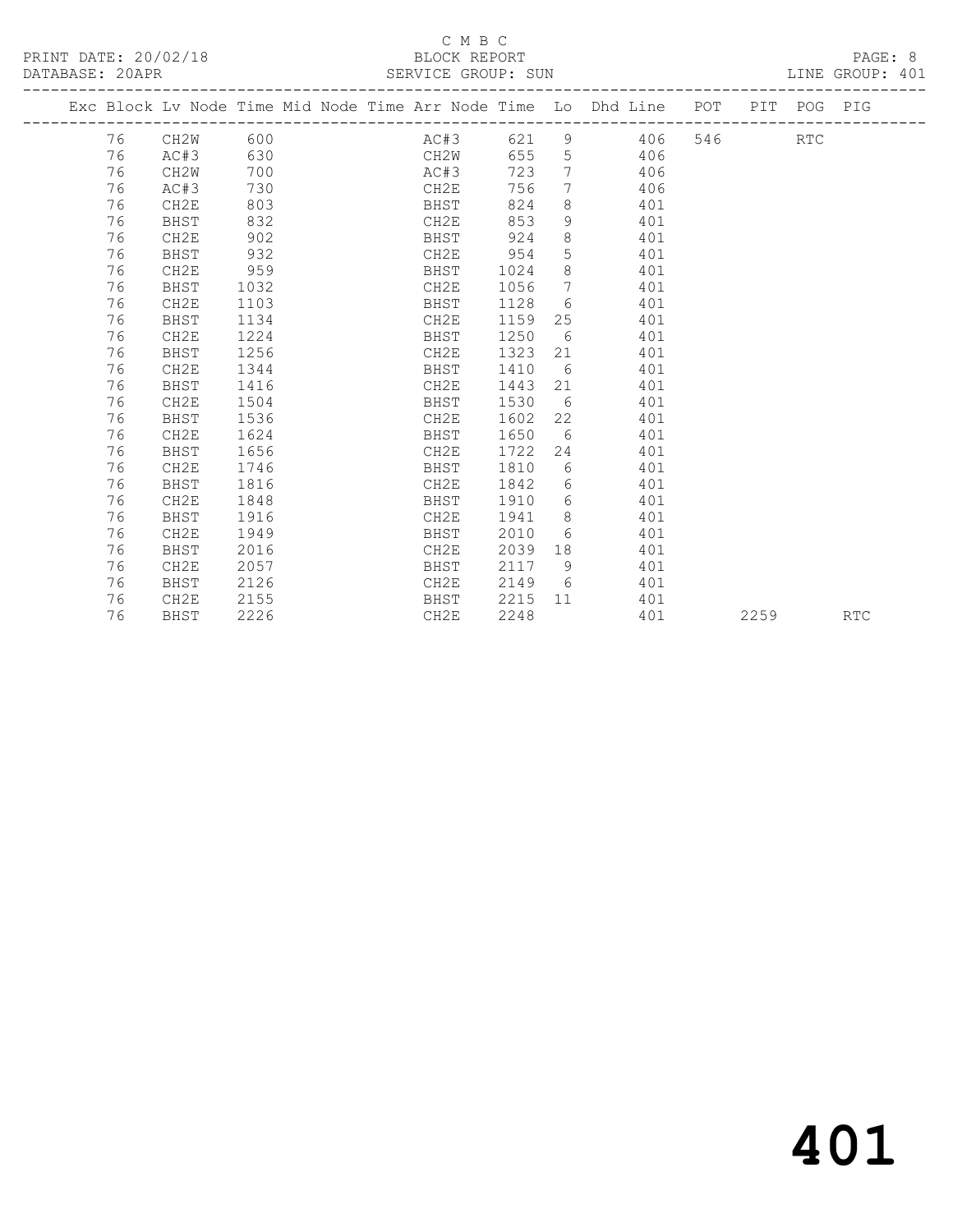C M B C

PRINT DATE: 20/02/18 BLOCK REPORT

DATABASE: 20APR SERVICE GROUP: SUN LINE GROUP: 401

| Exc | Block | Lv | Node | Time | Mid Node | Time | Arr Node | Time | Lo | Dhd Line | POT | PIT | POG | PIG |
|---|---|---|---|---|---|---|---|---|---|---|---|---|---|---|
| | 76 | | CH2W | 600 | | | AC#3 | 621 | 9 | 406 | 546 | | RTC | |
| | 76 | | AC#3 | 630 | | | CH2W | 655 | 5 | 406 | | | | |
| | 76 | | CH2W | 700 | | | AC#3 | 723 | 7 | 406 | | | | |
| | 76 | | AC#3 | 730 | | | CH2E | 756 | 7 | 406 | | | | |
| | 76 | | CH2E | 803 | | | BHST | 824 | 8 | 401 | | | | |
| | 76 | | BHST | 832 | | | CH2E | 853 | 9 | 401 | | | | |
| | 76 | | CH2E | 902 | | | BHST | 924 | 8 | 401 | | | | |
| | 76 | | BHST | 932 | | | CH2E | 954 | 5 | 401 | | | | |
| | 76 | | CH2E | 959 | | | BHST | 1024 | 8 | 401 | | | | |
| | 76 | | BHST | 1032 | | | CH2E | 1056 | 7 | 401 | | | | |
| | 76 | | CH2E | 1103 | | | BHST | 1128 | 6 | 401 | | | | |
| | 76 | | BHST | 1134 | | | CH2E | 1159 | 25 | 401 | | | | |
| | 76 | | CH2E | 1224 | | | BHST | 1250 | 6 | 401 | | | | |
| | 76 | | BHST | 1256 | | | CH2E | 1323 | 21 | 401 | | | | |
| | 76 | | CH2E | 1344 | | | BHST | 1410 | 6 | 401 | | | | |
| | 76 | | BHST | 1416 | | | CH2E | 1443 | 21 | 401 | | | | |
| | 76 | | CH2E | 1504 | | | BHST | 1530 | 6 | 401 | | | | |
| | 76 | | BHST | 1536 | | | CH2E | 1602 | 22 | 401 | | | | |
| | 76 | | CH2E | 1624 | | | BHST | 1650 | 6 | 401 | | | | |
| | 76 | | BHST | 1656 | | | CH2E | 1722 | 24 | 401 | | | | |
| | 76 | | CH2E | 1746 | | | BHST | 1810 | 6 | 401 | | | | |
| | 76 | | BHST | 1816 | | | CH2E | 1842 | 6 | 401 | | | | |
| | 76 | | CH2E | 1848 | | | BHST | 1910 | 6 | 401 | | | | |
| | 76 | | BHST | 1916 | | | CH2E | 1941 | 8 | 401 | | | | |
| | 76 | | CH2E | 1949 | | | BHST | 2010 | 6 | 401 | | | | |
| | 76 | | BHST | 2016 | | | CH2E | 2039 | 18 | 401 | | | | |
| | 76 | | CH2E | 2057 | | | BHST | 2117 | 9 | 401 | | | | |
| | 76 | | BHST | 2126 | | | CH2E | 2149 | 6 | 401 | | | | |
| | 76 | | CH2E | 2155 | | | BHST | 2215 | 11 | 401 | | | | |
| | 76 | | BHST | 2226 | | | CH2E | 2248 | | 401 | | 2259 | | RTC |

401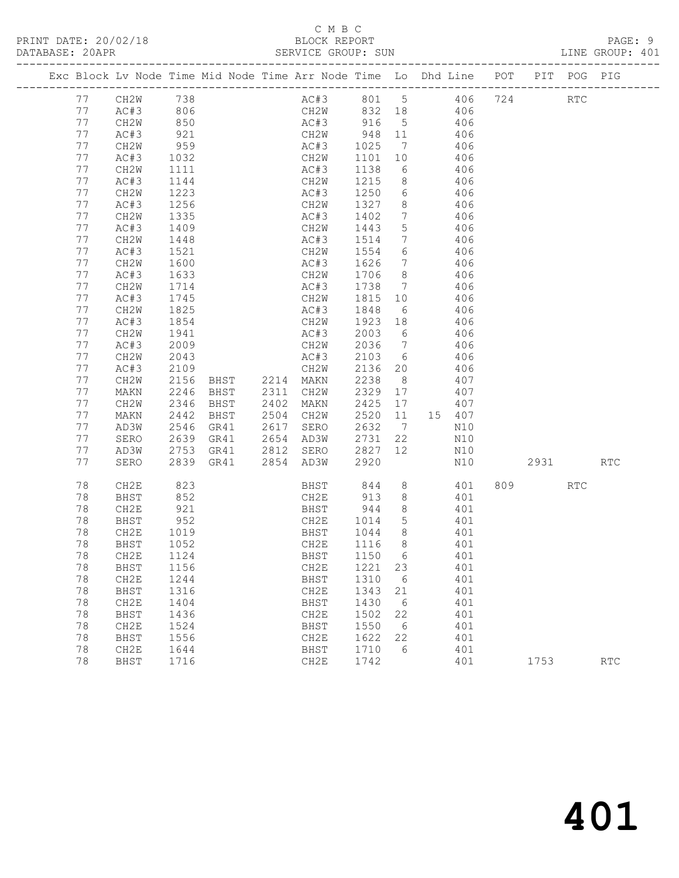C M B C
BLOCK REPORT
SERVICE GROUP: SUN

PRINT DATE: 20/02/18
DATABASE: 20APR
LINE GROUP: 401

| Exc | Block | Lv | Node | Time | Mid Node | Time | Arr Node | Time | Lo | Dhd | Line | POT | PIT | POG | PIG |
|---|---|---|---|---|---|---|---|---|---|---|---|---|---|---|---|
| | 77 | | CH2W | 738 | | | AC#3 | 801 | 5 | | 406 | 724 | | RTC | |
| | 77 | | AC#3 | 806 | | | CH2W | 832 | 18 | | 406 | | | | |
| | 77 | | CH2W | 850 | | | AC#3 | 916 | 5 | | 406 | | | | |
| | 77 | | AC#3 | 921 | | | CH2W | 948 | 11 | | 406 | | | | |
| | 77 | | CH2W | 959 | | | AC#3 | 1025 | 7 | | 406 | | | | |
| | 77 | | AC#3 | 1032 | | | CH2W | 1101 | 10 | | 406 | | | | |
| | 77 | | CH2W | 1111 | | | AC#3 | 1138 | 6 | | 406 | | | | |
| | 77 | | AC#3 | 1144 | | | CH2W | 1215 | 8 | | 406 | | | | |
| | 77 | | CH2W | 1223 | | | AC#3 | 1250 | 6 | | 406 | | | | |
| | 77 | | AC#3 | 1256 | | | CH2W | 1327 | 8 | | 406 | | | | |
| | 77 | | CH2W | 1335 | | | AC#3 | 1402 | 7 | | 406 | | | | |
| | 77 | | AC#3 | 1409 | | | CH2W | 1443 | 5 | | 406 | | | | |
| | 77 | | CH2W | 1448 | | | AC#3 | 1514 | 7 | | 406 | | | | |
| | 77 | | AC#3 | 1521 | | | CH2W | 1554 | 6 | | 406 | | | | |
| | 77 | | CH2W | 1600 | | | AC#3 | 1626 | 7 | | 406 | | | | |
| | 77 | | AC#3 | 1633 | | | CH2W | 1706 | 8 | | 406 | | | | |
| | 77 | | CH2W | 1714 | | | AC#3 | 1738 | 7 | | 406 | | | | |
| | 77 | | AC#3 | 1745 | | | CH2W | 1815 | 10 | | 406 | | | | |
| | 77 | | CH2W | 1825 | | | AC#3 | 1848 | 6 | | 406 | | | | |
| | 77 | | AC#3 | 1854 | | | CH2W | 1923 | 18 | | 406 | | | | |
| | 77 | | CH2W | 1941 | | | AC#3 | 2003 | 6 | | 406 | | | | |
| | 77 | | AC#3 | 2009 | | | CH2W | 2036 | 7 | | 406 | | | | |
| | 77 | | CH2W | 2043 | | | AC#3 | 2103 | 6 | | 406 | | | | |
| | 77 | | AC#3 | 2109 | | | CH2W | 2136 | 20 | | 406 | | | | |
| | 77 | | CH2W | 2156 | BHST | 2214 | MAKN | 2238 | 8 | | 407 | | | | |
| | 77 | | MAKN | 2246 | BHST | 2311 | CH2W | 2329 | 17 | | 407 | | | | |
| | 77 | | CH2W | 2346 | BHST | 2402 | MAKN | 2425 | 17 | | 407 | | | | |
| | 77 | | MAKN | 2442 | BHST | 2504 | CH2W | 2520 | 11 | 15 | 407 | | | | |
| | 77 | | AD3W | 2546 | GR41 | 2617 | SERO | 2632 | 7 | | N10 | | | | |
| | 77 | | SERO | 2639 | GR41 | 2654 | AD3W | 2731 | 22 | | N10 | | | | |
| | 77 | | AD3W | 2753 | GR41 | 2812 | SERO | 2827 | 12 | | N10 | | | | |
| | 77 | | SERO | 2839 | GR41 | 2854 | AD3W | 2920 | | | N10 | | 2931 | | RTC |
| | 78 | | CH2E | 823 | | | BHST | 844 | 8 | | 401 | 809 | | RTC | |
| | 78 | | BHST | 852 | | | CH2E | 913 | 8 | | 401 | | | | |
| | 78 | | CH2E | 921 | | | BHST | 944 | 8 | | 401 | | | | |
| | 78 | | BHST | 952 | | | CH2E | 1014 | 5 | | 401 | | | | |
| | 78 | | CH2E | 1019 | | | BHST | 1044 | 8 | | 401 | | | | |
| | 78 | | BHST | 1052 | | | CH2E | 1116 | 8 | | 401 | | | | |
| | 78 | | CH2E | 1124 | | | BHST | 1150 | 6 | | 401 | | | | |
| | 78 | | BHST | 1156 | | | CH2E | 1221 | 23 | | 401 | | | | |
| | 78 | | CH2E | 1244 | | | BHST | 1310 | 6 | | 401 | | | | |
| | 78 | | BHST | 1316 | | | CH2E | 1343 | 21 | | 401 | | | | |
| | 78 | | CH2E | 1404 | | | BHST | 1430 | 6 | | 401 | | | | |
| | 78 | | BHST | 1436 | | | CH2E | 1502 | 22 | | 401 | | | | |
| | 78 | | CH2E | 1524 | | | BHST | 1550 | 6 | | 401 | | | | |
| | 78 | | BHST | 1556 | | | CH2E | 1622 | 22 | | 401 | | | | |
| | 78 | | CH2E | 1644 | | | BHST | 1710 | 6 | | 401 | | | | |
| | 78 | | BHST | 1716 | | | CH2E | 1742 | | | 401 | | 1753 | | RTC |

401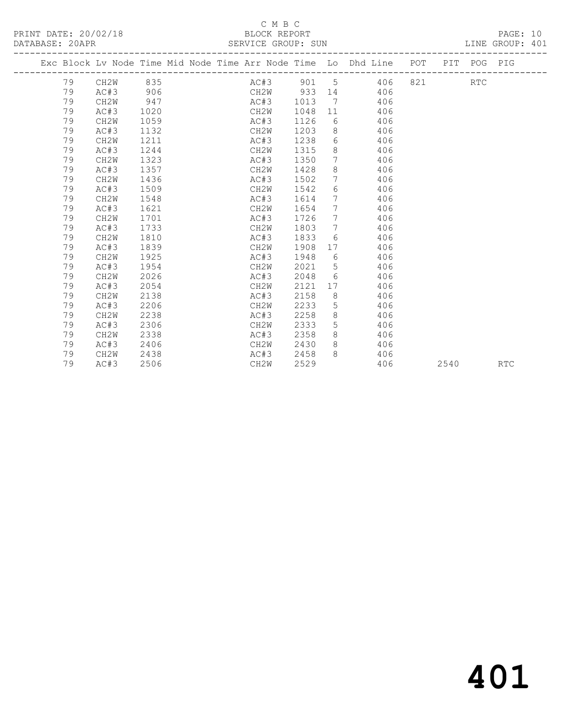C M B C
BLOCK REPORT
SERVICE GROUP: SUN

PRINT DATE: 20/02/18
DATABASE: 20APR
LINE GROUP: 401

| Exc | Block | Lv Node | Time | Mid Node | Time | Arr Node | Time | Lo | Dhd | Line | POT | PIT | POG | PIG |
|---|---|---|---|---|---|---|---|---|---|---|---|---|---|---|
| | 79 | CH2W | 835 | | | AC#3 | 901 | 5 | | 406 | 821 | | RTC | |
| | 79 | AC#3 | 906 | | | CH2W | 933 | 14 | | 406 | | | | |
| | 79 | CH2W | 947 | | | AC#3 | 1013 | 7 | | 406 | | | | |
| | 79 | AC#3 | 1020 | | | CH2W | 1048 | 11 | | 406 | | | | |
| | 79 | CH2W | 1059 | | | AC#3 | 1126 | 6 | | 406 | | | | |
| | 79 | AC#3 | 1132 | | | CH2W | 1203 | 8 | | 406 | | | | |
| | 79 | CH2W | 1211 | | | AC#3 | 1238 | 6 | | 406 | | | | |
| | 79 | AC#3 | 1244 | | | CH2W | 1315 | 8 | | 406 | | | | |
| | 79 | CH2W | 1323 | | | AC#3 | 1350 | 7 | | 406 | | | | |
| | 79 | AC#3 | 1357 | | | CH2W | 1428 | 8 | | 406 | | | | |
| | 79 | CH2W | 1436 | | | AC#3 | 1502 | 7 | | 406 | | | | |
| | 79 | AC#3 | 1509 | | | CH2W | 1542 | 6 | | 406 | | | | |
| | 79 | CH2W | 1548 | | | AC#3 | 1614 | 7 | | 406 | | | | |
| | 79 | AC#3 | 1621 | | | CH2W | 1654 | 7 | | 406 | | | | |
| | 79 | CH2W | 1701 | | | AC#3 | 1726 | 7 | | 406 | | | | |
| | 79 | AC#3 | 1733 | | | CH2W | 1803 | 7 | | 406 | | | | |
| | 79 | CH2W | 1810 | | | AC#3 | 1833 | 6 | | 406 | | | | |
| | 79 | AC#3 | 1839 | | | CH2W | 1908 | 17 | | 406 | | | | |
| | 79 | CH2W | 1925 | | | AC#3 | 1948 | 6 | | 406 | | | | |
| | 79 | AC#3 | 1954 | | | CH2W | 2021 | 5 | | 406 | | | | |
| | 79 | CH2W | 2026 | | | AC#3 | 2048 | 6 | | 406 | | | | |
| | 79 | AC#3 | 2054 | | | CH2W | 2121 | 17 | | 406 | | | | |
| | 79 | CH2W | 2138 | | | AC#3 | 2158 | 8 | | 406 | | | | |
| | 79 | AC#3 | 2206 | | | CH2W | 2233 | 5 | | 406 | | | | |
| | 79 | CH2W | 2238 | | | AC#3 | 2258 | 8 | | 406 | | | | |
| | 79 | AC#3 | 2306 | | | CH2W | 2333 | 5 | | 406 | | | | |
| | 79 | CH2W | 2338 | | | AC#3 | 2358 | 8 | | 406 | | | | |
| | 79 | AC#3 | 2406 | | | CH2W | 2430 | 8 | | 406 | | | | |
| | 79 | CH2W | 2438 | | | AC#3 | 2458 | 8 | | 406 | | | | |
| | 79 | AC#3 | 2506 | | | CH2W | 2529 | | | 406 | | 2540 | | RTC |

# 401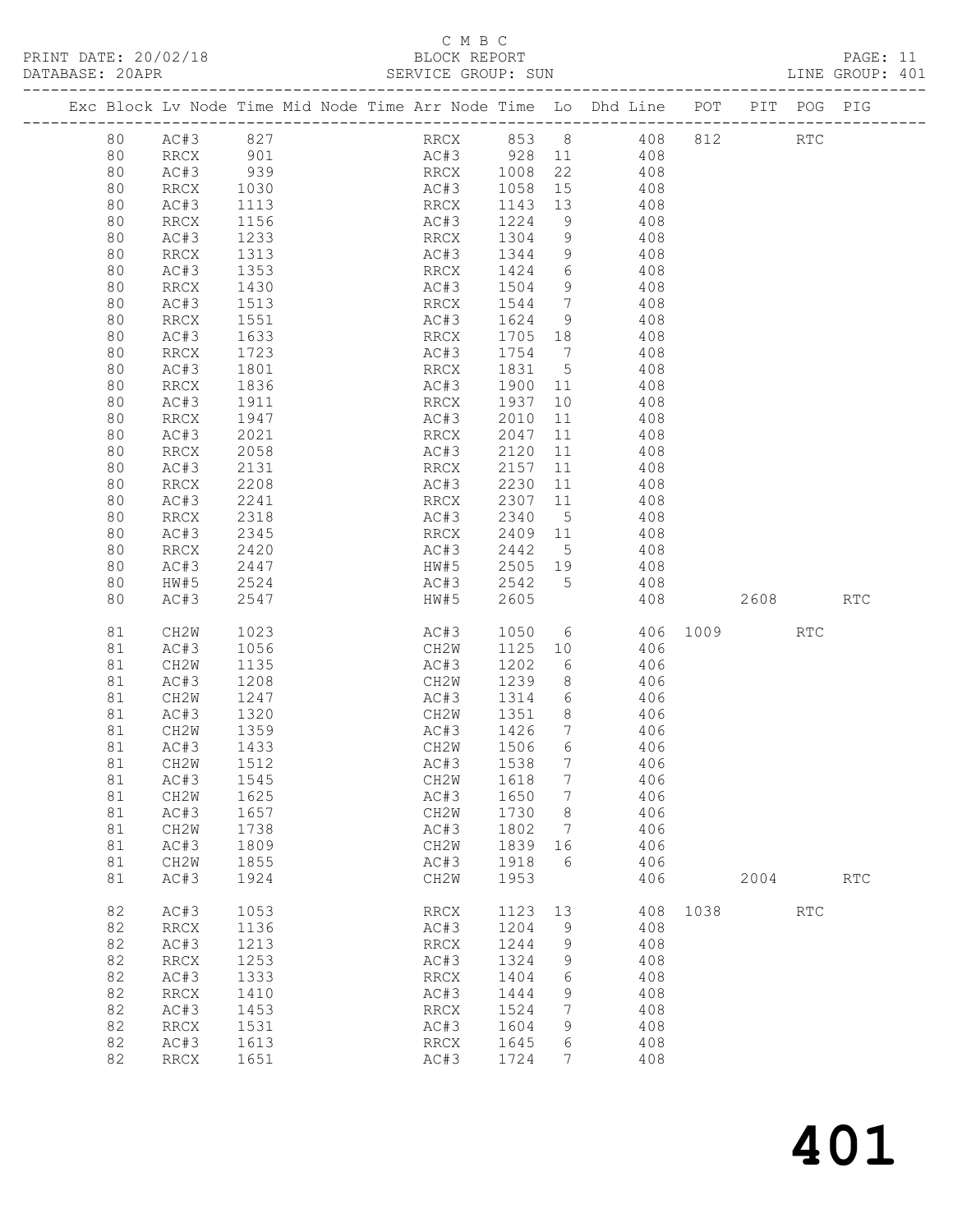C M B C
PRINT DATE: 20/02/18 BLOCK REPORT PAGE: 11
DATABASE: 20APR SERVICE GROUP: SUN LINE GROUP: 401

| Exc | Block | Lv | Node | Time | Mid Node | Time | Arr Node | Time | Lo | Dhd Line | POT | PIT | POG | PIG |
|---|---|---|---|---|---|---|---|---|---|---|---|---|---|---|
| | 80 | | AC#3 | 827 | | | RRCX | 853 | 8 | 408 | 812 | | RTC | |
| | 80 | | RRCX | 901 | | | AC#3 | 928 | 11 | 408 | | | | |
| | 80 | | AC#3 | 939 | | | RRCX | 1008 | 22 | 408 | | | | |
| | 80 | | RRCX | 1030 | | | AC#3 | 1058 | 15 | 408 | | | | |
| | 80 | | AC#3 | 1113 | | | RRCX | 1143 | 13 | 408 | | | | |
| | 80 | | RRCX | 1156 | | | AC#3 | 1224 | 9 | 408 | | | | |
| | 80 | | AC#3 | 1233 | | | RRCX | 1304 | 9 | 408 | | | | |
| | 80 | | RRCX | 1313 | | | AC#3 | 1344 | 9 | 408 | | | | |
| | 80 | | AC#3 | 1353 | | | RRCX | 1424 | 6 | 408 | | | | |
| | 80 | | RRCX | 1430 | | | AC#3 | 1504 | 9 | 408 | | | | |
| | 80 | | AC#3 | 1513 | | | RRCX | 1544 | 7 | 408 | | | | |
| | 80 | | RRCX | 1551 | | | AC#3 | 1624 | 9 | 408 | | | | |
| | 80 | | AC#3 | 1633 | | | RRCX | 1705 | 18 | 408 | | | | |
| | 80 | | RRCX | 1723 | | | AC#3 | 1754 | 7 | 408 | | | | |
| | 80 | | AC#3 | 1801 | | | RRCX | 1831 | 5 | 408 | | | | |
| | 80 | | RRCX | 1836 | | | AC#3 | 1900 | 11 | 408 | | | | |
| | 80 | | AC#3 | 1911 | | | RRCX | 1937 | 10 | 408 | | | | |
| | 80 | | RRCX | 1947 | | | AC#3 | 2010 | 11 | 408 | | | | |
| | 80 | | AC#3 | 2021 | | | RRCX | 2047 | 11 | 408 | | | | |
| | 80 | | RRCX | 2058 | | | AC#3 | 2120 | 11 | 408 | | | | |
| | 80 | | AC#3 | 2131 | | | RRCX | 2157 | 11 | 408 | | | | |
| | 80 | | RRCX | 2208 | | | AC#3 | 2230 | 11 | 408 | | | | |
| | 80 | | AC#3 | 2241 | | | RRCX | 2307 | 11 | 408 | | | | |
| | 80 | | RRCX | 2318 | | | AC#3 | 2340 | 5 | 408 | | | | |
| | 80 | | AC#3 | 2345 | | | RRCX | 2409 | 11 | 408 | | | | |
| | 80 | | RRCX | 2420 | | | AC#3 | 2442 | 5 | 408 | | | | |
| | 80 | | AC#3 | 2447 | | | HW#5 | 2505 | 19 | 408 | | | | |
| | 80 | | HW#5 | 2524 | | | AC#3 | 2542 | 5 | 408 | | | | |
| | 80 | | AC#3 | 2547 | | | HW#5 | 2605 | | 408 | | 2608 | | RTC |
| | 81 | | CH2W | 1023 | | | AC#3 | 1050 | 6 | 406 | 1009 | | RTC | |
| | 81 | | AC#3 | 1056 | | | CH2W | 1125 | 10 | 406 | | | | |
| | 81 | | CH2W | 1135 | | | AC#3 | 1202 | 6 | 406 | | | | |
| | 81 | | AC#3 | 1208 | | | CH2W | 1239 | 8 | 406 | | | | |
| | 81 | | CH2W | 1247 | | | AC#3 | 1314 | 6 | 406 | | | | |
| | 81 | | AC#3 | 1320 | | | CH2W | 1351 | 8 | 406 | | | | |
| | 81 | | CH2W | 1359 | | | AC#3 | 1426 | 7 | 406 | | | | |
| | 81 | | AC#3 | 1433 | | | CH2W | 1506 | 6 | 406 | | | | |
| | 81 | | CH2W | 1512 | | | AC#3 | 1538 | 7 | 406 | | | | |
| | 81 | | AC#3 | 1545 | | | CH2W | 1618 | 7 | 406 | | | | |
| | 81 | | CH2W | 1625 | | | AC#3 | 1650 | 7 | 406 | | | | |
| | 81 | | AC#3 | 1657 | | | CH2W | 1730 | 8 | 406 | | | | |
| | 81 | | CH2W | 1738 | | | AC#3 | 1802 | 7 | 406 | | | | |
| | 81 | | AC#3 | 1809 | | | CH2W | 1839 | 16 | 406 | | | | |
| | 81 | | CH2W | 1855 | | | AC#3 | 1918 | 6 | 406 | | | | |
| | 81 | | AC#3 | 1924 | | | CH2W | 1953 | | 406 | | 2004 | | RTC |
| | 82 | | AC#3 | 1053 | | | RRCX | 1123 | 13 | 408 | 1038 | | RTC | |
| | 82 | | RRCX | 1136 | | | AC#3 | 1204 | 9 | 408 | | | | |
| | 82 | | AC#3 | 1213 | | | RRCX | 1244 | 9 | 408 | | | | |
| | 82 | | RRCX | 1253 | | | AC#3 | 1324 | 9 | 408 | | | | |
| | 82 | | AC#3 | 1333 | | | RRCX | 1404 | 6 | 408 | | | | |
| | 82 | | RRCX | 1410 | | | AC#3 | 1444 | 9 | 408 | | | | |
| | 82 | | AC#3 | 1453 | | | RRCX | 1524 | 7 | 408 | | | | |
| | 82 | | RRCX | 1531 | | | AC#3 | 1604 | 9 | 408 | | | | |
| | 82 | | AC#3 | 1613 | | | RRCX | 1645 | 6 | 408 | | | | |
| | 82 | | RRCX | 1651 | | | AC#3 | 1724 | 7 | 408 | | | | |

401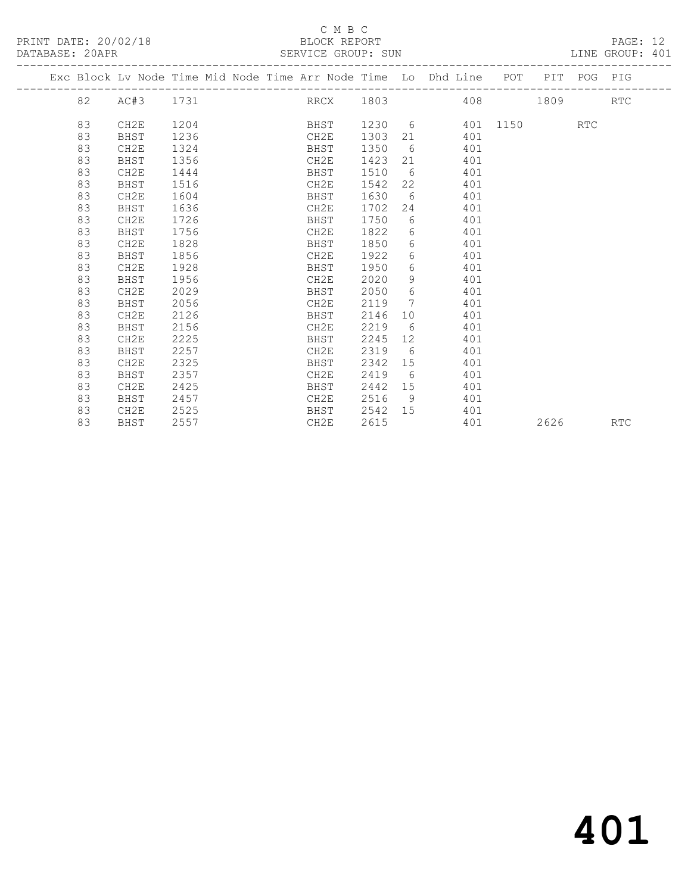C M B C

PRINT DATE: 20/02/18 BLOCK REPORT

DATABASE: 20APR SERVICE GROUP: SUN LINE GROUP: 401

| Exc | Block | Lv | Node | Time | Mid | Node | Time | Arr | Node | Time | Lo | Dhd | Line | POT | PIT | POG | PIG |
|---|---|---|---|---|---|---|---|---|---|---|---|---|---|---|---|---|---|
| | 82 | | AC#3 | 1731 | | | | | RRCX | 1803 | | | 408 | | 1809 | | RTC |
| | 83 | | CH2E | 1204 | | | | | BHST | 1230 | 6 | | 401 | 1150 | | RTC | |
| | 83 | | BHST | 1236 | | | | | CH2E | 1303 | 21 | | 401 | | | | |
| | 83 | | CH2E | 1324 | | | | | BHST | 1350 | 6 | | 401 | | | | |
| | 83 | | BHST | 1356 | | | | | CH2E | 1423 | 21 | | 401 | | | | |
| | 83 | | CH2E | 1444 | | | | | BHST | 1510 | 6 | | 401 | | | | |
| | 83 | | BHST | 1516 | | | | | CH2E | 1542 | 22 | | 401 | | | | |
| | 83 | | CH2E | 1604 | | | | | BHST | 1630 | 6 | | 401 | | | | |
| | 83 | | BHST | 1636 | | | | | CH2E | 1702 | 24 | | 401 | | | | |
| | 83 | | CH2E | 1726 | | | | | BHST | 1750 | 6 | | 401 | | | | |
| | 83 | | BHST | 1756 | | | | | CH2E | 1822 | 6 | | 401 | | | | |
| | 83 | | CH2E | 1828 | | | | | BHST | 1850 | 6 | | 401 | | | | |
| | 83 | | BHST | 1856 | | | | | CH2E | 1922 | 6 | | 401 | | | | |
| | 83 | | CH2E | 1928 | | | | | BHST | 1950 | 6 | | 401 | | | | |
| | 83 | | BHST | 1956 | | | | | CH2E | 2020 | 9 | | 401 | | | | |
| | 83 | | CH2E | 2029 | | | | | BHST | 2050 | 6 | | 401 | | | | |
| | 83 | | BHST | 2056 | | | | | CH2E | 2119 | 7 | | 401 | | | | |
| | 83 | | CH2E | 2126 | | | | | BHST | 2146 | 10 | | 401 | | | | |
| | 83 | | BHST | 2156 | | | | | CH2E | 2219 | 6 | | 401 | | | | |
| | 83 | | CH2E | 2225 | | | | | BHST | 2245 | 12 | | 401 | | | | |
| | 83 | | BHST | 2257 | | | | | CH2E | 2319 | 6 | | 401 | | | | |
| | 83 | | CH2E | 2325 | | | | | BHST | 2342 | 15 | | 401 | | | | |
| | 83 | | BHST | 2357 | | | | | CH2E | 2419 | 6 | | 401 | | | | |
| | 83 | | CH2E | 2425 | | | | | BHST | 2442 | 15 | | 401 | | | | |
| | 83 | | BHST | 2457 | | | | | CH2E | 2516 | 9 | | 401 | | | | |
| | 83 | | CH2E | 2525 | | | | | BHST | 2542 | 15 | | 401 | | | | |
| | 83 | | BHST | 2557 | | | | | CH2E | 2615 | | | 401 | | 2626 | | RTC |

# 401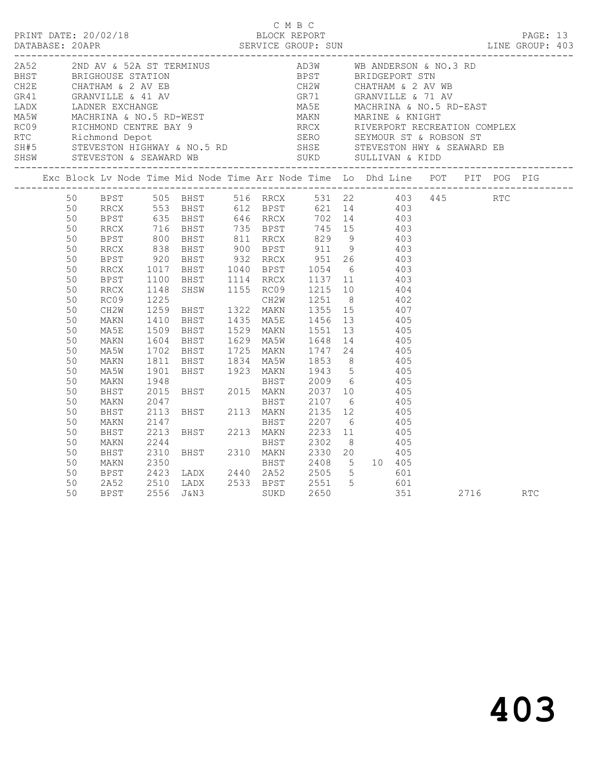C M B C

PRINT DATE: 20/02/18 BLOCK REPORT

DATABASE: 20APR SERVICE GROUP: SUN LINE GROUP: 403

| Code | Description | Code | Description |
|---|---|---|---|
| 2A52 | 2ND AV & 52A ST TERMINUS | AD3W | WB ANDERSON & NO.3 RD |
| BHST | BRIGHOUSE STATION | BPST | BRIDGEPORT STN |
| CH2E | CHATHAM & 2 AV EB | CH2W | CHATHAM & 2 AV WB |
| GR41 | GRANVILLE & 41 AV | GR71 | GRANVILLE & 71 AV |
| LADX | LADNER EXCHANGE | MA5E | MACHRINA & NO.5 RD-EAST |
| MA5W | MACHRINA & NO.5 RD-WEST | MAKN | MARINE & KNIGHT |
| RC09 | RICHMOND CENTRE BAY 9 | RRCX | RIVERPORT RECREATION COMPLEX |
| RTC | Richmond Depot | SERO | SEYMOUR ST & ROBSON ST |
| SH#5 | STEVESTON HIGHWAY & NO.5 RD | SHSE | STEVESTON HWY & SEAWARD EB |
| SHSW | STEVESTON & SEAWARD WB | SUKD | SULLIVAN & KIDD |

| Exc | Block | Lv Node | Time | Mid Node | Time | Arr Node | Time | Lo | Dhd | Line | POT | PIT | POG | PIG |
|---|---|---|---|---|---|---|---|---|---|---|---|---|---|---|
| | 50 | BPST | 505 | BHST | 516 | RRCX | 531 | 22 | | 403 | 445 | | RTC | |
| | 50 | RRCX | 553 | BHST | 612 | BPST | 621 | 14 | | 403 | | | | |
| | 50 | BPST | 635 | BHST | 646 | RRCX | 702 | 14 | | 403 | | | | |
| | 50 | RRCX | 716 | BHST | 735 | BPST | 745 | 15 | | 403 | | | | |
| | 50 | BPST | 800 | BHST | 811 | RRCX | 829 | 9 | | 403 | | | | |
| | 50 | RRCX | 838 | BHST | 900 | BPST | 911 | 9 | | 403 | | | | |
| | 50 | BPST | 920 | BHST | 932 | RRCX | 951 | 26 | | 403 | | | | |
| | 50 | RRCX | 1017 | BHST | 1040 | BPST | 1054 | 6 | | 403 | | | | |
| | 50 | BPST | 1100 | BHST | 1114 | RRCX | 1137 | 11 | | 403 | | | | |
| | 50 | RRCX | 1148 | SHSW | 1155 | RC09 | 1215 | 10 | | 404 | | | | |
| | 50 | RC09 | 1225 | | | CH2W | 1251 | 8 | | 402 | | | | |
| | 50 | CH2W | 1259 | BHST | 1322 | MAKN | 1355 | 15 | | 407 | | | | |
| | 50 | MAKN | 1410 | BHST | 1435 | MA5E | 1456 | 13 | | 405 | | | | |
| | 50 | MA5E | 1509 | BHST | 1529 | MAKN | 1551 | 13 | | 405 | | | | |
| | 50 | MAKN | 1604 | BHST | 1629 | MA5W | 1648 | 14 | | 405 | | | | |
| | 50 | MA5W | 1702 | BHST | 1725 | MAKN | 1747 | 24 | | 405 | | | | |
| | 50 | MAKN | 1811 | BHST | 1834 | MA5W | 1853 | 8 | | 405 | | | | |
| | 50 | MA5W | 1901 | BHST | 1923 | MAKN | 1943 | 5 | | 405 | | | | |
| | 50 | MAKN | 1948 | | | BHST | 2009 | 6 | | 405 | | | | |
| | 50 | BHST | 2015 | BHST | 2015 | MAKN | 2037 | 10 | | 405 | | | | |
| | 50 | MAKN | 2047 | | | BHST | 2107 | 6 | | 405 | | | | |
| | 50 | BHST | 2113 | BHST | 2113 | MAKN | 2135 | 12 | | 405 | | | | |
| | 50 | MAKN | 2147 | | | BHST | 2207 | 6 | | 405 | | | | |
| | 50 | BHST | 2213 | BHST | 2213 | MAKN | 2233 | 11 | | 405 | | | | |
| | 50 | MAKN | 2244 | | | BHST | 2302 | 8 | | 405 | | | | |
| | 50 | BHST | 2310 | BHST | 2310 | MAKN | 2330 | 20 | | 405 | | | | |
| | 50 | MAKN | 2350 | | | BHST | 2408 | 5 | 10 | 405 | | | | |
| | 50 | BPST | 2423 | LADX | 2440 | 2A52 | 2505 | 5 | | 601 | | | | |
| | 50 | 2A52 | 2510 | LADX | 2533 | BPST | 2551 | 5 | | 601 | | | | |
| | 50 | BPST | 2556 | J&N3 | | SUKD | 2650 | | | 351 | | 2716 | | RTC |

403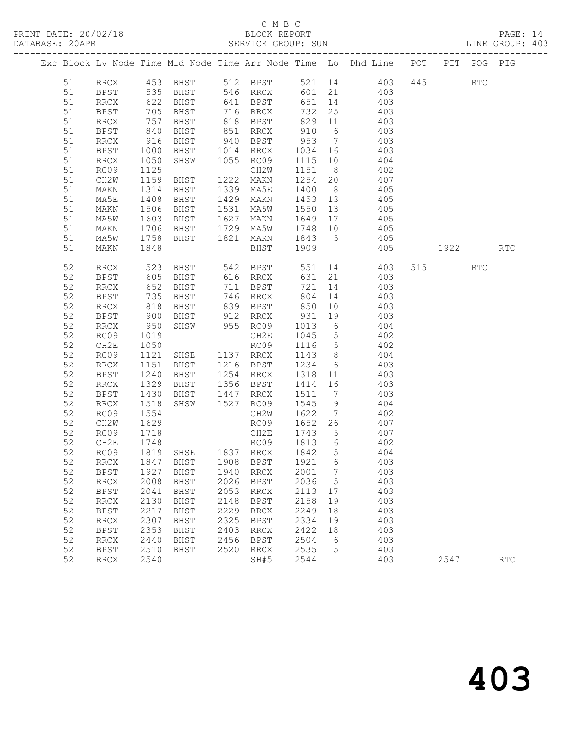C M B C

PRINT DATE: 20/02/18 BLOCK REPORT

DATABASE: 20APR SERVICE GROUP: SUN LINE GROUP: 403

| Exc | Block | Lv | Node | Time | Mid Node | Time | Arr Node | Time | Lo | Dhd Line | POT | PIT | POG | PIG |
|---|---|---|---|---|---|---|---|---|---|---|---|---|---|---|
| | 51 | | RRCX | 453 | BHST | 512 | BPST | 521 | 14 | 403 | 445 | | RTC | |
| | 51 | | BPST | 535 | BHST | 546 | RRCX | 601 | 21 | 403 | | | | |
| | 51 | | RRCX | 622 | BHST | 641 | BPST | 651 | 14 | 403 | | | | |
| | 51 | | BPST | 705 | BHST | 716 | RRCX | 732 | 25 | 403 | | | | |
| | 51 | | RRCX | 757 | BHST | 818 | BPST | 829 | 11 | 403 | | | | |
| | 51 | | BPST | 840 | BHST | 851 | RRCX | 910 | 6 | 403 | | | | |
| | 51 | | RRCX | 916 | BHST | 940 | BPST | 953 | 7 | 403 | | | | |
| | 51 | | BPST | 1000 | BHST | 1014 | RRCX | 1034 | 16 | 403 | | | | |
| | 51 | | RRCX | 1050 | SHSW | 1055 | RC09 | 1115 | 10 | 404 | | | | |
| | 51 | | RC09 | 1125 | | | CH2W | 1151 | 8 | 402 | | | | |
| | 51 | | CH2W | 1159 | BHST | 1222 | MAKN | 1254 | 20 | 407 | | | | |
| | 51 | | MAKN | 1314 | BHST | 1339 | MA5E | 1400 | 8 | 405 | | | | |
| | 51 | | MA5E | 1408 | BHST | 1429 | MAKN | 1453 | 13 | 405 | | | | |
| | 51 | | MAKN | 1506 | BHST | 1531 | MA5W | 1550 | 13 | 405 | | | | |
| | 51 | | MA5W | 1603 | BHST | 1627 | MAKN | 1649 | 17 | 405 | | | | |
| | 51 | | MAKN | 1706 | BHST | 1729 | MA5W | 1748 | 10 | 405 | | | | |
| | 51 | | MA5W | 1758 | BHST | 1821 | MAKN | 1843 | 5 | 405 | | | | |
| | 51 | | MAKN | 1848 | | | BHST | 1909 | | 405 | | 1922 | | RTC |
| | 52 | | RRCX | 523 | BHST | 542 | BPST | 551 | 14 | 403 | 515 | | RTC | |
| | 52 | | BPST | 605 | BHST | 616 | RRCX | 631 | 21 | 403 | | | | |
| | 52 | | RRCX | 652 | BHST | 711 | BPST | 721 | 14 | 403 | | | | |
| | 52 | | BPST | 735 | BHST | 746 | RRCX | 804 | 14 | 403 | | | | |
| | 52 | | RRCX | 818 | BHST | 839 | BPST | 850 | 10 | 403 | | | | |
| | 52 | | BPST | 900 | BHST | 912 | RRCX | 931 | 19 | 403 | | | | |
| | 52 | | RRCX | 950 | SHSW | 955 | RC09 | 1013 | 6 | 404 | | | | |
| | 52 | | RC09 | 1019 | | | CH2E | 1045 | 5 | 402 | | | | |
| | 52 | | CH2E | 1050 | | | RC09 | 1116 | 5 | 402 | | | | |
| | 52 | | RC09 | 1121 | SHSE | 1137 | RRCX | 1143 | 8 | 404 | | | | |
| | 52 | | RRCX | 1151 | BHST | 1216 | BPST | 1234 | 6 | 403 | | | | |
| | 52 | | BPST | 1240 | BHST | 1254 | RRCX | 1318 | 11 | 403 | | | | |
| | 52 | | RRCX | 1329 | BHST | 1356 | BPST | 1414 | 16 | 403 | | | | |
| | 52 | | BPST | 1430 | BHST | 1447 | RRCX | 1511 | 7 | 403 | | | | |
| | 52 | | RRCX | 1518 | SHSW | 1527 | RC09 | 1545 | 9 | 404 | | | | |
| | 52 | | RC09 | 1554 | | | CH2W | 1622 | 7 | 402 | | | | |
| | 52 | | CH2W | 1629 | | | RC09 | 1652 | 26 | 407 | | | | |
| | 52 | | RC09 | 1718 | | | CH2E | 1743 | 5 | 407 | | | | |
| | 52 | | CH2E | 1748 | | | RC09 | 1813 | 6 | 402 | | | | |
| | 52 | | RC09 | 1819 | SHSE | 1837 | RRCX | 1842 | 5 | 404 | | | | |
| | 52 | | RRCX | 1847 | BHST | 1908 | BPST | 1921 | 6 | 403 | | | | |
| | 52 | | BPST | 1927 | BHST | 1940 | RRCX | 2001 | 7 | 403 | | | | |
| | 52 | | RRCX | 2008 | BHST | 2026 | BPST | 2036 | 5 | 403 | | | | |
| | 52 | | BPST | 2041 | BHST | 2053 | RRCX | 2113 | 17 | 403 | | | | |
| | 52 | | RRCX | 2130 | BHST | 2148 | BPST | 2158 | 19 | 403 | | | | |
| | 52 | | BPST | 2217 | BHST | 2229 | RRCX | 2249 | 18 | 403 | | | | |
| | 52 | | RRCX | 2307 | BHST | 2325 | BPST | 2334 | 19 | 403 | | | | |
| | 52 | | BPST | 2353 | BHST | 2403 | RRCX | 2422 | 18 | 403 | | | | |
| | 52 | | RRCX | 2440 | BHST | 2456 | BPST | 2504 | 6 | 403 | | | | |
| | 52 | | BPST | 2510 | BHST | 2520 | RRCX | 2535 | 5 | 403 | | | | |
| | 52 | | RRCX | 2540 | | | SH#5 | 2544 | | 403 | | 2547 | | RTC |

# 403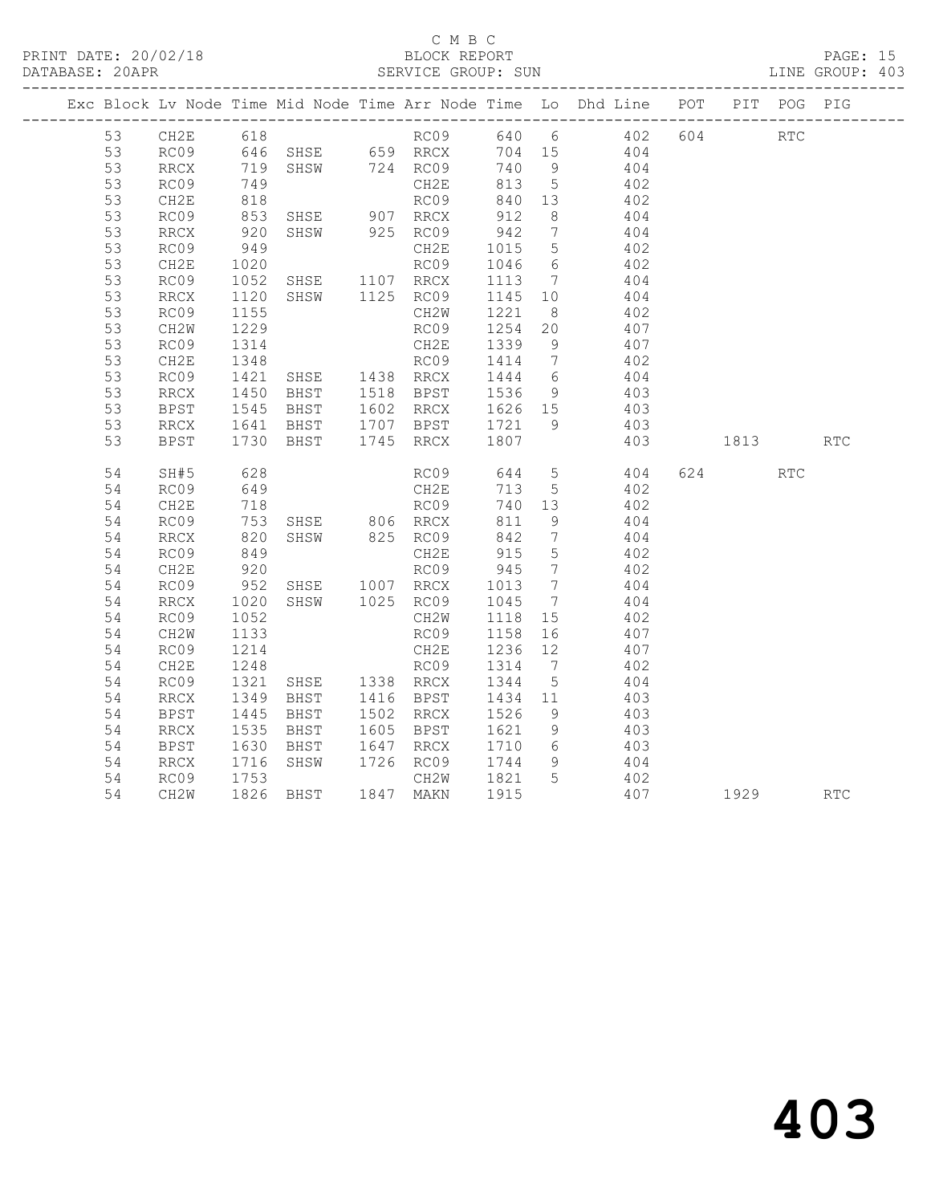C M B C
BLOCK REPORT
SERVICE GROUP: SUN

PRINT DATE: 20/02/18
DATABASE: 20APR
LINE GROUP: 403

| Exc | Block | Lv | Node | Time | Mid Node | Time | Arr Node | Time | Lo | Dhd Line | POT | PIT | POG | PIG |
|---|---|---|---|---|---|---|---|---|---|---|---|---|---|---|
| | 53 | | CH2E | 618 | | | RC09 | 640 | 6 | 402 | 604 | | RTC | |
| | 53 | | RC09 | 646 | SHSE | 659 | RRCX | 704 | 15 | 404 | | | | |
| | 53 | | RRCX | 719 | SHSW | 724 | RC09 | 740 | 9 | 404 | | | | |
| | 53 | | RC09 | 749 | | | CH2E | 813 | 5 | 402 | | | | |
| | 53 | | CH2E | 818 | | | RC09 | 840 | 13 | 402 | | | | |
| | 53 | | RC09 | 853 | SHSE | 907 | RRCX | 912 | 8 | 404 | | | | |
| | 53 | | RRCX | 920 | SHSW | 925 | RC09 | 942 | 7 | 404 | | | | |
| | 53 | | RC09 | 949 | | | CH2E | 1015 | 5 | 402 | | | | |
| | 53 | | CH2E | 1020 | | | RC09 | 1046 | 6 | 402 | | | | |
| | 53 | | RC09 | 1052 | SHSE | 1107 | RRCX | 1113 | 7 | 404 | | | | |
| | 53 | | RRCX | 1120 | SHSW | 1125 | RC09 | 1145 | 10 | 404 | | | | |
| | 53 | | RC09 | 1155 | | | CH2W | 1221 | 8 | 402 | | | | |
| | 53 | | CH2W | 1229 | | | RC09 | 1254 | 20 | 407 | | | | |
| | 53 | | RC09 | 1314 | | | CH2E | 1339 | 9 | 407 | | | | |
| | 53 | | CH2E | 1348 | | | RC09 | 1414 | 7 | 402 | | | | |
| | 53 | | RC09 | 1421 | SHSE | 1438 | RRCX | 1444 | 6 | 404 | | | | |
| | 53 | | RRCX | 1450 | BHST | 1518 | BPST | 1536 | 9 | 403 | | | | |
| | 53 | | BPST | 1545 | BHST | 1602 | RRCX | 1626 | 15 | 403 | | | | |
| | 53 | | RRCX | 1641 | BHST | 1707 | BPST | 1721 | 9 | 403 | | | | |
| | 53 | | BPST | 1730 | BHST | 1745 | RRCX | 1807 | | 403 | | 1813 | | RTC |
| | 54 | | SH#5 | 628 | | | RC09 | 644 | 5 | 404 | 624 | | RTC | |
| | 54 | | RC09 | 649 | | | CH2E | 713 | 5 | 402 | | | | |
| | 54 | | CH2E | 718 | | | RC09 | 740 | 13 | 402 | | | | |
| | 54 | | RC09 | 753 | SHSE | 806 | RRCX | 811 | 9 | 404 | | | | |
| | 54 | | RRCX | 820 | SHSW | 825 | RC09 | 842 | 7 | 404 | | | | |
| | 54 | | RC09 | 849 | | | CH2E | 915 | 5 | 402 | | | | |
| | 54 | | CH2E | 920 | | | RC09 | 945 | 7 | 402 | | | | |
| | 54 | | RC09 | 952 | SHSE | 1007 | RRCX | 1013 | 7 | 404 | | | | |
| | 54 | | RRCX | 1020 | SHSW | 1025 | RC09 | 1045 | 7 | 404 | | | | |
| | 54 | | RC09 | 1052 | | | CH2W | 1118 | 15 | 402 | | | | |
| | 54 | | CH2W | 1133 | | | RC09 | 1158 | 16 | 407 | | | | |
| | 54 | | RC09 | 1214 | | | CH2E | 1236 | 12 | 407 | | | | |
| | 54 | | CH2E | 1248 | | | RC09 | 1314 | 7 | 402 | | | | |
| | 54 | | RC09 | 1321 | SHSE | 1338 | RRCX | 1344 | 5 | 404 | | | | |
| | 54 | | RRCX | 1349 | BHST | 1416 | BPST | 1434 | 11 | 403 | | | | |
| | 54 | | BPST | 1445 | BHST | 1502 | RRCX | 1526 | 9 | 403 | | | | |
| | 54 | | RRCX | 1535 | BHST | 1605 | BPST | 1621 | 9 | 403 | | | | |
| | 54 | | BPST | 1630 | BHST | 1647 | RRCX | 1710 | 6 | 403 | | | | |
| | 54 | | RRCX | 1716 | SHSW | 1726 | RC09 | 1744 | 9 | 404 | | | | |
| | 54 | | RC09 | 1753 | | | CH2W | 1821 | 5 | 402 | | | | |
| | 54 | | CH2W | 1826 | BHST | 1847 | MAKN | 1915 | | 407 | | 1929 | | RTC |

# 403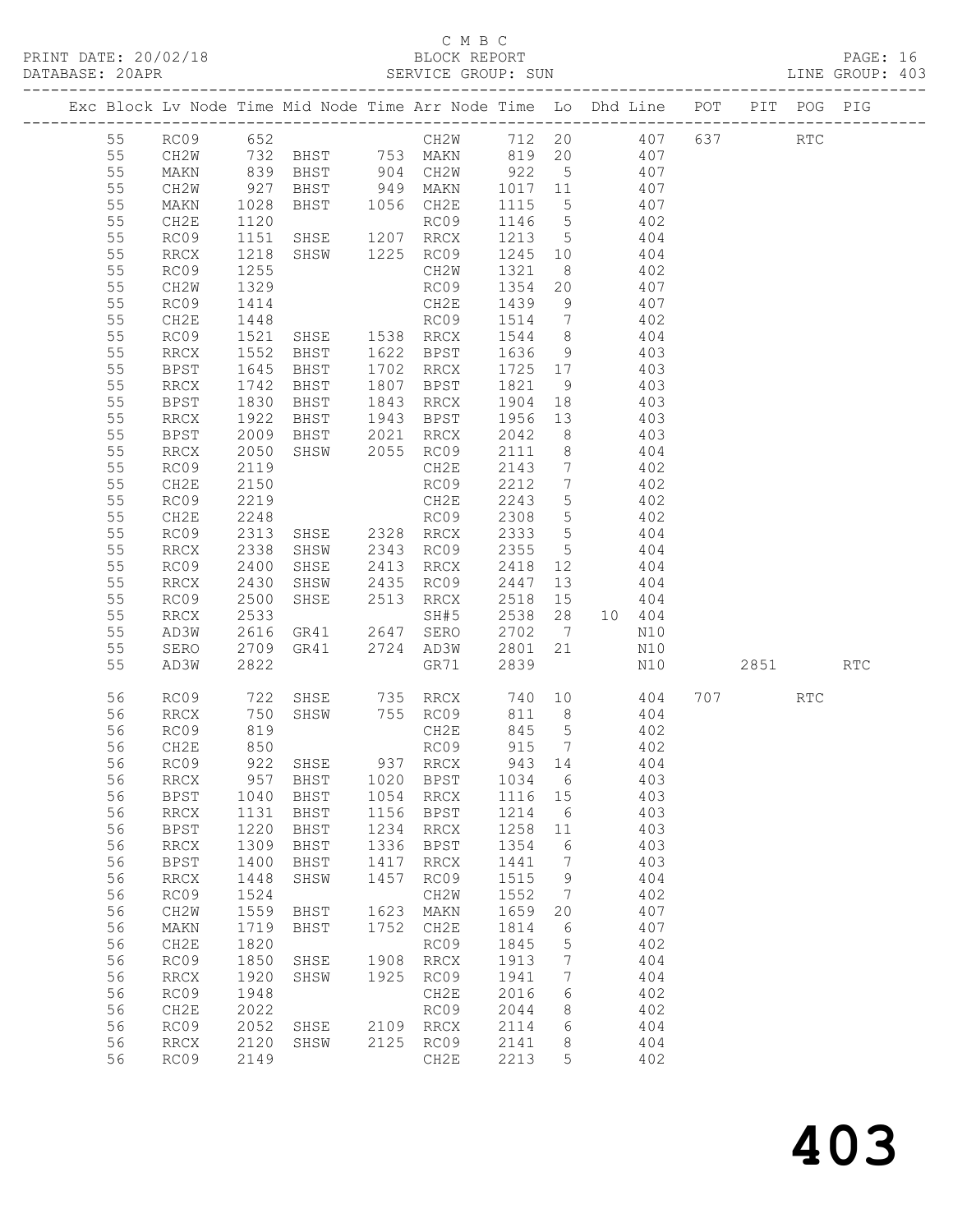C M B C

PRINT DATE: 20/02/18 BLOCK REPORT

DATABASE: 20APR SERVICE GROUP: SUN LINE GROUP: 403

| Exc | Block | Lv | Node | Time | Mid Node | Time | Arr Node | Time | Lo | Dhd | Line | POT | PIT | POG | PIG |
|---|---|---|---|---|---|---|---|---|---|---|---|---|---|---|---|
| | 55 | | RC09 | 652 | | | CH2W | 712 | 20 | | 407 | 637 | | RTC | |
| | 55 | | CH2W | 732 | BHST | 753 | MAKN | 819 | 20 | | 407 | | | | |
| | 55 | | MAKN | 839 | BHST | 904 | CH2W | 922 | 5 | | 407 | | | | |
| | 55 | | CH2W | 927 | BHST | 949 | MAKN | 1017 | 11 | | 407 | | | | |
| | 55 | | MAKN | 1028 | BHST | 1056 | CH2E | 1115 | 5 | | 407 | | | | |
| | 55 | | CH2E | 1120 | | | RC09 | 1146 | 5 | | 402 | | | | |
| | 55 | | RC09 | 1151 | SHSE | 1207 | RRCX | 1213 | 5 | | 404 | | | | |
| | 55 | | RRCX | 1218 | SHSW | 1225 | RC09 | 1245 | 10 | | 404 | | | | |
| | 55 | | RC09 | 1255 | | | CH2W | 1321 | 8 | | 402 | | | | |
| | 55 | | CH2W | 1329 | | | RC09 | 1354 | 20 | | 407 | | | | |
| | 55 | | RC09 | 1414 | | | CH2E | 1439 | 9 | | 407 | | | | |
| | 55 | | CH2E | 1448 | | | RC09 | 1514 | 7 | | 402 | | | | |
| | 55 | | RC09 | 1521 | SHSE | 1538 | RRCX | 1544 | 8 | | 404 | | | | |
| | 55 | | RRCX | 1552 | BHST | 1622 | BPST | 1636 | 9 | | 403 | | | | |
| | 55 | | BPST | 1645 | BHST | 1702 | RRCX | 1725 | 17 | | 403 | | | | |
| | 55 | | RRCX | 1742 | BHST | 1807 | BPST | 1821 | 9 | | 403 | | | | |
| | 55 | | BPST | 1830 | BHST | 1843 | RRCX | 1904 | 18 | | 403 | | | | |
| | 55 | | RRCX | 1922 | BHST | 1943 | BPST | 1956 | 13 | | 403 | | | | |
| | 55 | | BPST | 2009 | BHST | 2021 | RRCX | 2042 | 8 | | 403 | | | | |
| | 55 | | RRCX | 2050 | SHSW | 2055 | RC09 | 2111 | 8 | | 404 | | | | |
| | 55 | | RC09 | 2119 | | | CH2E | 2143 | 7 | | 402 | | | | |
| | 55 | | CH2E | 2150 | | | RC09 | 2212 | 7 | | 402 | | | | |
| | 55 | | RC09 | 2219 | | | CH2E | 2243 | 5 | | 402 | | | | |
| | 55 | | CH2E | 2248 | | | RC09 | 2308 | 5 | | 402 | | | | |
| | 55 | | RC09 | 2313 | SHSE | 2328 | RRCX | 2333 | 5 | | 404 | | | | |
| | 55 | | RRCX | 2338 | SHSW | 2343 | RC09 | 2355 | 5 | | 404 | | | | |
| | 55 | | RC09 | 2400 | SHSE | 2413 | RRCX | 2418 | 12 | | 404 | | | | |
| | 55 | | RRCX | 2430 | SHSW | 2435 | RC09 | 2447 | 13 | | 404 | | | | |
| | 55 | | RC09 | 2500 | SHSE | 2513 | RRCX | 2518 | 15 | | 404 | | | | |
| | 55 | | RRCX | 2533 | | | SH#5 | 2538 | 28 | 10 | 404 | | | | |
| | 55 | | AD3W | 2616 | GR41 | 2647 | SERO | 2702 | 7 | | N10 | | | | |
| | 55 | | SERO | 2709 | GR41 | 2724 | AD3W | 2801 | 21 | | N10 | | | | |
| | 55 | | AD3W | 2822 | | | GR71 | 2839 | | | N10 | | 2851 | | RTC |
| | 56 | | RC09 | 722 | SHSE | 735 | RRCX | 740 | 10 | | 404 | 707 | | RTC | |
| | 56 | | RRCX | 750 | SHSW | 755 | RC09 | 811 | 8 | | 404 | | | | |
| | 56 | | RC09 | 819 | | | CH2E | 845 | 5 | | 402 | | | | |
| | 56 | | CH2E | 850 | | | RC09 | 915 | 7 | | 402 | | | | |
| | 56 | | RC09 | 922 | SHSE | 937 | RRCX | 943 | 14 | | 404 | | | | |
| | 56 | | RRCX | 957 | BHST | 1020 | BPST | 1034 | 6 | | 403 | | | | |
| | 56 | | BPST | 1040 | BHST | 1054 | RRCX | 1116 | 15 | | 403 | | | | |
| | 56 | | RRCX | 1131 | BHST | 1156 | BPST | 1214 | 6 | | 403 | | | | |
| | 56 | | BPST | 1220 | BHST | 1234 | RRCX | 1258 | 11 | | 403 | | | | |
| | 56 | | RRCX | 1309 | BHST | 1336 | BPST | 1354 | 6 | | 403 | | | | |
| | 56 | | BPST | 1400 | BHST | 1417 | RRCX | 1441 | 7 | | 403 | | | | |
| | 56 | | RRCX | 1448 | SHSW | 1457 | RC09 | 1515 | 9 | | 404 | | | | |
| | 56 | | RC09 | 1524 | | | CH2W | 1552 | 7 | | 402 | | | | |
| | 56 | | CH2W | 1559 | BHST | 1623 | MAKN | 1659 | 20 | | 407 | | | | |
| | 56 | | MAKN | 1719 | BHST | 1752 | CH2E | 1814 | 6 | | 407 | | | | |
| | 56 | | CH2E | 1820 | | | RC09 | 1845 | 5 | | 402 | | | | |
| | 56 | | RC09 | 1850 | SHSE | 1908 | RRCX | 1913 | 7 | | 404 | | | | |
| | 56 | | RRCX | 1920 | SHSW | 1925 | RC09 | 1941 | 7 | | 404 | | | | |
| | 56 | | RC09 | 1948 | | | CH2E | 2016 | 6 | | 402 | | | | |
| | 56 | | CH2E | 2022 | | | RC09 | 2044 | 8 | | 402 | | | | |
| | 56 | | RC09 | 2052 | SHSE | 2109 | RRCX | 2114 | 6 | | 404 | | | | |
| | 56 | | RRCX | 2120 | SHSW | 2125 | RC09 | 2141 | 8 | | 404 | | | | |
| | 56 | | RC09 | 2149 | | | CH2E | 2213 | 5 | | 402 | | | | |

# 403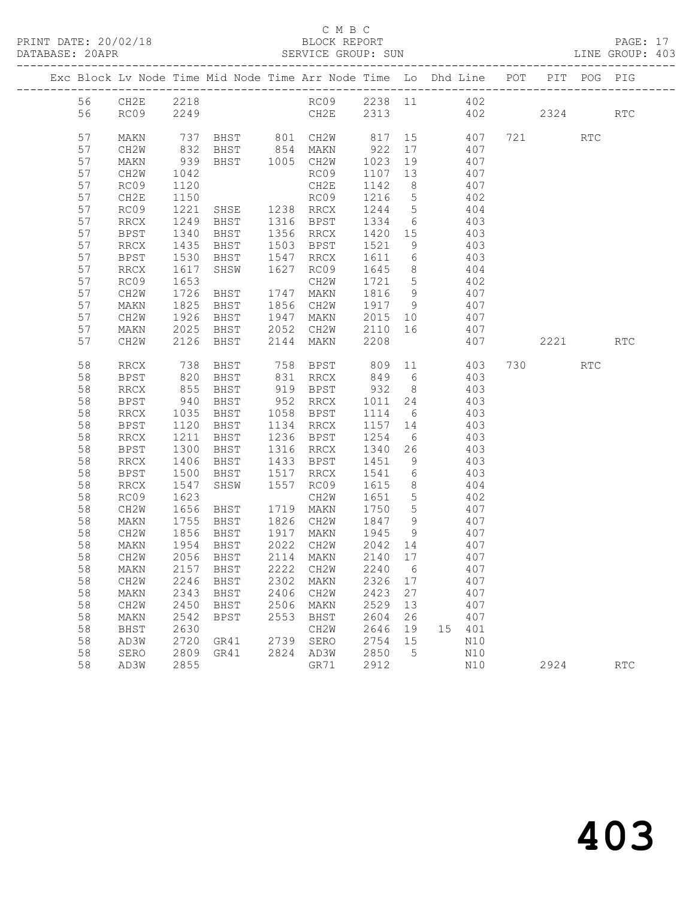C M B C

BLOCK REPORT

SERVICE GROUP: SUN

| Exc | Block | Lv | Node | Time | Mid Node | Time | Arr Node | Time | Lo | Dhd | Line | POT | PIT | POG | PIG |
|---|---|---|---|---|---|---|---|---|---|---|---|---|---|---|---|
| | 56 | | CH2E | 2218 | | | RC09 | 2238 | 11 | | 402 | | | | |
| | 56 | | RC09 | 2249 | | | CH2E | 2313 | | | 402 | | 2324 | | RTC |
| | 57 | | MAKN | 737 | BHST | 801 | CH2W | 817 | 15 | | 407 | 721 | | RTC | |
| | 57 | | CH2W | 832 | BHST | 854 | MAKN | 922 | 17 | | 407 | | | | |
| | 57 | | MAKN | 939 | BHST | 1005 | CH2W | 1023 | 19 | | 407 | | | | |
| | 57 | | CH2W | 1042 | | | RC09 | 1107 | 13 | | 407 | | | | |
| | 57 | | RC09 | 1120 | | | CH2E | 1142 | 8 | | 407 | | | | |
| | 57 | | CH2E | 1150 | | | RC09 | 1216 | 5 | | 402 | | | | |
| | 57 | | RC09 | 1221 | SHSE | 1238 | RRCX | 1244 | 5 | | 404 | | | | |
| | 57 | | RRCX | 1249 | BHST | 1316 | BPST | 1334 | 6 | | 403 | | | | |
| | 57 | | BPST | 1340 | BHST | 1356 | RRCX | 1420 | 15 | | 403 | | | | |
| | 57 | | RRCX | 1435 | BHST | 1503 | BPST | 1521 | 9 | | 403 | | | | |
| | 57 | | BPST | 1530 | BHST | 1547 | RRCX | 1611 | 6 | | 403 | | | | |
| | 57 | | RRCX | 1617 | SHSW | 1627 | RC09 | 1645 | 8 | | 404 | | | | |
| | 57 | | RC09 | 1653 | | | CH2W | 1721 | 5 | | 402 | | | | |
| | 57 | | CH2W | 1726 | BHST | 1747 | MAKN | 1816 | 9 | | 407 | | | | |
| | 57 | | MAKN | 1825 | BHST | 1856 | CH2W | 1917 | 9 | | 407 | | | | |
| | 57 | | CH2W | 1926 | BHST | 1947 | MAKN | 2015 | 10 | | 407 | | | | |
| | 57 | | MAKN | 2025 | BHST | 2052 | CH2W | 2110 | 16 | | 407 | | | | |
| | 57 | | CH2W | 2126 | BHST | 2144 | MAKN | 2208 | | | 407 | | 2221 | | RTC |
| | 58 | | RRCX | 738 | BHST | 758 | BPST | 809 | 11 | | 403 | 730 | | RTC | |
| | 58 | | BPST | 820 | BHST | 831 | RRCX | 849 | 6 | | 403 | | | | |
| | 58 | | RRCX | 855 | BHST | 919 | BPST | 932 | 8 | | 403 | | | | |
| | 58 | | BPST | 940 | BHST | 952 | RRCX | 1011 | 24 | | 403 | | | | |
| | 58 | | RRCX | 1035 | BHST | 1058 | BPST | 1114 | 6 | | 403 | | | | |
| | 58 | | BPST | 1120 | BHST | 1134 | RRCX | 1157 | 14 | | 403 | | | | |
| | 58 | | RRCX | 1211 | BHST | 1236 | BPST | 1254 | 6 | | 403 | | | | |
| | 58 | | BPST | 1300 | BHST | 1316 | RRCX | 1340 | 26 | | 403 | | | | |
| | 58 | | RRCX | 1406 | BHST | 1433 | BPST | 1451 | 9 | | 403 | | | | |
| | 58 | | BPST | 1500 | BHST | 1517 | RRCX | 1541 | 6 | | 403 | | | | |
| | 58 | | RRCX | 1547 | SHSW | 1557 | RC09 | 1615 | 8 | | 404 | | | | |
| | 58 | | RC09 | 1623 | | | CH2W | 1651 | 5 | | 402 | | | | |
| | 58 | | CH2W | 1656 | BHST | 1719 | MAKN | 1750 | 5 | | 407 | | | | |
| | 58 | | MAKN | 1755 | BHST | 1826 | CH2W | 1847 | 9 | | 407 | | | | |
| | 58 | | CH2W | 1856 | BHST | 1917 | MAKN | 1945 | 9 | | 407 | | | | |
| | 58 | | MAKN | 1954 | BHST | 2022 | CH2W | 2042 | 14 | | 407 | | | | |
| | 58 | | CH2W | 2056 | BHST | 2114 | MAKN | 2140 | 17 | | 407 | | | | |
| | 58 | | MAKN | 2157 | BHST | 2222 | CH2W | 2240 | 6 | | 407 | | | | |
| | 58 | | CH2W | 2246 | BHST | 2302 | MAKN | 2326 | 17 | | 407 | | | | |
| | 58 | | MAKN | 2343 | BHST | 2406 | CH2W | 2423 | 27 | | 407 | | | | |
| | 58 | | CH2W | 2450 | BHST | 2506 | MAKN | 2529 | 13 | | 407 | | | | |
| | 58 | | MAKN | 2542 | BPST | 2553 | BHST | 2604 | 26 | | 407 | | | | |
| | 58 | | BHST | 2630 | | | CH2W | 2646 | 19 | 15 | 401 | | | | |
| | 58 | | AD3W | 2720 | GR41 | 2739 | SERO | 2754 | 15 | | N10 | | | | |
| | 58 | | SERO | 2809 | GR41 | 2824 | AD3W | 2850 | 5 | | N10 | | | | |
| | 58 | | AD3W | 2855 | | | GR71 | 2912 | | | N10 | | 2924 | | RTC |

403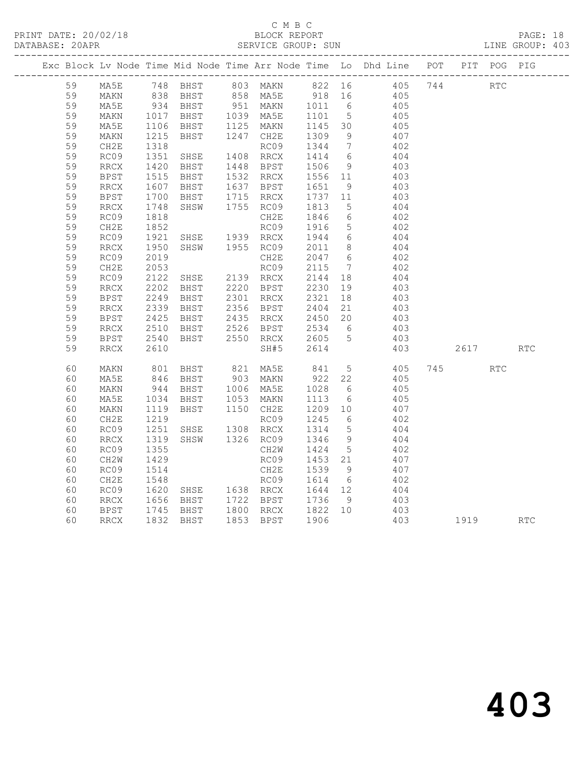C M B C

BLOCK REPORT

SERVICE GROUP: SUN

PRINT DATE: 20/02/18
DATABASE: 20APR
LINE GROUP: 403

| Exc | Block | Lv | Node | Time | Mid Node | Time | Arr Node | Time | Lo | Dhd Line | POT | PIT | POG | PIG |
|---|---|---|---|---|---|---|---|---|---|---|---|---|---|---|
| | 59 | | MA5E | 748 | BHST | 803 | MAKN | 822 | 16 | 405 | 744 | | RTC | |
| | 59 | | MAKN | 838 | BHST | 858 | MA5E | 918 | 16 | 405 | | | | |
| | 59 | | MA5E | 934 | BHST | 951 | MAKN | 1011 | 6 | 405 | | | | |
| | 59 | | MAKN | 1017 | BHST | 1039 | MA5E | 1101 | 5 | 405 | | | | |
| | 59 | | MA5E | 1106 | BHST | 1125 | MAKN | 1145 | 30 | 405 | | | | |
| | 59 | | MAKN | 1215 | BHST | 1247 | CH2E | 1309 | 9 | 407 | | | | |
| | 59 | | CH2E | 1318 | | | RC09 | 1344 | 7 | 402 | | | | |
| | 59 | | RC09 | 1351 | SHSE | 1408 | RRCX | 1414 | 6 | 404 | | | | |
| | 59 | | RRCX | 1420 | BHST | 1448 | BPST | 1506 | 9 | 403 | | | | |
| | 59 | | BPST | 1515 | BHST | 1532 | RRCX | 1556 | 11 | 403 | | | | |
| | 59 | | RRCX | 1607 | BHST | 1637 | BPST | 1651 | 9 | 403 | | | | |
| | 59 | | BPST | 1700 | BHST | 1715 | RRCX | 1737 | 11 | 403 | | | | |
| | 59 | | RRCX | 1748 | SHSW | 1755 | RC09 | 1813 | 5 | 404 | | | | |
| | 59 | | RC09 | 1818 | | | CH2E | 1846 | 6 | 402 | | | | |
| | 59 | | CH2E | 1852 | | | RC09 | 1916 | 5 | 402 | | | | |
| | 59 | | RC09 | 1921 | SHSE | 1939 | RRCX | 1944 | 6 | 404 | | | | |
| | 59 | | RRCX | 1950 | SHSW | 1955 | RC09 | 2011 | 8 | 404 | | | | |
| | 59 | | RC09 | 2019 | | | CH2E | 2047 | 6 | 402 | | | | |
| | 59 | | CH2E | 2053 | | | RC09 | 2115 | 7 | 402 | | | | |
| | 59 | | RC09 | 2122 | SHSE | 2139 | RRCX | 2144 | 18 | 404 | | | | |
| | 59 | | RRCX | 2202 | BHST | 2220 | BPST | 2230 | 19 | 403 | | | | |
| | 59 | | BPST | 2249 | BHST | 2301 | RRCX | 2321 | 18 | 403 | | | | |
| | 59 | | RRCX | 2339 | BHST | 2356 | BPST | 2404 | 21 | 403 | | | | |
| | 59 | | BPST | 2425 | BHST | 2435 | RRCX | 2450 | 20 | 403 | | | | |
| | 59 | | RRCX | 2510 | BHST | 2526 | BPST | 2534 | 6 | 403 | | | | |
| | 59 | | BPST | 2540 | BHST | 2550 | RRCX | 2605 | 5 | 403 | | | | |
| | 59 | | RRCX | 2610 | | | SH#5 | 2614 | | 403 | | 2617 | | RTC |
| | 60 | | MAKN | 801 | BHST | 821 | MA5E | 841 | 5 | 405 | 745 | | RTC | |
| | 60 | | MA5E | 846 | BHST | 903 | MAKN | 922 | 22 | 405 | | | | |
| | 60 | | MAKN | 944 | BHST | 1006 | MA5E | 1028 | 6 | 405 | | | | |
| | 60 | | MA5E | 1034 | BHST | 1053 | MAKN | 1113 | 6 | 405 | | | | |
| | 60 | | MAKN | 1119 | BHST | 1150 | CH2E | 1209 | 10 | 407 | | | | |
| | 60 | | CH2E | 1219 | | | RC09 | 1245 | 6 | 402 | | | | |
| | 60 | | RC09 | 1251 | SHSE | 1308 | RRCX | 1314 | 5 | 404 | | | | |
| | 60 | | RRCX | 1319 | SHSW | 1326 | RC09 | 1346 | 9 | 404 | | | | |
| | 60 | | RC09 | 1355 | | | CH2W | 1424 | 5 | 402 | | | | |
| | 60 | | CH2W | 1429 | | | RC09 | 1453 | 21 | 407 | | | | |
| | 60 | | RC09 | 1514 | | | CH2E | 1539 | 9 | 407 | | | | |
| | 60 | | CH2E | 1548 | | | RC09 | 1614 | 6 | 402 | | | | |
| | 60 | | RC09 | 1620 | SHSE | 1638 | RRCX | 1644 | 12 | 404 | | | | |
| | 60 | | RRCX | 1656 | BHST | 1722 | BPST | 1736 | 9 | 403 | | | | |
| | 60 | | BPST | 1745 | BHST | 1800 | RRCX | 1822 | 10 | 403 | | | | |
| | 60 | | RRCX | 1832 | BHST | 1853 | BPST | 1906 | | 403 | | 1919 | | RTC |

# 403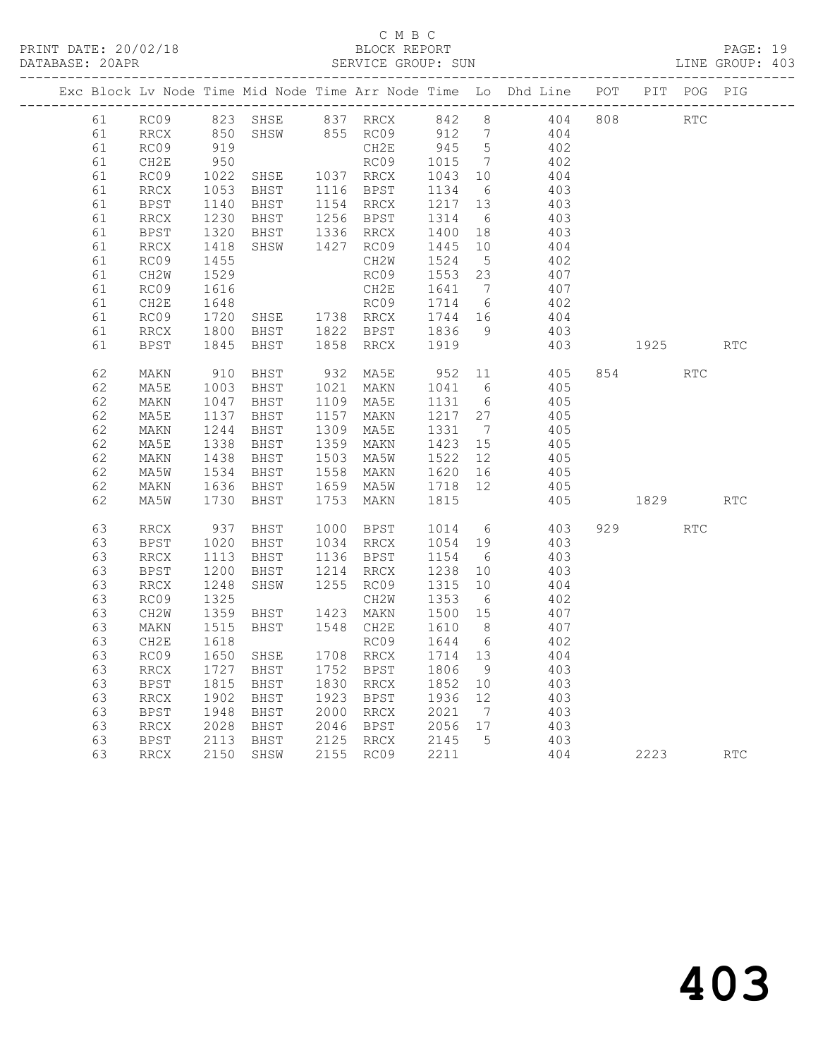C M B C
PRINT DATE: 20/02/18 BLOCK REPORT
DATABASE: 20APR SERVICE GROUP: SUN LINE GROUP: 403

| Exc | Block | Lv | Node | Time | Mid Node | Time | Arr Node | Time | Lo | Dhd Line | POT | PIT | POG | PIG |
|---|---|---|---|---|---|---|---|---|---|---|---|---|---|---|
| | 61 | | RC09 | 823 | SHSE | 837 | RRCX | 842 | 8 | 404 | 808 | | RTC | |
| | 61 | | RRCX | 850 | SHSW | 855 | RC09 | 912 | 7 | 404 | | | | |
| | 61 | | RC09 | 919 | | | CH2E | 945 | 5 | 402 | | | | |
| | 61 | | CH2E | 950 | | | RC09 | 1015 | 7 | 402 | | | | |
| | 61 | | RC09 | 1022 | SHSE | 1037 | RRCX | 1043 | 10 | 404 | | | | |
| | 61 | | RRCX | 1053 | BHST | 1116 | BPST | 1134 | 6 | 403 | | | | |
| | 61 | | BPST | 1140 | BHST | 1154 | RRCX | 1217 | 13 | 403 | | | | |
| | 61 | | RRCX | 1230 | BHST | 1256 | BPST | 1314 | 6 | 403 | | | | |
| | 61 | | BPST | 1320 | BHST | 1336 | RRCX | 1400 | 18 | 403 | | | | |
| | 61 | | RRCX | 1418 | SHSW | 1427 | RC09 | 1445 | 10 | 404 | | | | |
| | 61 | | RC09 | 1455 | | | CH2W | 1524 | 5 | 402 | | | | |
| | 61 | | CH2W | 1529 | | | RC09 | 1553 | 23 | 407 | | | | |
| | 61 | | RC09 | 1616 | | | CH2E | 1641 | 7 | 407 | | | | |
| | 61 | | CH2E | 1648 | | | RC09 | 1714 | 6 | 402 | | | | |
| | 61 | | RC09 | 1720 | SHSE | 1738 | RRCX | 1744 | 16 | 404 | | | | |
| | 61 | | RRCX | 1800 | BHST | 1822 | BPST | 1836 | 9 | 403 | | | | |
| | 61 | | BPST | 1845 | BHST | 1858 | RRCX | 1919 | | 403 | | 1925 | | RTC |
| | 62 | | MAKN | 910 | BHST | 932 | MA5E | 952 | 11 | 405 | 854 | | RTC | |
| | 62 | | MA5E | 1003 | BHST | 1021 | MAKN | 1041 | 6 | 405 | | | | |
| | 62 | | MAKN | 1047 | BHST | 1109 | MA5E | 1131 | 6 | 405 | | | | |
| | 62 | | MA5E | 1137 | BHST | 1157 | MAKN | 1217 | 27 | 405 | | | | |
| | 62 | | MAKN | 1244 | BHST | 1309 | MA5E | 1331 | 7 | 405 | | | | |
| | 62 | | MA5E | 1338 | BHST | 1359 | MAKN | 1423 | 15 | 405 | | | | |
| | 62 | | MAKN | 1438 | BHST | 1503 | MA5W | 1522 | 12 | 405 | | | | |
| | 62 | | MA5W | 1534 | BHST | 1558 | MAKN | 1620 | 16 | 405 | | | | |
| | 62 | | MAKN | 1636 | BHST | 1659 | MA5W | 1718 | 12 | 405 | | | | |
| | 62 | | MA5W | 1730 | BHST | 1753 | MAKN | 1815 | | 405 | | 1829 | | RTC |
| | 63 | | RRCX | 937 | BHST | 1000 | BPST | 1014 | 6 | 403 | 929 | | RTC | |
| | 63 | | BPST | 1020 | BHST | 1034 | RRCX | 1054 | 19 | 403 | | | | |
| | 63 | | RRCX | 1113 | BHST | 1136 | BPST | 1154 | 6 | 403 | | | | |
| | 63 | | BPST | 1200 | BHST | 1214 | RRCX | 1238 | 10 | 403 | | | | |
| | 63 | | RRCX | 1248 | SHSW | 1255 | RC09 | 1315 | 10 | 404 | | | | |
| | 63 | | RC09 | 1325 | | | CH2W | 1353 | 6 | 402 | | | | |
| | 63 | | CH2W | 1359 | BHST | 1423 | MAKN | 1500 | 15 | 407 | | | | |
| | 63 | | MAKN | 1515 | BHST | 1548 | CH2E | 1610 | 8 | 407 | | | | |
| | 63 | | CH2E | 1618 | | | RC09 | 1644 | 6 | 402 | | | | |
| | 63 | | RC09 | 1650 | SHSE | 1708 | RRCX | 1714 | 13 | 404 | | | | |
| | 63 | | RRCX | 1727 | BHST | 1752 | BPST | 1806 | 9 | 403 | | | | |
| | 63 | | BPST | 1815 | BHST | 1830 | RRCX | 1852 | 10 | 403 | | | | |
| | 63 | | RRCX | 1902 | BHST | 1923 | BPST | 1936 | 12 | 403 | | | | |
| | 63 | | BPST | 1948 | BHST | 2000 | RRCX | 2021 | 7 | 403 | | | | |
| | 63 | | RRCX | 2028 | BHST | 2046 | BPST | 2056 | 17 | 403 | | | | |
| | 63 | | BPST | 2113 | BHST | 2125 | RRCX | 2145 | 5 | 403 | | | | |
| | 63 | | RRCX | 2150 | SHSW | 2155 | RC09 | 2211 | | 404 | | 2223 | | RTC |

# 403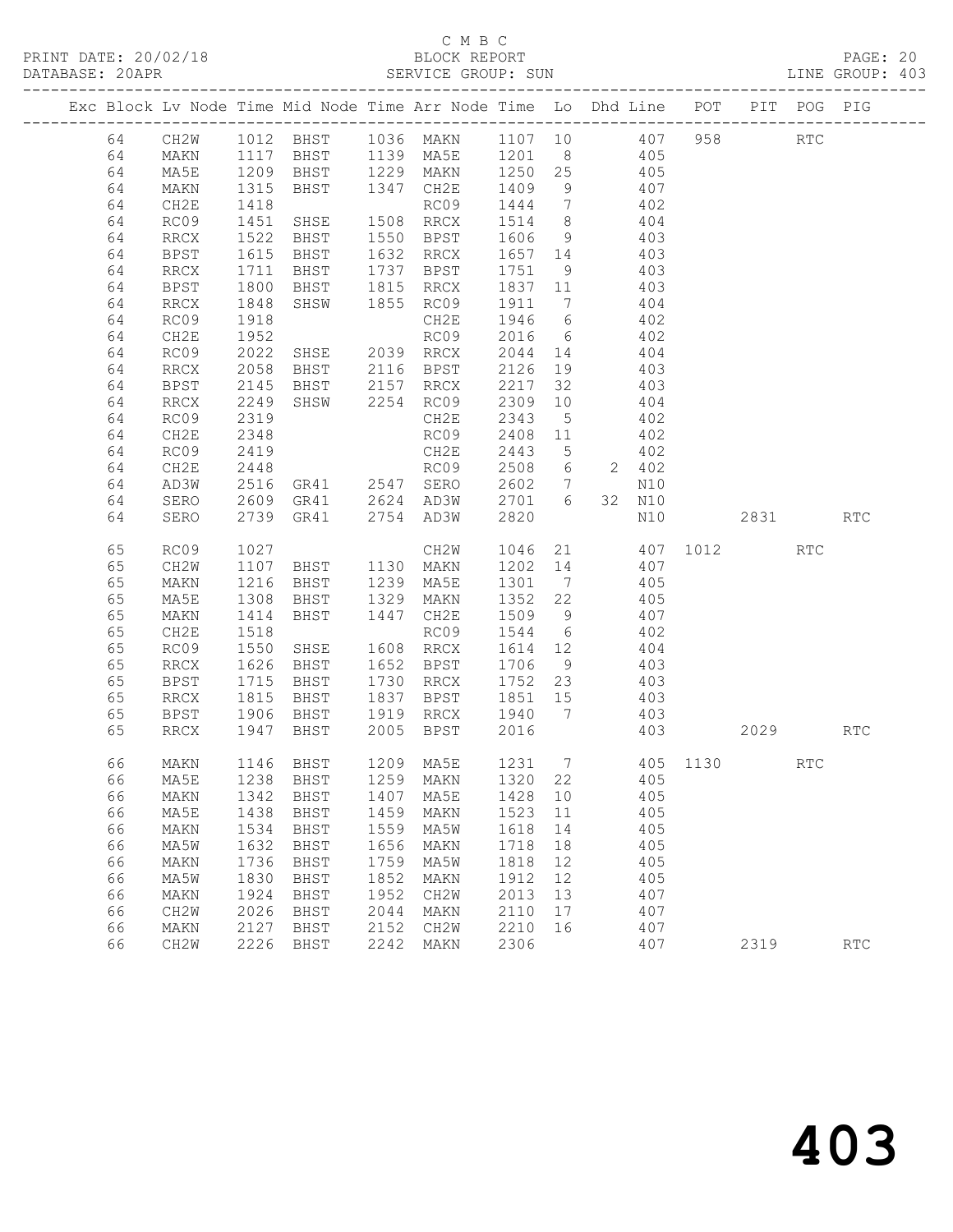C M B C

PRINT DATE: 20/02/18 BLOCK REPORT

DATABASE: 20APR SERVICE GROUP: SUN LINE GROUP: 403

| Exc | Block | Lv | Node | Time | Mid Node | Time | Arr Node | Time | Lo | Dhd | Line | POT | PIT | POG | PIG |
|---|---|---|---|---|---|---|---|---|---|---|---|---|---|---|---|
| | 64 | | CH2W | 1012 | BHST | 1036 | MAKN | 1107 | 10 | | 407 | 958 | | RTC | |
| | 64 | | MAKN | 1117 | BHST | 1139 | MA5E | 1201 | 8 | | 405 | | | | |
| | 64 | | MA5E | 1209 | BHST | 1229 | MAKN | 1250 | 25 | | 405 | | | | |
| | 64 | | MAKN | 1315 | BHST | 1347 | CH2E | 1409 | 9 | | 407 | | | | |
| | 64 | | CH2E | 1418 | | | RC09 | 1444 | 7 | | 402 | | | | |
| | 64 | | RC09 | 1451 | SHSE | 1508 | RRCX | 1514 | 8 | | 404 | | | | |
| | 64 | | RRCX | 1522 | BHST | 1550 | BPST | 1606 | 9 | | 403 | | | | |
| | 64 | | BPST | 1615 | BHST | 1632 | RRCX | 1657 | 14 | | 403 | | | | |
| | 64 | | RRCX | 1711 | BHST | 1737 | BPST | 1751 | 9 | | 403 | | | | |
| | 64 | | BPST | 1800 | BHST | 1815 | RRCX | 1837 | 11 | | 403 | | | | |
| | 64 | | RRCX | 1848 | SHSW | 1855 | RC09 | 1911 | 7 | | 404 | | | | |
| | 64 | | RC09 | 1918 | | | CH2E | 1946 | 6 | | 402 | | | | |
| | 64 | | CH2E | 1952 | | | RC09 | 2016 | 6 | | 402 | | | | |
| | 64 | | RC09 | 2022 | SHSE | 2039 | RRCX | 2044 | 14 | | 404 | | | | |
| | 64 | | RRCX | 2058 | BHST | 2116 | BPST | 2126 | 19 | | 403 | | | | |
| | 64 | | BPST | 2145 | BHST | 2157 | RRCX | 2217 | 32 | | 403 | | | | |
| | 64 | | RRCX | 2249 | SHSW | 2254 | RC09 | 2309 | 10 | | 404 | | | | |
| | 64 | | RC09 | 2319 | | | CH2E | 2343 | 5 | | 402 | | | | |
| | 64 | | CH2E | 2348 | | | RC09 | 2408 | 11 | | 402 | | | | |
| | 64 | | RC09 | 2419 | | | CH2E | 2443 | 5 | | 402 | | | | |
| | 64 | | CH2E | 2448 | | | RC09 | 2508 | 6 | 2 | 402 | | | | |
| | 64 | | AD3W | 2516 | GR41 | 2547 | SERO | 2602 | 7 | | N10 | | | | |
| | 64 | | SERO | 2609 | GR41 | 2624 | AD3W | 2701 | 6 | 32 | N10 | | | | |
| | 64 | | SERO | 2739 | GR41 | 2754 | AD3W | 2820 | | | N10 | | 2831 | | RTC |
| | 65 | | RC09 | 1027 | | | CH2W | 1046 | 21 | | 407 | 1012 | | RTC | |
| | 65 | | CH2W | 1107 | BHST | 1130 | MAKN | 1202 | 14 | | 407 | | | | |
| | 65 | | MAKN | 1216 | BHST | 1239 | MA5E | 1301 | 7 | | 405 | | | | |
| | 65 | | MA5E | 1308 | BHST | 1329 | MAKN | 1352 | 22 | | 405 | | | | |
| | 65 | | MAKN | 1414 | BHST | 1447 | CH2E | 1509 | 9 | | 407 | | | | |
| | 65 | | CH2E | 1518 | | | RC09 | 1544 | 6 | | 402 | | | | |
| | 65 | | RC09 | 1550 | SHSE | 1608 | RRCX | 1614 | 12 | | 404 | | | | |
| | 65 | | RRCX | 1626 | BHST | 1652 | BPST | 1706 | 9 | | 403 | | | | |
| | 65 | | BPST | 1715 | BHST | 1730 | RRCX | 1752 | 23 | | 403 | | | | |
| | 65 | | RRCX | 1815 | BHST | 1837 | BPST | 1851 | 15 | | 403 | | | | |
| | 65 | | BPST | 1906 | BHST | 1919 | RRCX | 1940 | 7 | | 403 | | | | |
| | 65 | | RRCX | 1947 | BHST | 2005 | BPST | 2016 | | | 403 | | 2029 | | RTC |
| | 66 | | MAKN | 1146 | BHST | 1209 | MA5E | 1231 | 7 | | 405 | 1130 | | RTC | |
| | 66 | | MA5E | 1238 | BHST | 1259 | MAKN | 1320 | 22 | | 405 | | | | |
| | 66 | | MAKN | 1342 | BHST | 1407 | MA5E | 1428 | 10 | | 405 | | | | |
| | 66 | | MA5E | 1438 | BHST | 1459 | MAKN | 1523 | 11 | | 405 | | | | |
| | 66 | | MAKN | 1534 | BHST | 1559 | MA5W | 1618 | 14 | | 405 | | | | |
| | 66 | | MA5W | 1632 | BHST | 1656 | MAKN | 1718 | 18 | | 405 | | | | |
| | 66 | | MAKN | 1736 | BHST | 1759 | MA5W | 1818 | 12 | | 405 | | | | |
| | 66 | | MA5W | 1830 | BHST | 1852 | MAKN | 1912 | 12 | | 405 | | | | |
| | 66 | | MAKN | 1924 | BHST | 1952 | CH2W | 2013 | 13 | | 407 | | | | |
| | 66 | | CH2W | 2026 | BHST | 2044 | MAKN | 2110 | 17 | | 407 | | | | |
| | 66 | | MAKN | 2127 | BHST | 2152 | CH2W | 2210 | 16 | | 407 | | | | |
| | 66 | | CH2W | 2226 | BHST | 2242 | MAKN | 2306 | | | 407 | | 2319 | | RTC |

# 403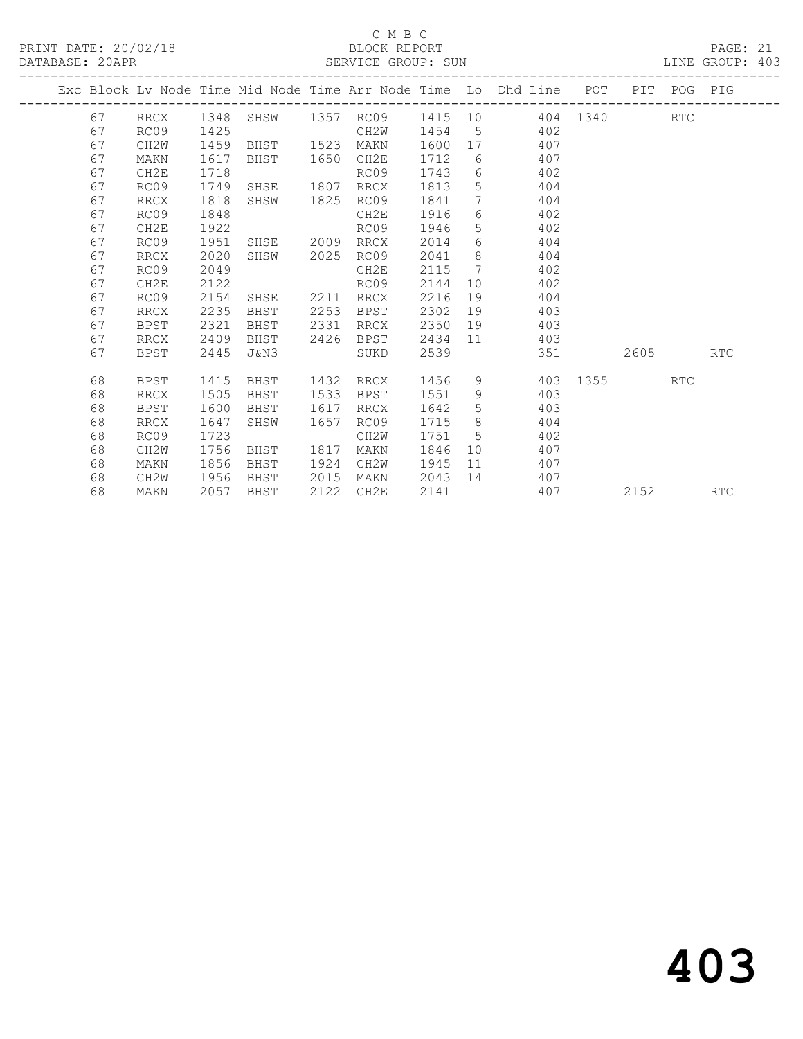C M B C

BLOCK REPORT

SERVICE GROUP: SUN

PRINT DATE: 20/02/18

DATABASE: 20APR

LINE GROUP: 403

| Exc | Block | Lv Node | Time | Mid Node | Time | Arr Node | Time | Lo | Dhd Line | POT | PIT | POG | PIG |
|---|---|---|---|---|---|---|---|---|---|---|---|---|---|
| | 67 | RRCX | 1348 | SHSW | 1357 | RC09 | 1415 | 10 | 404 | 1340 | | RTC | |
| | 67 | RC09 | 1425 | | | CH2W | 1454 | 5 | 402 | | | | |
| | 67 | CH2W | 1459 | BHST | 1523 | MAKN | 1600 | 17 | 407 | | | | |
| | 67 | MAKN | 1617 | BHST | 1650 | CH2E | 1712 | 6 | 407 | | | | |
| | 67 | CH2E | 1718 | | | RC09 | 1743 | 6 | 402 | | | | |
| | 67 | RC09 | 1749 | SHSE | 1807 | RRCX | 1813 | 5 | 404 | | | | |
| | 67 | RRCX | 1818 | SHSW | 1825 | RC09 | 1841 | 7 | 404 | | | | |
| | 67 | RC09 | 1848 | | | CH2E | 1916 | 6 | 402 | | | | |
| | 67 | CH2E | 1922 | | | RC09 | 1946 | 5 | 402 | | | | |
| | 67 | RC09 | 1951 | SHSE | 2009 | RRCX | 2014 | 6 | 404 | | | | |
| | 67 | RRCX | 2020 | SHSW | 2025 | RC09 | 2041 | 8 | 404 | | | | |
| | 67 | RC09 | 2049 | | | CH2E | 2115 | 7 | 402 | | | | |
| | 67 | CH2E | 2122 | | | RC09 | 2144 | 10 | 402 | | | | |
| | 67 | RC09 | 2154 | SHSE | 2211 | RRCX | 2216 | 19 | 404 | | | | |
| | 67 | RRCX | 2235 | BHST | 2253 | BPST | 2302 | 19 | 403 | | | | |
| | 67 | BPST | 2321 | BHST | 2331 | RRCX | 2350 | 19 | 403 | | | | |
| | 67 | RRCX | 2409 | BHST | 2426 | BPST | 2434 | 11 | 403 | | | | |
| | 67 | BPST | 2445 | J&N3 | | SUKD | 2539 | | 351 | | 2605 | | RTC |
| | 68 | BPST | 1415 | BHST | 1432 | RRCX | 1456 | 9 | 403 | 1355 | | RTC | |
| | 68 | RRCX | 1505 | BHST | 1533 | BPST | 1551 | 9 | 403 | | | | |
| | 68 | BPST | 1600 | BHST | 1617 | RRCX | 1642 | 5 | 403 | | | | |
| | 68 | RRCX | 1647 | SHSW | 1657 | RC09 | 1715 | 8 | 404 | | | | |
| | 68 | RC09 | 1723 | | | CH2W | 1751 | 5 | 402 | | | | |
| | 68 | CH2W | 1756 | BHST | 1817 | MAKN | 1846 | 10 | 407 | | | | |
| | 68 | MAKN | 1856 | BHST | 1924 | CH2W | 1945 | 11 | 407 | | | | |
| | 68 | CH2W | 1956 | BHST | 2015 | MAKN | 2043 | 14 | 407 | | | | |
| | 68 | MAKN | 2057 | BHST | 2122 | CH2E | 2141 | | 407 | | 2152 | | RTC |

# 403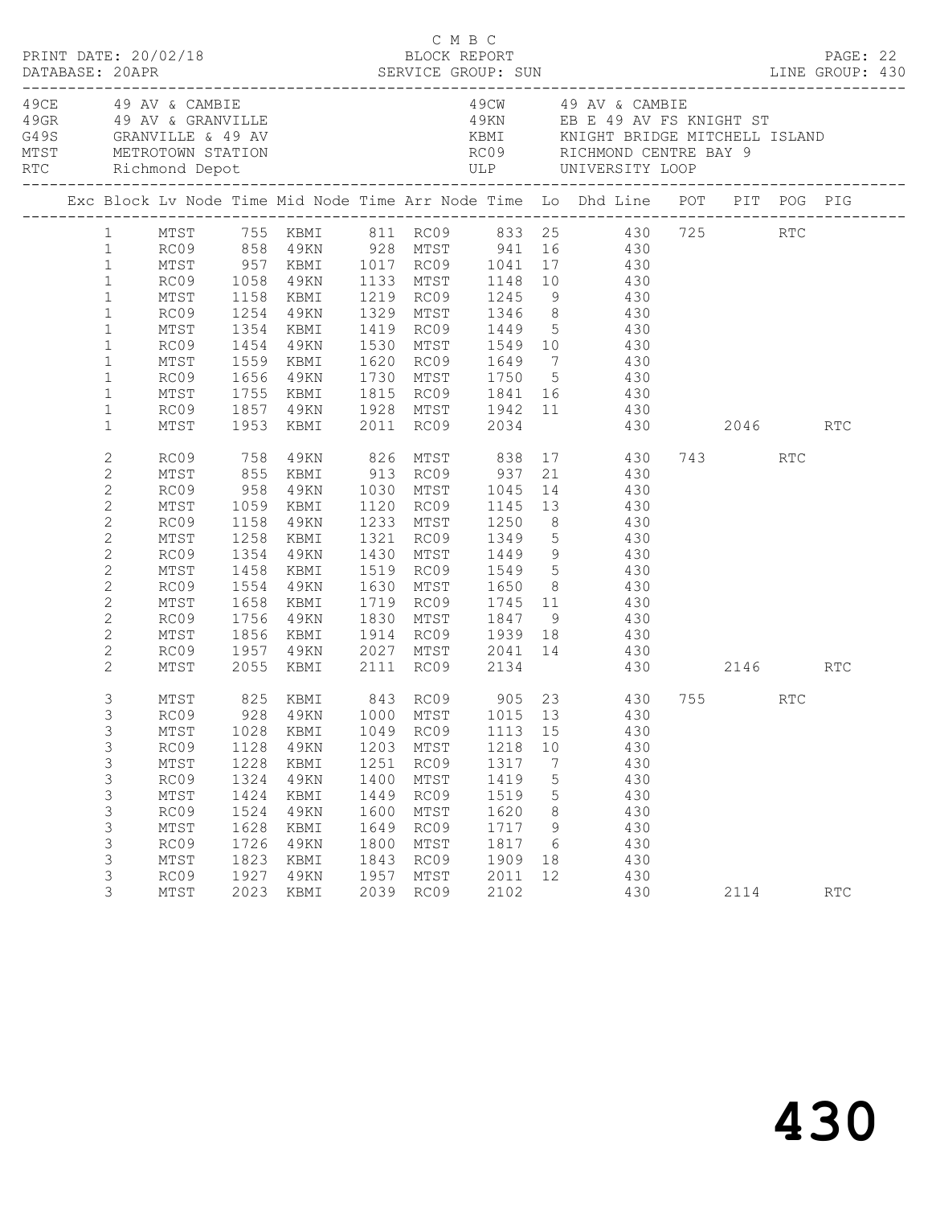C M B C

PRINT DATE: 20/02/18 BLOCK REPORT PAGE: 22
DATABASE: 20APR SERVICE GROUP: SUN LINE GROUP: 430

| Code | Description | Code | Description |
|---|---|---|---|
| 49CE | 49 AV & CAMBIE | 49CW | 49 AV & CAMBIE |
| 49GR | 49 AV & GRANVILLE | 49KN | EB E 49 AV FS KNIGHT ST |
| G49S | GRANVILLE & 49 AV | KBMI | KNIGHT BRIDGE MITCHELL ISLAND |
| MTST | METROTOWN STATION | RC09 | RICHMOND CENTRE BAY 9 |
| RTC | Richmond Depot | ULP | UNIVERSITY LOOP |

| Exc | Block | Lv Node | Time | Mid Node | Time | Arr Node | Time | Lo | Dhd Line | POT | PIT | POG | PIG |
|---|---|---|---|---|---|---|---|---|---|---|---|---|---|
| | 1 | MTST | 755 | KBMI | 811 | RC09 | 833 | 25 | 430 | 725 | | RTC | |
| | 1 | RC09 | 858 | 49KN | 928 | MTST | 941 | 16 | 430 | | | | |
| | 1 | MTST | 957 | KBMI | 1017 | RC09 | 1041 | 17 | 430 | | | | |
| | 1 | RC09 | 1058 | 49KN | 1133 | MTST | 1148 | 10 | 430 | | | | |
| | 1 | MTST | 1158 | KBMI | 1219 | RC09 | 1245 | 9 | 430 | | | | |
| | 1 | RC09 | 1254 | 49KN | 1329 | MTST | 1346 | 8 | 430 | | | | |
| | 1 | MTST | 1354 | KBMI | 1419 | RC09 | 1449 | 5 | 430 | | | | |
| | 1 | RC09 | 1454 | 49KN | 1530 | MTST | 1549 | 10 | 430 | | | | |
| | 1 | MTST | 1559 | KBMI | 1620 | RC09 | 1649 | 7 | 430 | | | | |
| | 1 | RC09 | 1656 | 49KN | 1730 | MTST | 1750 | 5 | 430 | | | | |
| | 1 | MTST | 1755 | KBMI | 1815 | RC09 | 1841 | 16 | 430 | | | | |
| | 1 | RC09 | 1857 | 49KN | 1928 | MTST | 1942 | 11 | 430 | | | | |
| | 1 | MTST | 1953 | KBMI | 2011 | RC09 | 2034 | | 430 | | 2046 | | RTC |
| | 2 | RC09 | 758 | 49KN | 826 | MTST | 838 | 17 | 430 | 743 | | RTC | |
| | 2 | MTST | 855 | KBMI | 913 | RC09 | 937 | 21 | 430 | | | | |
| | 2 | RC09 | 958 | 49KN | 1030 | MTST | 1045 | 14 | 430 | | | | |
| | 2 | MTST | 1059 | KBMI | 1120 | RC09 | 1145 | 13 | 430 | | | | |
| | 2 | RC09 | 1158 | 49KN | 1233 | MTST | 1250 | 8 | 430 | | | | |
| | 2 | MTST | 1258 | KBMI | 1321 | RC09 | 1349 | 5 | 430 | | | | |
| | 2 | RC09 | 1354 | 49KN | 1430 | MTST | 1449 | 9 | 430 | | | | |
| | 2 | MTST | 1458 | KBMI | 1519 | RC09 | 1549 | 5 | 430 | | | | |
| | 2 | RC09 | 1554 | 49KN | 1630 | MTST | 1650 | 8 | 430 | | | | |
| | 2 | MTST | 1658 | KBMI | 1719 | RC09 | 1745 | 11 | 430 | | | | |
| | 2 | RC09 | 1756 | 49KN | 1830 | MTST | 1847 | 9 | 430 | | | | |
| | 2 | MTST | 1856 | KBMI | 1914 | RC09 | 1939 | 18 | 430 | | | | |
| | 2 | RC09 | 1957 | 49KN | 2027 | MTST | 2041 | 14 | 430 | | | | |
| | 2 | MTST | 2055 | KBMI | 2111 | RC09 | 2134 | | 430 | | 2146 | | RTC |
| | 3 | MTST | 825 | KBMI | 843 | RC09 | 905 | 23 | 430 | 755 | | RTC | |
| | 3 | RC09 | 928 | 49KN | 1000 | MTST | 1015 | 13 | 430 | | | | |
| | 3 | MTST | 1028 | KBMI | 1049 | RC09 | 1113 | 15 | 430 | | | | |
| | 3 | RC09 | 1128 | 49KN | 1203 | MTST | 1218 | 10 | 430 | | | | |
| | 3 | MTST | 1228 | KBMI | 1251 | RC09 | 1317 | 7 | 430 | | | | |
| | 3 | RC09 | 1324 | 49KN | 1400 | MTST | 1419 | 5 | 430 | | | | |
| | 3 | MTST | 1424 | KBMI | 1449 | RC09 | 1519 | 5 | 430 | | | | |
| | 3 | RC09 | 1524 | 49KN | 1600 | MTST | 1620 | 8 | 430 | | | | |
| | 3 | MTST | 1628 | KBMI | 1649 | RC09 | 1717 | 9 | 430 | | | | |
| | 3 | RC09 | 1726 | 49KN | 1800 | MTST | 1817 | 6 | 430 | | | | |
| | 3 | MTST | 1823 | KBMI | 1843 | RC09 | 1909 | 18 | 430 | | | | |
| | 3 | RC09 | 1927 | 49KN | 1957 | MTST | 2011 | 12 | 430 | | | | |
| | 3 | MTST | 2023 | KBMI | 2039 | RC09 | 2102 | | 430 | | 2114 | | RTC |

# 430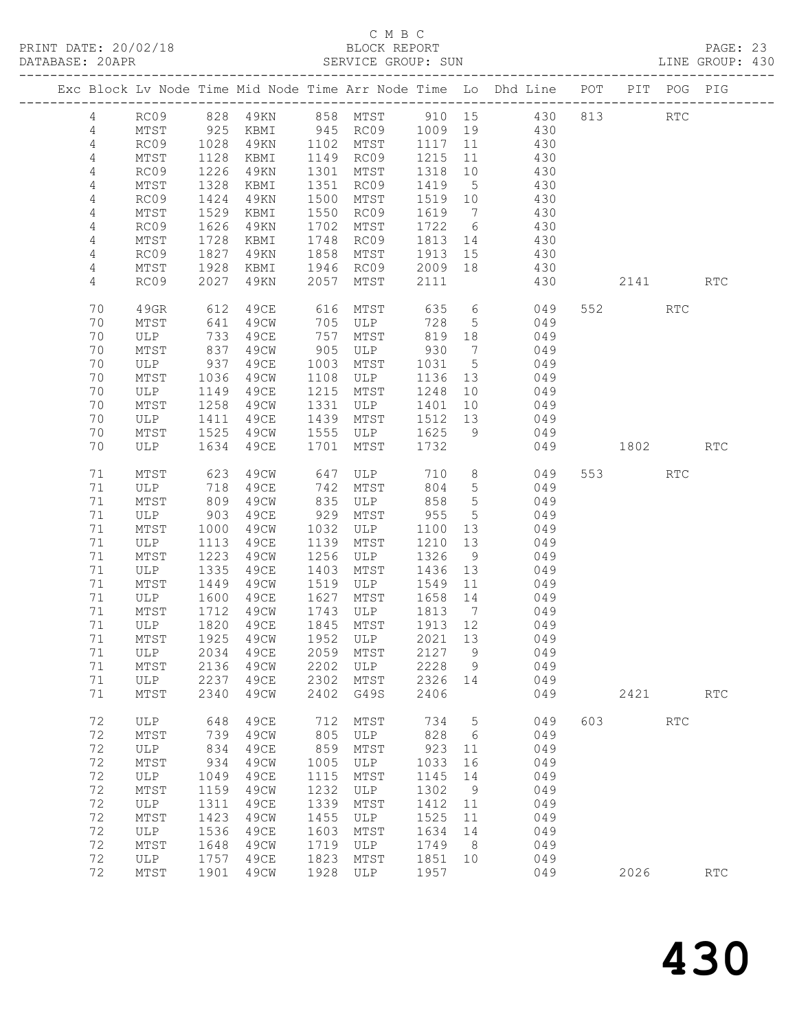C M B C

BLOCK REPORT

SERVICE GROUP: SUN

PRINT DATE: 20/02/18
DATABASE: 20APR
LINE GROUP: 430

| Exc | Block | Lv | Node | Time | Mid Node | Time | Arr Node | Time | Lo | Dhd Line | POT | PIT | POG | PIG |
|---|---|---|---|---|---|---|---|---|---|---|---|---|---|---|
| | 4 | | RC09 | 828 | 49KN | 858 | MTST | 910 | 15 | 430 | 813 | | RTC | |
| | 4 | | MTST | 925 | KBMI | 945 | RC09 | 1009 | 19 | 430 | | | | |
| | 4 | | RC09 | 1028 | 49KN | 1102 | MTST | 1117 | 11 | 430 | | | | |
| | 4 | | MTST | 1128 | KBMI | 1149 | RC09 | 1215 | 11 | 430 | | | | |
| | 4 | | RC09 | 1226 | 49KN | 1301 | MTST | 1318 | 10 | 430 | | | | |
| | 4 | | MTST | 1328 | KBMI | 1351 | RC09 | 1419 | 5 | 430 | | | | |
| | 4 | | RC09 | 1424 | 49KN | 1500 | MTST | 1519 | 10 | 430 | | | | |
| | 4 | | MTST | 1529 | KBMI | 1550 | RC09 | 1619 | 7 | 430 | | | | |
| | 4 | | RC09 | 1626 | 49KN | 1702 | MTST | 1722 | 6 | 430 | | | | |
| | 4 | | MTST | 1728 | KBMI | 1748 | RC09 | 1813 | 14 | 430 | | | | |
| | 4 | | RC09 | 1827 | 49KN | 1858 | MTST | 1913 | 15 | 430 | | | | |
| | 4 | | MTST | 1928 | KBMI | 1946 | RC09 | 2009 | 18 | 430 | | | | |
| | 4 | | RC09 | 2027 | 49KN | 2057 | MTST | 2111 | | 430 | | 2141 | | RTC |
| | 70 | | 49GR | 612 | 49CE | 616 | MTST | 635 | 6 | 049 | 552 | | RTC | |
| | 70 | | MTST | 641 | 49CW | 705 | ULP | 728 | 5 | 049 | | | | |
| | 70 | | ULP | 733 | 49CE | 757 | MTST | 819 | 18 | 049 | | | | |
| | 70 | | MTST | 837 | 49CW | 905 | ULP | 930 | 7 | 049 | | | | |
| | 70 | | ULP | 937 | 49CE | 1003 | MTST | 1031 | 5 | 049 | | | | |
| | 70 | | MTST | 1036 | 49CW | 1108 | ULP | 1136 | 13 | 049 | | | | |
| | 70 | | ULP | 1149 | 49CE | 1215 | MTST | 1248 | 10 | 049 | | | | |
| | 70 | | MTST | 1258 | 49CW | 1331 | ULP | 1401 | 10 | 049 | | | | |
| | 70 | | ULP | 1411 | 49CE | 1439 | MTST | 1512 | 13 | 049 | | | | |
| | 70 | | MTST | 1525 | 49CW | 1555 | ULP | 1625 | 9 | 049 | | | | |
| | 70 | | ULP | 1634 | 49CE | 1701 | MTST | 1732 | | 049 | | 1802 | | RTC |
| | 71 | | MTST | 623 | 49CW | 647 | ULP | 710 | 8 | 049 | 553 | | RTC | |
| | 71 | | ULP | 718 | 49CE | 742 | MTST | 804 | 5 | 049 | | | | |
| | 71 | | MTST | 809 | 49CW | 835 | ULP | 858 | 5 | 049 | | | | |
| | 71 | | ULP | 903 | 49CE | 929 | MTST | 955 | 5 | 049 | | | | |
| | 71 | | MTST | 1000 | 49CW | 1032 | ULP | 1100 | 13 | 049 | | | | |
| | 71 | | ULP | 1113 | 49CE | 1139 | MTST | 1210 | 13 | 049 | | | | |
| | 71 | | MTST | 1223 | 49CW | 1256 | ULP | 1326 | 9 | 049 | | | | |
| | 71 | | ULP | 1335 | 49CE | 1403 | MTST | 1436 | 13 | 049 | | | | |
| | 71 | | MTST | 1449 | 49CW | 1519 | ULP | 1549 | 11 | 049 | | | | |
| | 71 | | ULP | 1600 | 49CE | 1627 | MTST | 1658 | 14 | 049 | | | | |
| | 71 | | MTST | 1712 | 49CW | 1743 | ULP | 1813 | 7 | 049 | | | | |
| | 71 | | ULP | 1820 | 49CE | 1845 | MTST | 1913 | 12 | 049 | | | | |
| | 71 | | MTST | 1925 | 49CW | 1952 | ULP | 2021 | 13 | 049 | | | | |
| | 71 | | ULP | 2034 | 49CE | 2059 | MTST | 2127 | 9 | 049 | | | | |
| | 71 | | MTST | 2136 | 49CW | 2202 | ULP | 2228 | 9 | 049 | | | | |
| | 71 | | ULP | 2237 | 49CE | 2302 | MTST | 2326 | 14 | 049 | | | | |
| | 71 | | MTST | 2340 | 49CW | 2402 | G49S | 2406 | | 049 | | 2421 | | RTC |
| | 72 | | ULP | 648 | 49CE | 712 | MTST | 734 | 5 | 049 | 603 | | RTC | |
| | 72 | | MTST | 739 | 49CW | 805 | ULP | 828 | 6 | 049 | | | | |
| | 72 | | ULP | 834 | 49CE | 859 | MTST | 923 | 11 | 049 | | | | |
| | 72 | | MTST | 934 | 49CW | 1005 | ULP | 1033 | 16 | 049 | | | | |
| | 72 | | ULP | 1049 | 49CE | 1115 | MTST | 1145 | 14 | 049 | | | | |
| | 72 | | MTST | 1159 | 49CW | 1232 | ULP | 1302 | 9 | 049 | | | | |
| | 72 | | ULP | 1311 | 49CE | 1339 | MTST | 1412 | 11 | 049 | | | | |
| | 72 | | MTST | 1423 | 49CW | 1455 | ULP | 1525 | 11 | 049 | | | | |
| | 72 | | ULP | 1536 | 49CE | 1603 | MTST | 1634 | 14 | 049 | | | | |
| | 72 | | MTST | 1648 | 49CW | 1719 | ULP | 1749 | 8 | 049 | | | | |
| | 72 | | ULP | 1757 | 49CE | 1823 | MTST | 1851 | 10 | 049 | | | | |
| | 72 | | MTST | 1901 | 49CW | 1928 | ULP | 1957 | | 049 | | 2026 | | RTC |

# 430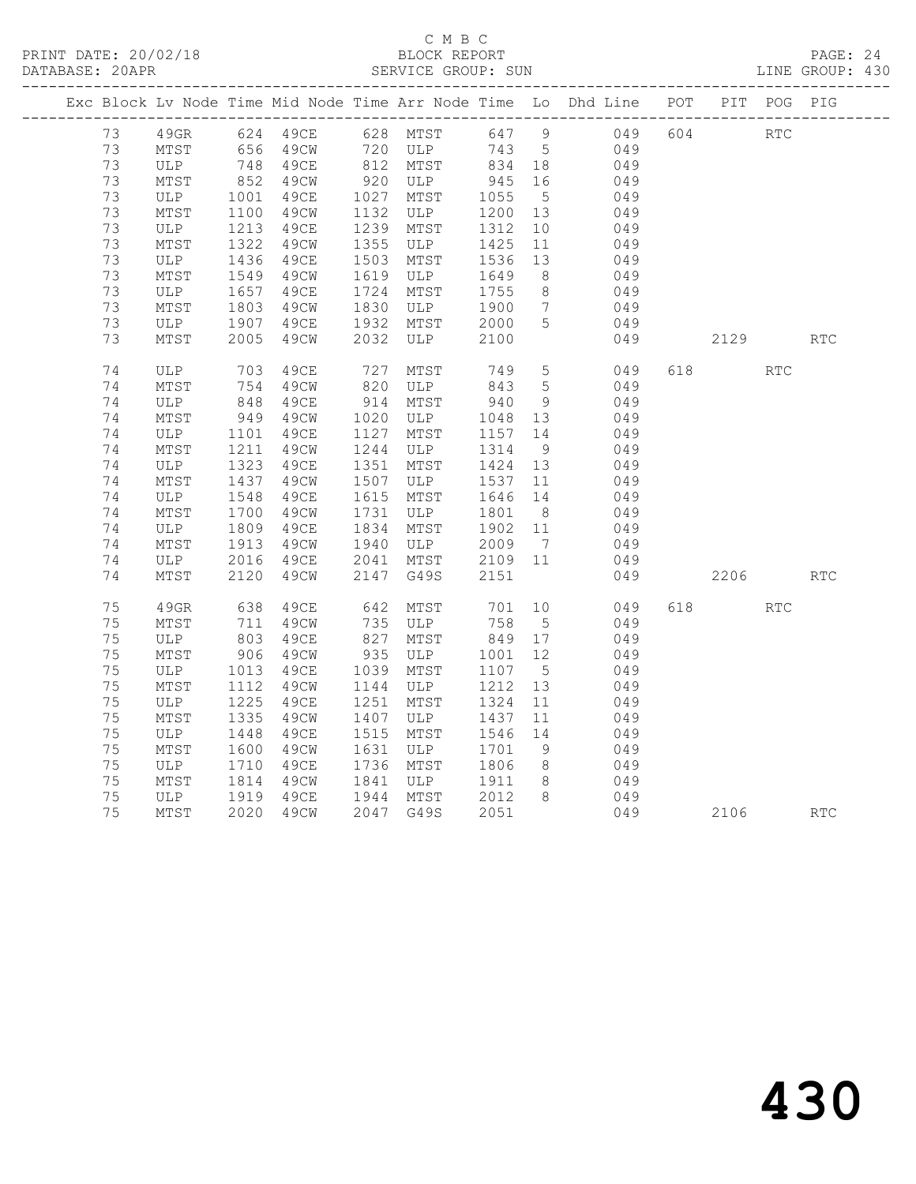C M B C

PRINT DATE: 20/02/18 BLOCK REPORT

DATABASE: 20APR SERVICE GROUP: SUN LINE GROUP: 430

| Exc | Block | Lv | Node | Time | Mid Node | Time | Arr Node | Time | Lo | Dhd Line | POT | PIT | POG | PIG |
|---|---|---|---|---|---|---|---|---|---|---|---|---|---|---|
| | 73 | | 49GR | 624 | 49CE | 628 | MTST | 647 | 9 | 049 | 604 | | RTC | |
| | 73 | | MTST | 656 | 49CW | 720 | ULP | 743 | 5 | 049 | | | | |
| | 73 | | ULP | 748 | 49CE | 812 | MTST | 834 | 18 | 049 | | | | |
| | 73 | | MTST | 852 | 49CW | 920 | ULP | 945 | 16 | 049 | | | | |
| | 73 | | ULP | 1001 | 49CE | 1027 | MTST | 1055 | 5 | 049 | | | | |
| | 73 | | MTST | 1100 | 49CW | 1132 | ULP | 1200 | 13 | 049 | | | | |
| | 73 | | ULP | 1213 | 49CE | 1239 | MTST | 1312 | 10 | 049 | | | | |
| | 73 | | MTST | 1322 | 49CW | 1355 | ULP | 1425 | 11 | 049 | | | | |
| | 73 | | ULP | 1436 | 49CE | 1503 | MTST | 1536 | 13 | 049 | | | | |
| | 73 | | MTST | 1549 | 49CW | 1619 | ULP | 1649 | 8 | 049 | | | | |
| | 73 | | ULP | 1657 | 49CE | 1724 | MTST | 1755 | 8 | 049 | | | | |
| | 73 | | MTST | 1803 | 49CW | 1830 | ULP | 1900 | 7 | 049 | | | | |
| | 73 | | ULP | 1907 | 49CE | 1932 | MTST | 2000 | 5 | 049 | | | | |
| | 73 | | MTST | 2005 | 49CW | 2032 | ULP | 2100 | | 049 | | 2129 | | RTC |
| | 74 | | ULP | 703 | 49CE | 727 | MTST | 749 | 5 | 049 | 618 | | RTC | |
| | 74 | | MTST | 754 | 49CW | 820 | ULP | 843 | 5 | 049 | | | | |
| | 74 | | ULP | 848 | 49CE | 914 | MTST | 940 | 9 | 049 | | | | |
| | 74 | | MTST | 949 | 49CW | 1020 | ULP | 1048 | 13 | 049 | | | | |
| | 74 | | ULP | 1101 | 49CE | 1127 | MTST | 1157 | 14 | 049 | | | | |
| | 74 | | MTST | 1211 | 49CW | 1244 | ULP | 1314 | 9 | 049 | | | | |
| | 74 | | ULP | 1323 | 49CE | 1351 | MTST | 1424 | 13 | 049 | | | | |
| | 74 | | MTST | 1437 | 49CW | 1507 | ULP | 1537 | 11 | 049 | | | | |
| | 74 | | ULP | 1548 | 49CE | 1615 | MTST | 1646 | 14 | 049 | | | | |
| | 74 | | MTST | 1700 | 49CW | 1731 | ULP | 1801 | 8 | 049 | | | | |
| | 74 | | ULP | 1809 | 49CE | 1834 | MTST | 1902 | 11 | 049 | | | | |
| | 74 | | MTST | 1913 | 49CW | 1940 | ULP | 2009 | 7 | 049 | | | | |
| | 74 | | ULP | 2016 | 49CE | 2041 | MTST | 2109 | 11 | 049 | | | | |
| | 74 | | MTST | 2120 | 49CW | 2147 | G49S | 2151 | | 049 | | 2206 | | RTC |
| | 75 | | 49GR | 638 | 49CE | 642 | MTST | 701 | 10 | 049 | 618 | | RTC | |
| | 75 | | MTST | 711 | 49CW | 735 | ULP | 758 | 5 | 049 | | | | |
| | 75 | | ULP | 803 | 49CE | 827 | MTST | 849 | 17 | 049 | | | | |
| | 75 | | MTST | 906 | 49CW | 935 | ULP | 1001 | 12 | 049 | | | | |
| | 75 | | ULP | 1013 | 49CE | 1039 | MTST | 1107 | 5 | 049 | | | | |
| | 75 | | MTST | 1112 | 49CW | 1144 | ULP | 1212 | 13 | 049 | | | | |
| | 75 | | ULP | 1225 | 49CE | 1251 | MTST | 1324 | 11 | 049 | | | | |
| | 75 | | MTST | 1335 | 49CW | 1407 | ULP | 1437 | 11 | 049 | | | | |
| | 75 | | ULP | 1448 | 49CE | 1515 | MTST | 1546 | 14 | 049 | | | | |
| | 75 | | MTST | 1600 | 49CW | 1631 | ULP | 1701 | 9 | 049 | | | | |
| | 75 | | ULP | 1710 | 49CE | 1736 | MTST | 1806 | 8 | 049 | | | | |
| | 75 | | MTST | 1814 | 49CW | 1841 | ULP | 1911 | 8 | 049 | | | | |
| | 75 | | ULP | 1919 | 49CE | 1944 | MTST | 2012 | 8 | 049 | | | | |
| | 75 | | MTST | 2020 | 49CW | 2047 | G49S | 2051 | | 049 | | 2106 | | RTC |

430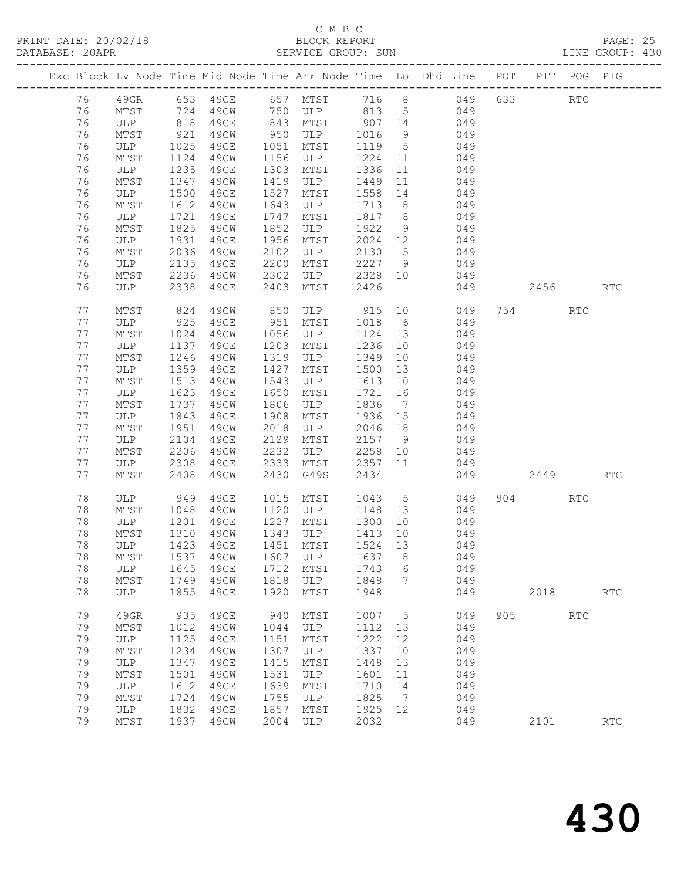C M B C
BLOCK REPORT
SERVICE GROUP: SUN

PRINT DATE: 20/02/18
DATABASE: 20APR
LINE GROUP: 430

| Exc | Block | Lv | Node | Time | Mid Node | Time | Arr Node | Time | Lo | Dhd Line | POT | PIT | POG | PIG |
|---|---|---|---|---|---|---|---|---|---|---|---|---|---|---|
| | 76 | | 49GR | 653 | 49CE | 657 | MTST | 716 | 8 | 049 | 633 | | RTC | |
| | 76 | | MTST | 724 | 49CW | 750 | ULP | 813 | 5 | 049 | | | | |
| | 76 | | ULP | 818 | 49CE | 843 | MTST | 907 | 14 | 049 | | | | |
| | 76 | | MTST | 921 | 49CW | 950 | ULP | 1016 | 9 | 049 | | | | |
| | 76 | | ULP | 1025 | 49CE | 1051 | MTST | 1119 | 5 | 049 | | | | |
| | 76 | | MTST | 1124 | 49CW | 1156 | ULP | 1224 | 11 | 049 | | | | |
| | 76 | | ULP | 1235 | 49CE | 1303 | MTST | 1336 | 11 | 049 | | | | |
| | 76 | | MTST | 1347 | 49CW | 1419 | ULP | 1449 | 11 | 049 | | | | |
| | 76 | | ULP | 1500 | 49CE | 1527 | MTST | 1558 | 14 | 049 | | | | |
| | 76 | | MTST | 1612 | 49CW | 1643 | ULP | 1713 | 8 | 049 | | | | |
| | 76 | | ULP | 1721 | 49CE | 1747 | MTST | 1817 | 8 | 049 | | | | |
| | 76 | | MTST | 1825 | 49CW | 1852 | ULP | 1922 | 9 | 049 | | | | |
| | 76 | | ULP | 1931 | 49CE | 1956 | MTST | 2024 | 12 | 049 | | | | |
| | 76 | | MTST | 2036 | 49CW | 2102 | ULP | 2130 | 5 | 049 | | | | |
| | 76 | | ULP | 2135 | 49CE | 2200 | MTST | 2227 | 9 | 049 | | | | |
| | 76 | | MTST | 2236 | 49CW | 2302 | ULP | 2328 | 10 | 049 | | | | |
| | 76 | | ULP | 2338 | 49CE | 2403 | MTST | 2426 | | 049 | | 2456 | | RTC |
| | 77 | | MTST | 824 | 49CW | 850 | ULP | 915 | 10 | 049 | 754 | | RTC | |
| | 77 | | ULP | 925 | 49CE | 951 | MTST | 1018 | 6 | 049 | | | | |
| | 77 | | MTST | 1024 | 49CW | 1056 | ULP | 1124 | 13 | 049 | | | | |
| | 77 | | ULP | 1137 | 49CE | 1203 | MTST | 1236 | 10 | 049 | | | | |
| | 77 | | MTST | 1246 | 49CW | 1319 | ULP | 1349 | 10 | 049 | | | | |
| | 77 | | ULP | 1359 | 49CE | 1427 | MTST | 1500 | 13 | 049 | | | | |
| | 77 | | MTST | 1513 | 49CW | 1543 | ULP | 1613 | 10 | 049 | | | | |
| | 77 | | ULP | 1623 | 49CE | 1650 | MTST | 1721 | 16 | 049 | | | | |
| | 77 | | MTST | 1737 | 49CW | 1806 | ULP | 1836 | 7 | 049 | | | | |
| | 77 | | ULP | 1843 | 49CE | 1908 | MTST | 1936 | 15 | 049 | | | | |
| | 77 | | MTST | 1951 | 49CW | 2018 | ULP | 2046 | 18 | 049 | | | | |
| | 77 | | ULP | 2104 | 49CE | 2129 | MTST | 2157 | 9 | 049 | | | | |
| | 77 | | MTST | 2206 | 49CW | 2232 | ULP | 2258 | 10 | 049 | | | | |
| | 77 | | ULP | 2308 | 49CE | 2333 | MTST | 2357 | 11 | 049 | | | | |
| | 77 | | MTST | 2408 | 49CW | 2430 | G49S | 2434 | | 049 | | 2449 | | RTC |
| | 78 | | ULP | 949 | 49CE | 1015 | MTST | 1043 | 5 | 049 | 904 | | RTC | |
| | 78 | | MTST | 1048 | 49CW | 1120 | ULP | 1148 | 13 | 049 | | | | |
| | 78 | | ULP | 1201 | 49CE | 1227 | MTST | 1300 | 10 | 049 | | | | |
| | 78 | | MTST | 1310 | 49CW | 1343 | ULP | 1413 | 10 | 049 | | | | |
| | 78 | | ULP | 1423 | 49CE | 1451 | MTST | 1524 | 13 | 049 | | | | |
| | 78 | | MTST | 1537 | 49CW | 1607 | ULP | 1637 | 8 | 049 | | | | |
| | 78 | | ULP | 1645 | 49CE | 1712 | MTST | 1743 | 6 | 049 | | | | |
| | 78 | | MTST | 1749 | 49CW | 1818 | ULP | 1848 | 7 | 049 | | | | |
| | 78 | | ULP | 1855 | 49CE | 1920 | MTST | 1948 | | 049 | | 2018 | | RTC |
| | 79 | | 49GR | 935 | 49CE | 940 | MTST | 1007 | 5 | 049 | 905 | | RTC | |
| | 79 | | MTST | 1012 | 49CW | 1044 | ULP | 1112 | 13 | 049 | | | | |
| | 79 | | ULP | 1125 | 49CE | 1151 | MTST | 1222 | 12 | 049 | | | | |
| | 79 | | MTST | 1234 | 49CW | 1307 | ULP | 1337 | 10 | 049 | | | | |
| | 79 | | ULP | 1347 | 49CE | 1415 | MTST | 1448 | 13 | 049 | | | | |
| | 79 | | MTST | 1501 | 49CW | 1531 | ULP | 1601 | 11 | 049 | | | | |
| | 79 | | ULP | 1612 | 49CE | 1639 | MTST | 1710 | 14 | 049 | | | | |
| | 79 | | MTST | 1724 | 49CW | 1755 | ULP | 1825 | 7 | 049 | | | | |
| | 79 | | ULP | 1832 | 49CE | 1857 | MTST | 1925 | 12 | 049 | | | | |
| | 79 | | MTST | 1937 | 49CW | 2004 | ULP | 2032 | | 049 | | 2101 | | RTC |

430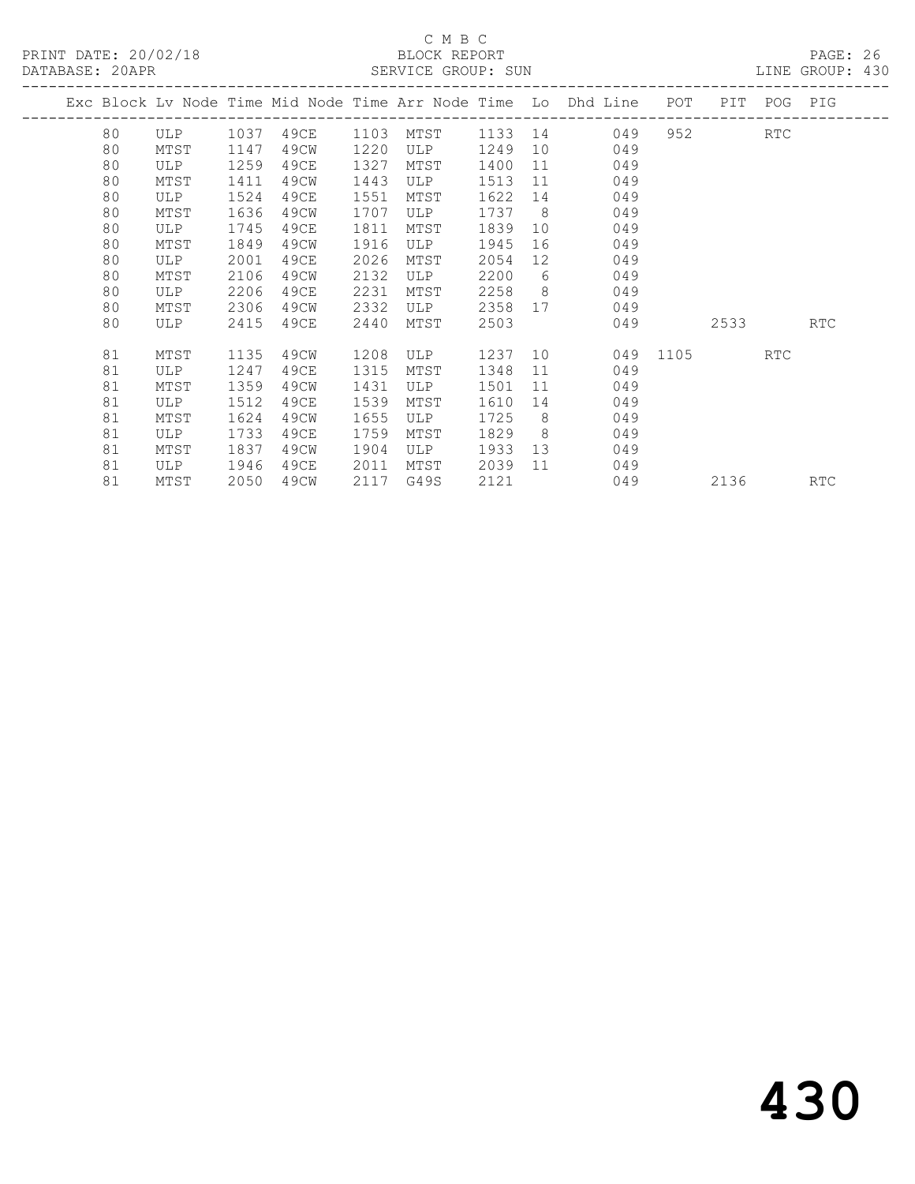C M B C
BLOCK REPORT
SERVICE GROUP: SUN

PRINT DATE: 20/02/18
DATABASE: 20APR
LINE GROUP: 430

| Exc | Block | Lv Node | Time | Mid Node | Time | Arr Node | Time | Lo | Dhd Line | POT | PIT | POG | PIG |
|---|---|---|---|---|---|---|---|---|---|---|---|---|---|
| | 80 | ULP | 1037 | 49CE | 1103 | MTST | 1133 | 14 | 049 | 952 | | RTC | |
| | 80 | MTST | 1147 | 49CW | 1220 | ULP | 1249 | 10 | 049 | | | | |
| | 80 | ULP | 1259 | 49CE | 1327 | MTST | 1400 | 11 | 049 | | | | |
| | 80 | MTST | 1411 | 49CW | 1443 | ULP | 1513 | 11 | 049 | | | | |
| | 80 | ULP | 1524 | 49CE | 1551 | MTST | 1622 | 14 | 049 | | | | |
| | 80 | MTST | 1636 | 49CW | 1707 | ULP | 1737 | 8 | 049 | | | | |
| | 80 | ULP | 1745 | 49CE | 1811 | MTST | 1839 | 10 | 049 | | | | |
| | 80 | MTST | 1849 | 49CW | 1916 | ULP | 1945 | 16 | 049 | | | | |
| | 80 | ULP | 2001 | 49CE | 2026 | MTST | 2054 | 12 | 049 | | | | |
| | 80 | MTST | 2106 | 49CW | 2132 | ULP | 2200 | 6 | 049 | | | | |
| | 80 | ULP | 2206 | 49CE | 2231 | MTST | 2258 | 8 | 049 | | | | |
| | 80 | MTST | 2306 | 49CW | 2332 | ULP | 2358 | 17 | 049 | | | | |
| | 80 | ULP | 2415 | 49CE | 2440 | MTST | 2503 | | 049 | | 2533 | | RTC |
| | 81 | MTST | 1135 | 49CW | 1208 | ULP | 1237 | 10 | 049 | 1105 | | RTC | |
| | 81 | ULP | 1247 | 49CE | 1315 | MTST | 1348 | 11 | 049 | | | | |
| | 81 | MTST | 1359 | 49CW | 1431 | ULP | 1501 | 11 | 049 | | | | |
| | 81 | ULP | 1512 | 49CE | 1539 | MTST | 1610 | 14 | 049 | | | | |
| | 81 | MTST | 1624 | 49CW | 1655 | ULP | 1725 | 8 | 049 | | | | |
| | 81 | ULP | 1733 | 49CE | 1759 | MTST | 1829 | 8 | 049 | | | | |
| | 81 | MTST | 1837 | 49CW | 1904 | ULP | 1933 | 13 | 049 | | | | |
| | 81 | ULP | 1946 | 49CE | 2011 | MTST | 2039 | 11 | 049 | | | | |
| | 81 | MTST | 2050 | 49CW | 2117 | G49S | 2121 | | 049 | | 2136 | | RTC |

430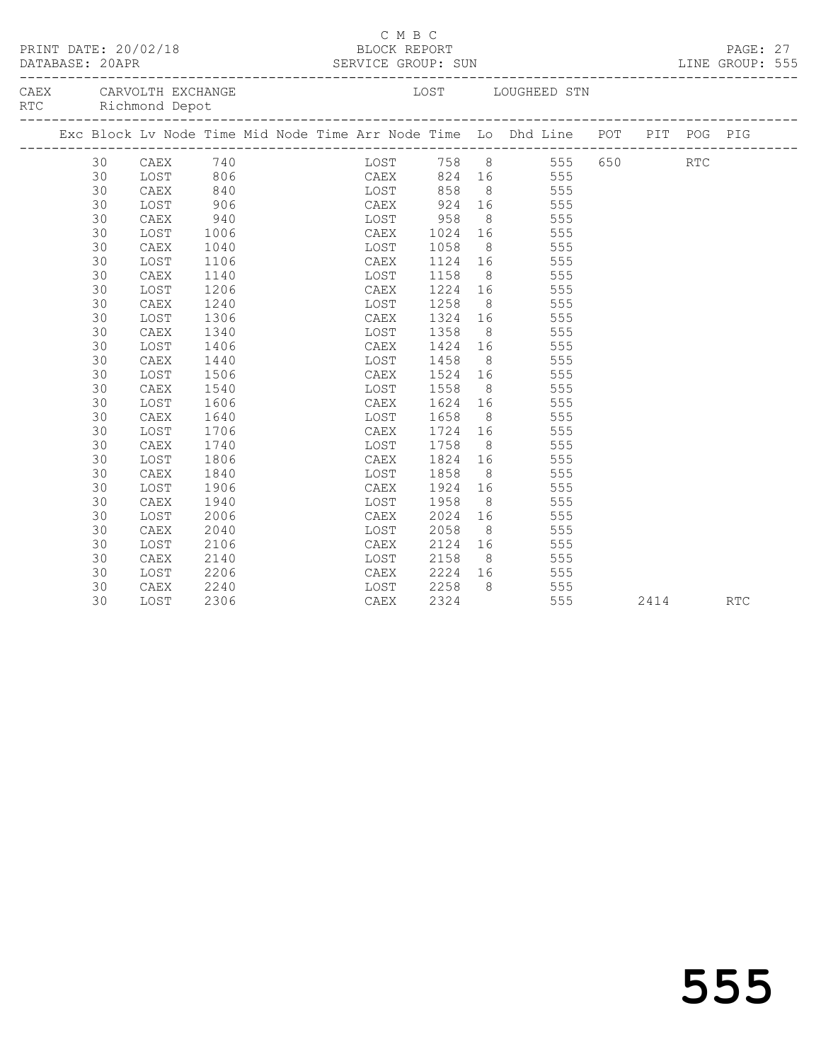C M B C

PRINT DATE: 20/02/18 BLOCK REPORT
DATABASE: 20APR SERVICE GROUP: SUN LINE GROUP: 555

CAEX CARVOLTH EXCHANGE LOST LOUGHEED STN
RTC Richmond Depot

| Exc | Block | Lv | Node | Time | Mid | Node | Time | Arr | Node | Time | Lo | Dhd | Line | POT | PIT | POG | PIG |
|---|---|---|---|---|---|---|---|---|---|---|---|---|---|---|---|---|---|
| | 30 | | CAEX | 740 | | | | | LOST | 758 | 8 | | 555 | 650 | | RTC | |
| | 30 | | LOST | 806 | | | | | CAEX | 824 | 16 | | 555 | | | | |
| | 30 | | CAEX | 840 | | | | | LOST | 858 | 8 | | 555 | | | | |
| | 30 | | LOST | 906 | | | | | CAEX | 924 | 16 | | 555 | | | | |
| | 30 | | CAEX | 940 | | | | | LOST | 958 | 8 | | 555 | | | | |
| | 30 | | LOST | 1006 | | | | | CAEX | 1024 | 16 | | 555 | | | | |
| | 30 | | CAEX | 1040 | | | | | LOST | 1058 | 8 | | 555 | | | | |
| | 30 | | LOST | 1106 | | | | | CAEX | 1124 | 16 | | 555 | | | | |
| | 30 | | CAEX | 1140 | | | | | LOST | 1158 | 8 | | 555 | | | | |
| | 30 | | LOST | 1206 | | | | | CAEX | 1224 | 16 | | 555 | | | | |
| | 30 | | CAEX | 1240 | | | | | LOST | 1258 | 8 | | 555 | | | | |
| | 30 | | LOST | 1306 | | | | | CAEX | 1324 | 16 | | 555 | | | | |
| | 30 | | CAEX | 1340 | | | | | LOST | 1358 | 8 | | 555 | | | | |
| | 30 | | LOST | 1406 | | | | | CAEX | 1424 | 16 | | 555 | | | | |
| | 30 | | CAEX | 1440 | | | | | LOST | 1458 | 8 | | 555 | | | | |
| | 30 | | LOST | 1506 | | | | | CAEX | 1524 | 16 | | 555 | | | | |
| | 30 | | CAEX | 1540 | | | | | LOST | 1558 | 8 | | 555 | | | | |
| | 30 | | LOST | 1606 | | | | | CAEX | 1624 | 16 | | 555 | | | | |
| | 30 | | CAEX | 1640 | | | | | LOST | 1658 | 8 | | 555 | | | | |
| | 30 | | LOST | 1706 | | | | | CAEX | 1724 | 16 | | 555 | | | | |
| | 30 | | CAEX | 1740 | | | | | LOST | 1758 | 8 | | 555 | | | | |
| | 30 | | LOST | 1806 | | | | | CAEX | 1824 | 16 | | 555 | | | | |
| | 30 | | CAEX | 1840 | | | | | LOST | 1858 | 8 | | 555 | | | | |
| | 30 | | LOST | 1906 | | | | | CAEX | 1924 | 16 | | 555 | | | | |
| | 30 | | CAEX | 1940 | | | | | LOST | 1958 | 8 | | 555 | | | | |
| | 30 | | LOST | 2006 | | | | | CAEX | 2024 | 16 | | 555 | | | | |
| | 30 | | CAEX | 2040 | | | | | LOST | 2058 | 8 | | 555 | | | | |
| | 30 | | LOST | 2106 | | | | | CAEX | 2124 | 16 | | 555 | | | | |
| | 30 | | CAEX | 2140 | | | | | LOST | 2158 | 8 | | 555 | | | | |
| | 30 | | LOST | 2206 | | | | | CAEX | 2224 | 16 | | 555 | | | | |
| | 30 | | CAEX | 2240 | | | | | LOST | 2258 | 8 | | 555 | | | | |
| | 30 | | LOST | 2306 | | | | | CAEX | 2324 | | | 555 | | 2414 | | RTC |

555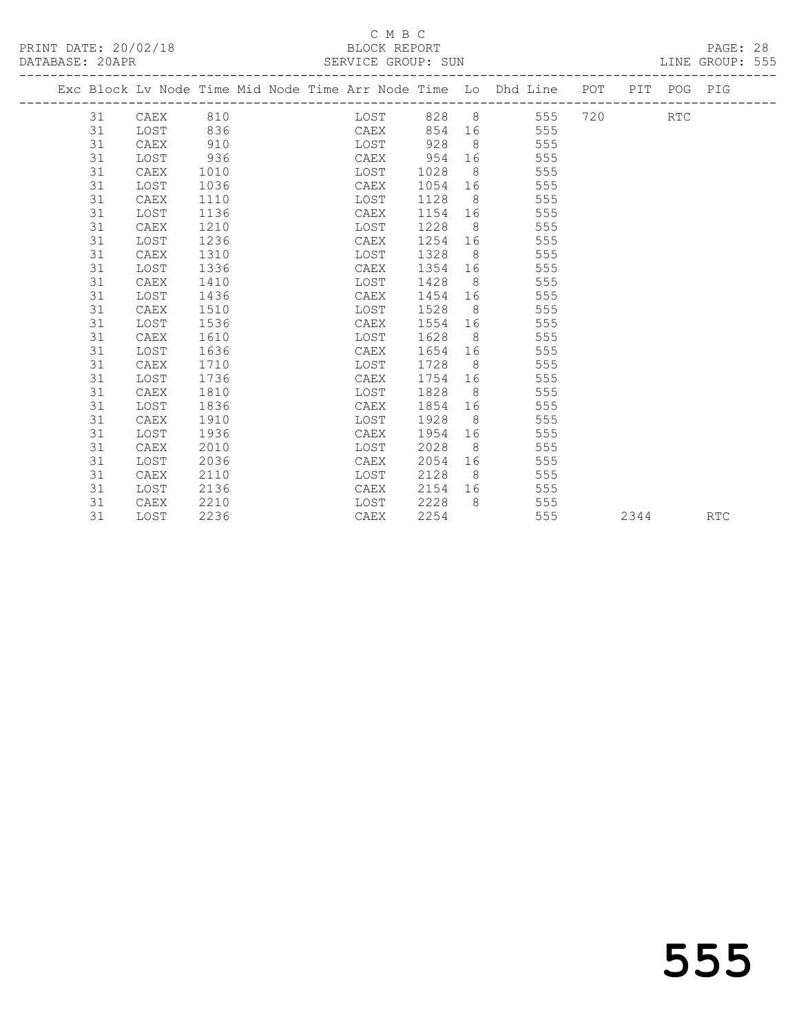C M B C

BLOCK REPORT

PRINT DATE: 20/02/18

DATABASE: 20APR

SERVICE GROUP: SUN

LINE GROUP: 555

| Exc | Block | Lv | Node | Time | Mid Node | Time | Arr Node | Time | Lo | Dhd Line | POT | PIT | POG | PIG |
|---|---|---|---|---|---|---|---|---|---|---|---|---|---|---|
| | 31 | | CAEX | 810 | | | LOST | 828 | 8 | 555 | 720 | | RTC | |
| | 31 | | LOST | 836 | | | CAEX | 854 | 16 | 555 | | | | |
| | 31 | | CAEX | 910 | | | LOST | 928 | 8 | 555 | | | | |
| | 31 | | LOST | 936 | | | CAEX | 954 | 16 | 555 | | | | |
| | 31 | | CAEX | 1010 | | | LOST | 1028 | 8 | 555 | | | | |
| | 31 | | LOST | 1036 | | | CAEX | 1054 | 16 | 555 | | | | |
| | 31 | | CAEX | 1110 | | | LOST | 1128 | 8 | 555 | | | | |
| | 31 | | LOST | 1136 | | | CAEX | 1154 | 16 | 555 | | | | |
| | 31 | | CAEX | 1210 | | | LOST | 1228 | 8 | 555 | | | | |
| | 31 | | LOST | 1236 | | | CAEX | 1254 | 16 | 555 | | | | |
| | 31 | | CAEX | 1310 | | | LOST | 1328 | 8 | 555 | | | | |
| | 31 | | LOST | 1336 | | | CAEX | 1354 | 16 | 555 | | | | |
| | 31 | | CAEX | 1410 | | | LOST | 1428 | 8 | 555 | | | | |
| | 31 | | LOST | 1436 | | | CAEX | 1454 | 16 | 555 | | | | |
| | 31 | | CAEX | 1510 | | | LOST | 1528 | 8 | 555 | | | | |
| | 31 | | LOST | 1536 | | | CAEX | 1554 | 16 | 555 | | | | |
| | 31 | | CAEX | 1610 | | | LOST | 1628 | 8 | 555 | | | | |
| | 31 | | LOST | 1636 | | | CAEX | 1654 | 16 | 555 | | | | |
| | 31 | | CAEX | 1710 | | | LOST | 1728 | 8 | 555 | | | | |
| | 31 | | LOST | 1736 | | | CAEX | 1754 | 16 | 555 | | | | |
| | 31 | | CAEX | 1810 | | | LOST | 1828 | 8 | 555 | | | | |
| | 31 | | LOST | 1836 | | | CAEX | 1854 | 16 | 555 | | | | |
| | 31 | | CAEX | 1910 | | | LOST | 1928 | 8 | 555 | | | | |
| | 31 | | LOST | 1936 | | | CAEX | 1954 | 16 | 555 | | | | |
| | 31 | | CAEX | 2010 | | | LOST | 2028 | 8 | 555 | | | | |
| | 31 | | LOST | 2036 | | | CAEX | 2054 | 16 | 555 | | | | |
| | 31 | | CAEX | 2110 | | | LOST | 2128 | 8 | 555 | | | | |
| | 31 | | LOST | 2136 | | | CAEX | 2154 | 16 | 555 | | | | |
| | 31 | | CAEX | 2210 | | | LOST | 2228 | 8 | 555 | | | | |
| | 31 | | LOST | 2236 | | | CAEX | 2254 | | 555 | | 2344 | | RTC |

555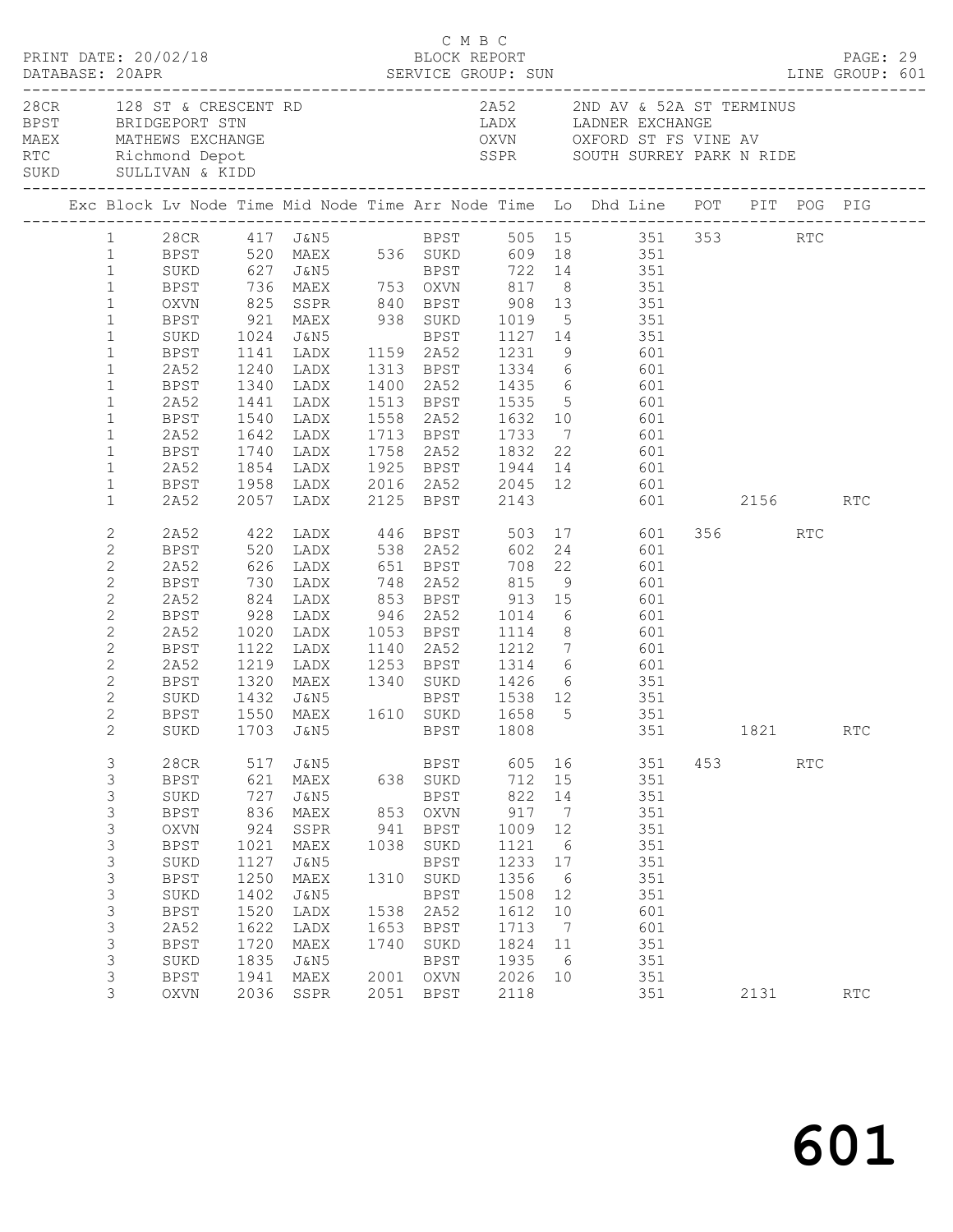C M B C

PRINT DATE: 20/02/18 BLOCK REPORT

DATABASE: 20APR SERVICE GROUP: SUN LINE GROUP: 601

| Code | Location | Code | Location |
|---|---|---|---|
| 28CR | 128 ST & CRESCENT RD | 2A52 | 2ND AV & 52A ST TERMINUS |
| BPST | BRIDGEPORT STN | LADX | LADNER EXCHANGE |
| MAEX | MATHEWS EXCHANGE | OXVN | OXFORD ST FS VINE AV |
| RTC | Richmond Depot | SSPR | SOUTH SURREY PARK N RIDE |
| SUKD | SULLIVAN & KIDD | | |

| Exc | Block | Lv Node | Time | Mid Node | Time | Arr Node | Time | Lo | Dhd Line | POT | PIT | POG | PIG |
|---|---|---|---|---|---|---|---|---|---|---|---|---|---|
| | 1 | 28CR | 417 | J&N5 | | BPST | 505 | 15 | 351 | 353 | | RTC | |
| | 1 | BPST | 520 | MAEX | 536 | SUKD | 609 | 18 | 351 | | | | |
| | 1 | SUKD | 627 | J&N5 | | BPST | 722 | 14 | 351 | | | | |
| | 1 | BPST | 736 | MAEX | 753 | OXVN | 817 | 8 | 351 | | | | |
| | 1 | OXVN | 825 | SSPR | 840 | BPST | 908 | 13 | 351 | | | | |
| | 1 | BPST | 921 | MAEX | 938 | SUKD | 1019 | 5 | 351 | | | | |
| | 1 | SUKD | 1024 | J&N5 | | BPST | 1127 | 14 | 351 | | | | |
| | 1 | BPST | 1141 | LADX | 1159 | 2A52 | 1231 | 9 | 601 | | | | |
| | 1 | 2A52 | 1240 | LADX | 1313 | BPST | 1334 | 6 | 601 | | | | |
| | 1 | BPST | 1340 | LADX | 1400 | 2A52 | 1435 | 6 | 601 | | | | |
| | 1 | 2A52 | 1441 | LADX | 1513 | BPST | 1535 | 5 | 601 | | | | |
| | 1 | BPST | 1540 | LADX | 1558 | 2A52 | 1632 | 10 | 601 | | | | |
| | 1 | 2A52 | 1642 | LADX | 1713 | BPST | 1733 | 7 | 601 | | | | |
| | 1 | BPST | 1740 | LADX | 1758 | 2A52 | 1832 | 22 | 601 | | | | |
| | 1 | 2A52 | 1854 | LADX | 1925 | BPST | 1944 | 14 | 601 | | | | |
| | 1 | BPST | 1958 | LADX | 2016 | 2A52 | 2045 | 12 | 601 | | | | |
| | 1 | 2A52 | 2057 | LADX | 2125 | BPST | 2143 | | 601 | | 2156 | | RTC |
| | 2 | 2A52 | 422 | LADX | 446 | BPST | 503 | 17 | 601 | 356 | | RTC | |
| | 2 | BPST | 520 | LADX | 538 | 2A52 | 602 | 24 | 601 | | | | |
| | 2 | 2A52 | 626 | LADX | 651 | BPST | 708 | 22 | 601 | | | | |
| | 2 | BPST | 730 | LADX | 748 | 2A52 | 815 | 9 | 601 | | | | |
| | 2 | 2A52 | 824 | LADX | 853 | BPST | 913 | 15 | 601 | | | | |
| | 2 | BPST | 928 | LADX | 946 | 2A52 | 1014 | 6 | 601 | | | | |
| | 2 | 2A52 | 1020 | LADX | 1053 | BPST | 1114 | 8 | 601 | | | | |
| | 2 | BPST | 1122 | LADX | 1140 | 2A52 | 1212 | 7 | 601 | | | | |
| | 2 | 2A52 | 1219 | LADX | 1253 | BPST | 1314 | 6 | 601 | | | | |
| | 2 | BPST | 1320 | MAEX | 1340 | SUKD | 1426 | 6 | 351 | | | | |
| | 2 | SUKD | 1432 | J&N5 | | BPST | 1538 | 12 | 351 | | | | |
| | 2 | BPST | 1550 | MAEX | 1610 | SUKD | 1658 | 5 | 351 | | | | |
| | 2 | SUKD | 1703 | J&N5 | | BPST | 1808 | | 351 | | 1821 | | RTC |
| | 3 | 28CR | 517 | J&N5 | | BPST | 605 | 16 | 351 | 453 | | RTC | |
| | 3 | BPST | 621 | MAEX | 638 | SUKD | 712 | 15 | 351 | | | | |
| | 3 | SUKD | 727 | J&N5 | | BPST | 822 | 14 | 351 | | | | |
| | 3 | BPST | 836 | MAEX | 853 | OXVN | 917 | 7 | 351 | | | | |
| | 3 | OXVN | 924 | SSPR | 941 | BPST | 1009 | 12 | 351 | | | | |
| | 3 | BPST | 1021 | MAEX | 1038 | SUKD | 1121 | 6 | 351 | | | | |
| | 3 | SUKD | 1127 | J&N5 | | BPST | 1233 | 17 | 351 | | | | |
| | 3 | BPST | 1250 | MAEX | 1310 | SUKD | 1356 | 6 | 351 | | | | |
| | 3 | SUKD | 1402 | J&N5 | | BPST | 1508 | 12 | 351 | | | | |
| | 3 | BPST | 1520 | LADX | 1538 | 2A52 | 1612 | 10 | 601 | | | | |
| | 3 | 2A52 | 1622 | LADX | 1653 | BPST | 1713 | 7 | 601 | | | | |
| | 3 | BPST | 1720 | MAEX | 1740 | SUKD | 1824 | 11 | 351 | | | | |
| | 3 | SUKD | 1835 | J&N5 | | BPST | 1935 | 6 | 351 | | | | |
| | 3 | BPST | 1941 | MAEX | 2001 | OXVN | 2026 | 10 | 351 | | | | |
| | 3 | OXVN | 2036 | SSPR | 2051 | BPST | 2118 | | 351 | | 2131 | | RTC |

601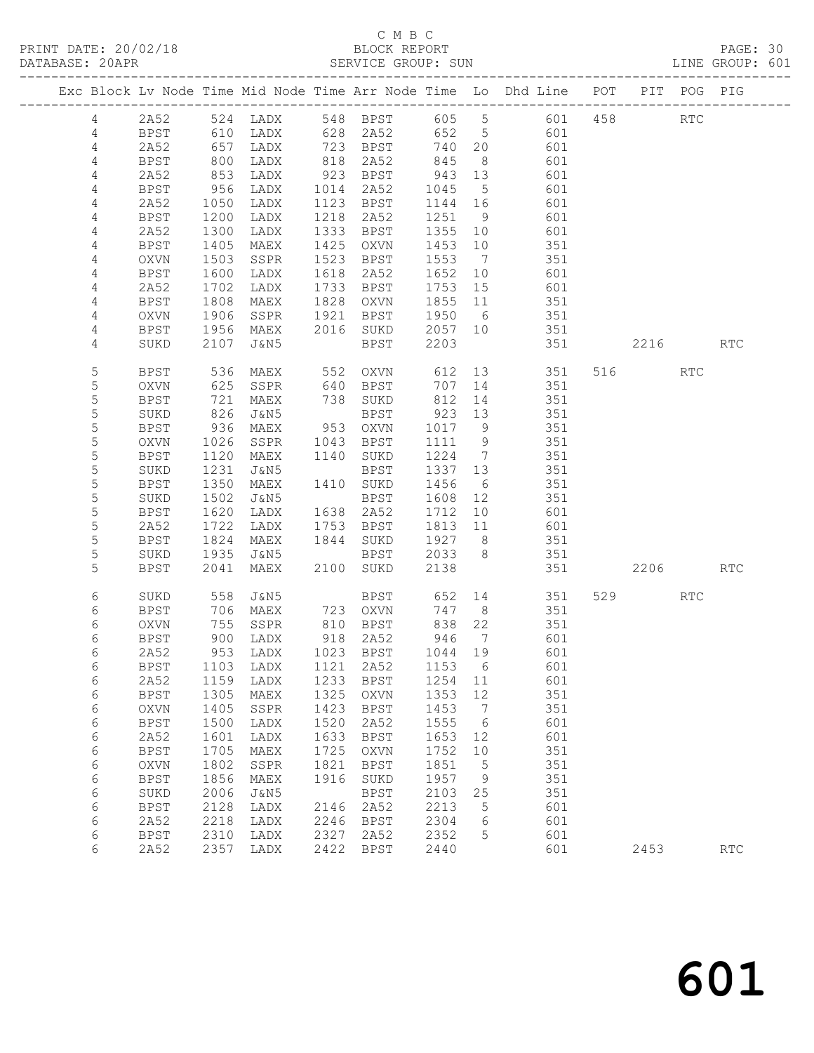C M B C

BLOCK REPORT

PRINT DATE: 20/02/18 DATABASE: 20APR SERVICE GROUP: SUN LINE GROUP: 601

| Exc | Block | Lv | Node | Time | Mid Node | Time | Arr Node | Time | Lo | Dhd Line | POT | PIT | POG | PIG |
|---|---|---|---|---|---|---|---|---|---|---|---|---|---|---|
| | 4 | | 2A52 | 524 | LADX | 548 | BPST | 605 | 5 | 601 | 458 | | RTC | |
| | 4 | | BPST | 610 | LADX | 628 | 2A52 | 652 | 5 | 601 | | | | |
| | 4 | | 2A52 | 657 | LADX | 723 | BPST | 740 | 20 | 601 | | | | |
| | 4 | | BPST | 800 | LADX | 818 | 2A52 | 845 | 8 | 601 | | | | |
| | 4 | | 2A52 | 853 | LADX | 923 | BPST | 943 | 13 | 601 | | | | |
| | 4 | | BPST | 956 | LADX | 1014 | 2A52 | 1045 | 5 | 601 | | | | |
| | 4 | | 2A52 | 1050 | LADX | 1123 | BPST | 1144 | 16 | 601 | | | | |
| | 4 | | BPST | 1200 | LADX | 1218 | 2A52 | 1251 | 9 | 601 | | | | |
| | 4 | | 2A52 | 1300 | LADX | 1333 | BPST | 1355 | 10 | 601 | | | | |
| | 4 | | BPST | 1405 | MAEX | 1425 | OXVN | 1453 | 10 | 351 | | | | |
| | 4 | | OXVN | 1503 | SSPR | 1523 | BPST | 1553 | 7 | 351 | | | | |
| | 4 | | BPST | 1600 | LADX | 1618 | 2A52 | 1652 | 10 | 601 | | | | |
| | 4 | | 2A52 | 1702 | LADX | 1733 | BPST | 1753 | 15 | 601 | | | | |
| | 4 | | BPST | 1808 | MAEX | 1828 | OXVN | 1855 | 11 | 351 | | | | |
| | 4 | | OXVN | 1906 | SSPR | 1921 | BPST | 1950 | 6 | 351 | | | | |
| | 4 | | BPST | 1956 | MAEX | 2016 | SUKD | 2057 | 10 | 351 | | | | |
| | 4 | | SUKD | 2107 | J&N5 | | BPST | 2203 | | 351 | | 2216 | | RTC |
| | 5 | | BPST | 536 | MAEX | 552 | OXVN | 612 | 13 | 351 | 516 | | RTC | |
| | 5 | | OXVN | 625 | SSPR | 640 | BPST | 707 | 14 | 351 | | | | |
| | 5 | | BPST | 721 | MAEX | 738 | SUKD | 812 | 14 | 351 | | | | |
| | 5 | | SUKD | 826 | J&N5 | | BPST | 923 | 13 | 351 | | | | |
| | 5 | | BPST | 936 | MAEX | 953 | OXVN | 1017 | 9 | 351 | | | | |
| | 5 | | OXVN | 1026 | SSPR | 1043 | BPST | 1111 | 9 | 351 | | | | |
| | 5 | | BPST | 1120 | MAEX | 1140 | SUKD | 1224 | 7 | 351 | | | | |
| | 5 | | SUKD | 1231 | J&N5 | | BPST | 1337 | 13 | 351 | | | | |
| | 5 | | BPST | 1350 | MAEX | 1410 | SUKD | 1456 | 6 | 351 | | | | |
| | 5 | | SUKD | 1502 | J&N5 | | BPST | 1608 | 12 | 351 | | | | |
| | 5 | | BPST | 1620 | LADX | 1638 | 2A52 | 1712 | 10 | 601 | | | | |
| | 5 | | 2A52 | 1722 | LADX | 1753 | BPST | 1813 | 11 | 601 | | | | |
| | 5 | | BPST | 1824 | MAEX | 1844 | SUKD | 1927 | 8 | 351 | | | | |
| | 5 | | SUKD | 1935 | J&N5 | | BPST | 2033 | 8 | 351 | | | | |
| | 5 | | BPST | 2041 | MAEX | 2100 | SUKD | 2138 | | 351 | | 2206 | | RTC |
| | 6 | | SUKD | 558 | J&N5 | | BPST | 652 | 14 | 351 | 529 | | RTC | |
| | 6 | | BPST | 706 | MAEX | 723 | OXVN | 747 | 8 | 351 | | | | |
| | 6 | | OXVN | 755 | SSPR | 810 | BPST | 838 | 22 | 351 | | | | |
| | 6 | | BPST | 900 | LADX | 918 | 2A52 | 946 | 7 | 601 | | | | |
| | 6 | | 2A52 | 953 | LADX | 1023 | BPST | 1044 | 19 | 601 | | | | |
| | 6 | | BPST | 1103 | LADX | 1121 | 2A52 | 1153 | 6 | 601 | | | | |
| | 6 | | 2A52 | 1159 | LADX | 1233 | BPST | 1254 | 11 | 601 | | | | |
| | 6 | | BPST | 1305 | MAEX | 1325 | OXVN | 1353 | 12 | 351 | | | | |
| | 6 | | OXVN | 1405 | SSPR | 1423 | BPST | 1453 | 7 | 351 | | | | |
| | 6 | | BPST | 1500 | LADX | 1520 | 2A52 | 1555 | 6 | 601 | | | | |
| | 6 | | 2A52 | 1601 | LADX | 1633 | BPST | 1653 | 12 | 601 | | | | |
| | 6 | | BPST | 1705 | MAEX | 1725 | OXVN | 1752 | 10 | 351 | | | | |
| | 6 | | OXVN | 1802 | SSPR | 1821 | BPST | 1851 | 5 | 351 | | | | |
| | 6 | | BPST | 1856 | MAEX | 1916 | SUKD | 1957 | 9 | 351 | | | | |
| | 6 | | SUKD | 2006 | J&N5 | | BPST | 2103 | 25 | 351 | | | | |
| | 6 | | BPST | 2128 | LADX | 2146 | 2A52 | 2213 | 5 | 601 | | | | |
| | 6 | | 2A52 | 2218 | LADX | 2246 | BPST | 2304 | 6 | 601 | | | | |
| | 6 | | BPST | 2310 | LADX | 2327 | 2A52 | 2352 | 5 | 601 | | | | |
| | 6 | | 2A52 | 2357 | LADX | 2422 | BPST | 2440 | | 601 | | 2453 | | RTC |

601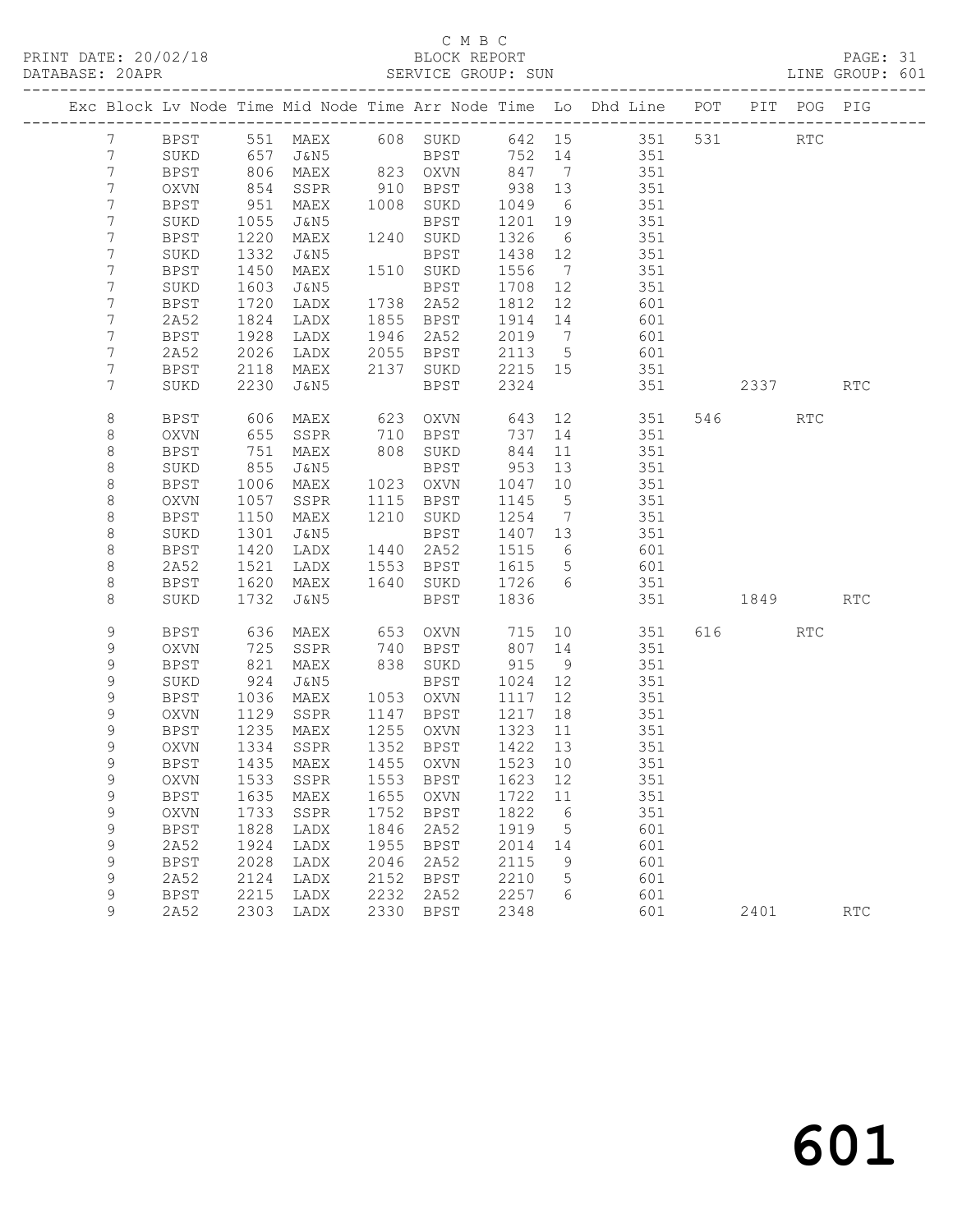C M B C
BLOCK REPORT
SERVICE GROUP: SUN

PRINT DATE: 20/02/18
DATABASE: 20APR
LINE GROUP: 601

| Exc | Block | Lv | Node | Time | Mid Node | Time | Arr Node | Time | Lo | Dhd Line | POT | PIT | POG | PIG |
|---|---|---|---|---|---|---|---|---|---|---|---|---|---|---|
| | 7 | | BPST | 551 | MAEX | 608 | SUKD | 642 | 15 | 351 | 531 | | RTC | |
| | 7 | | SUKD | 657 | J&N5 | | BPST | 752 | 14 | 351 | | | | |
| | 7 | | BPST | 806 | MAEX | 823 | OXVN | 847 | 7 | 351 | | | | |
| | 7 | | OXVN | 854 | SSPR | 910 | BPST | 938 | 13 | 351 | | | | |
| | 7 | | BPST | 951 | MAEX | 1008 | SUKD | 1049 | 6 | 351 | | | | |
| | 7 | | SUKD | 1055 | J&N5 | | BPST | 1201 | 19 | 351 | | | | |
| | 7 | | BPST | 1220 | MAEX | 1240 | SUKD | 1326 | 6 | 351 | | | | |
| | 7 | | SUKD | 1332 | J&N5 | | BPST | 1438 | 12 | 351 | | | | |
| | 7 | | BPST | 1450 | MAEX | 1510 | SUKD | 1556 | 7 | 351 | | | | |
| | 7 | | SUKD | 1603 | J&N5 | | BPST | 1708 | 12 | 351 | | | | |
| | 7 | | BPST | 1720 | LADX | 1738 | 2A52 | 1812 | 12 | 601 | | | | |
| | 7 | | 2A52 | 1824 | LADX | 1855 | BPST | 1914 | 14 | 601 | | | | |
| | 7 | | BPST | 1928 | LADX | 1946 | 2A52 | 2019 | 7 | 601 | | | | |
| | 7 | | 2A52 | 2026 | LADX | 2055 | BPST | 2113 | 5 | 601 | | | | |
| | 7 | | BPST | 2118 | MAEX | 2137 | SUKD | 2215 | 15 | 351 | | | | |
| | 7 | | SUKD | 2230 | J&N5 | | BPST | 2324 | | 351 | | 2337 | | RTC |
| | 8 | | BPST | 606 | MAEX | 623 | OXVN | 643 | 12 | 351 | 546 | | RTC | |
| | 8 | | OXVN | 655 | SSPR | 710 | BPST | 737 | 14 | 351 | | | | |
| | 8 | | BPST | 751 | MAEX | 808 | SUKD | 844 | 11 | 351 | | | | |
| | 8 | | SUKD | 855 | J&N5 | | BPST | 953 | 13 | 351 | | | | |
| | 8 | | BPST | 1006 | MAEX | 1023 | OXVN | 1047 | 10 | 351 | | | | |
| | 8 | | OXVN | 1057 | SSPR | 1115 | BPST | 1145 | 5 | 351 | | | | |
| | 8 | | BPST | 1150 | MAEX | 1210 | SUKD | 1254 | 7 | 351 | | | | |
| | 8 | | SUKD | 1301 | J&N5 | | BPST | 1407 | 13 | 351 | | | | |
| | 8 | | BPST | 1420 | LADX | 1440 | 2A52 | 1515 | 6 | 601 | | | | |
| | 8 | | 2A52 | 1521 | LADX | 1553 | BPST | 1615 | 5 | 601 | | | | |
| | 8 | | BPST | 1620 | MAEX | 1640 | SUKD | 1726 | 6 | 351 | | | | |
| | 8 | | SUKD | 1732 | J&N5 | | BPST | 1836 | | 351 | | 1849 | | RTC |
| | 9 | | BPST | 636 | MAEX | 653 | OXVN | 715 | 10 | 351 | 616 | | RTC | |
| | 9 | | OXVN | 725 | SSPR | 740 | BPST | 807 | 14 | 351 | | | | |
| | 9 | | BPST | 821 | MAEX | 838 | SUKD | 915 | 9 | 351 | | | | |
| | 9 | | SUKD | 924 | J&N5 | | BPST | 1024 | 12 | 351 | | | | |
| | 9 | | BPST | 1036 | MAEX | 1053 | OXVN | 1117 | 12 | 351 | | | | |
| | 9 | | OXVN | 1129 | SSPR | 1147 | BPST | 1217 | 18 | 351 | | | | |
| | 9 | | BPST | 1235 | MAEX | 1255 | OXVN | 1323 | 11 | 351 | | | | |
| | 9 | | OXVN | 1334 | SSPR | 1352 | BPST | 1422 | 13 | 351 | | | | |
| | 9 | | BPST | 1435 | MAEX | 1455 | OXVN | 1523 | 10 | 351 | | | | |
| | 9 | | OXVN | 1533 | SSPR | 1553 | BPST | 1623 | 12 | 351 | | | | |
| | 9 | | BPST | 1635 | MAEX | 1655 | OXVN | 1722 | 11 | 351 | | | | |
| | 9 | | OXVN | 1733 | SSPR | 1752 | BPST | 1822 | 6 | 351 | | | | |
| | 9 | | BPST | 1828 | LADX | 1846 | 2A52 | 1919 | 5 | 601 | | | | |
| | 9 | | 2A52 | 1924 | LADX | 1955 | BPST | 2014 | 14 | 601 | | | | |
| | 9 | | BPST | 2028 | LADX | 2046 | 2A52 | 2115 | 9 | 601 | | | | |
| | 9 | | 2A52 | 2124 | LADX | 2152 | BPST | 2210 | 5 | 601 | | | | |
| | 9 | | BPST | 2215 | LADX | 2232 | 2A52 | 2257 | 6 | 601 | | | | |
| | 9 | | 2A52 | 2303 | LADX | 2330 | BPST | 2348 | | 601 | | 2401 | | RTC |

601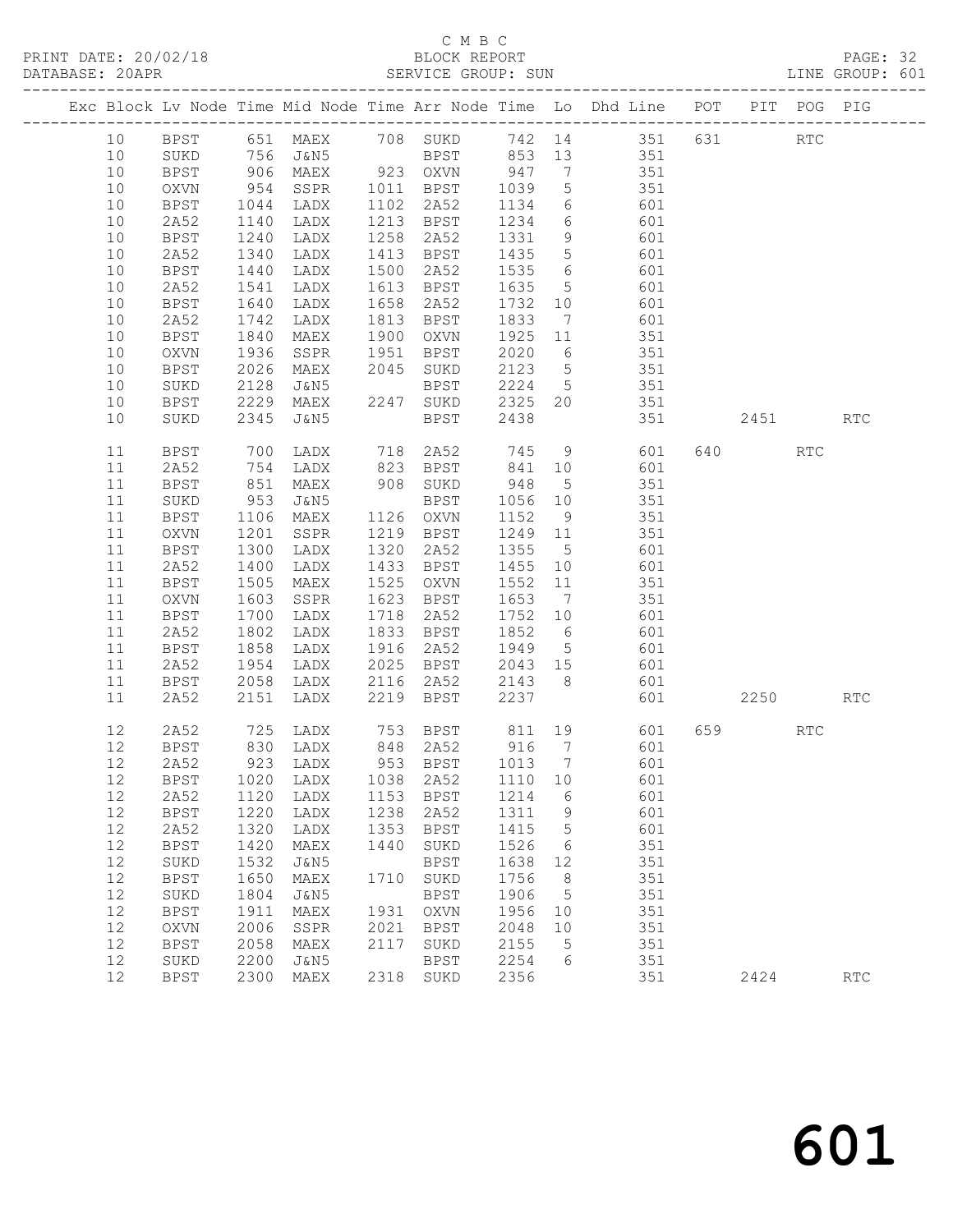C M B C

PRINT DATE: 20/02/18 BLOCK REPORT PAGE: 32
DATABASE: 20APR SERVICE GROUP: SUN LINE GROUP: 601

| Exc | Block | Lv | Node | Time | Mid Node | Time | Arr Node | Time | Lo | Dhd Line | POT | PIT | POG | PIG |
|---|---|---|---|---|---|---|---|---|---|---|---|---|---|---|
| | 10 | | BPST | 651 | MAEX | 708 | SUKD | 742 | 14 | 351 | 631 | | RTC | |
| | 10 | | SUKD | 756 | J&N5 | | BPST | 853 | 13 | 351 | | | | |
| | 10 | | BPST | 906 | MAEX | 923 | OXVN | 947 | 7 | 351 | | | | |
| | 10 | | OXVN | 954 | SSPR | 1011 | BPST | 1039 | 5 | 351 | | | | |
| | 10 | | BPST | 1044 | LADX | 1102 | 2A52 | 1134 | 6 | 601 | | | | |
| | 10 | | 2A52 | 1140 | LADX | 1213 | BPST | 1234 | 6 | 601 | | | | |
| | 10 | | BPST | 1240 | LADX | 1258 | 2A52 | 1331 | 9 | 601 | | | | |
| | 10 | | 2A52 | 1340 | LADX | 1413 | BPST | 1435 | 5 | 601 | | | | |
| | 10 | | BPST | 1440 | LADX | 1500 | 2A52 | 1535 | 6 | 601 | | | | |
| | 10 | | 2A52 | 1541 | LADX | 1613 | BPST | 1635 | 5 | 601 | | | | |
| | 10 | | BPST | 1640 | LADX | 1658 | 2A52 | 1732 | 10 | 601 | | | | |
| | 10 | | 2A52 | 1742 | LADX | 1813 | BPST | 1833 | 7 | 601 | | | | |
| | 10 | | BPST | 1840 | MAEX | 1900 | OXVN | 1925 | 11 | 351 | | | | |
| | 10 | | OXVN | 1936 | SSPR | 1951 | BPST | 2020 | 6 | 351 | | | | |
| | 10 | | BPST | 2026 | MAEX | 2045 | SUKD | 2123 | 5 | 351 | | | | |
| | 10 | | SUKD | 2128 | J&N5 | | BPST | 2224 | 5 | 351 | | | | |
| | 10 | | BPST | 2229 | MAEX | 2247 | SUKD | 2325 | 20 | 351 | | | | |
| | 10 | | SUKD | 2345 | J&N5 | | BPST | 2438 | | 351 | | 2451 | | RTC |
| | 11 | | BPST | 700 | LADX | 718 | 2A52 | 745 | 9 | 601 | 640 | | RTC | |
| | 11 | | 2A52 | 754 | LADX | 823 | BPST | 841 | 10 | 601 | | | | |
| | 11 | | BPST | 851 | MAEX | 908 | SUKD | 948 | 5 | 351 | | | | |
| | 11 | | SUKD | 953 | J&N5 | | BPST | 1056 | 10 | 351 | | | | |
| | 11 | | BPST | 1106 | MAEX | 1126 | OXVN | 1152 | 9 | 351 | | | | |
| | 11 | | OXVN | 1201 | SSPR | 1219 | BPST | 1249 | 11 | 351 | | | | |
| | 11 | | BPST | 1300 | LADX | 1320 | 2A52 | 1355 | 5 | 601 | | | | |
| | 11 | | 2A52 | 1400 | LADX | 1433 | BPST | 1455 | 10 | 601 | | | | |
| | 11 | | BPST | 1505 | MAEX | 1525 | OXVN | 1552 | 11 | 351 | | | | |
| | 11 | | OXVN | 1603 | SSPR | 1623 | BPST | 1653 | 7 | 351 | | | | |
| | 11 | | BPST | 1700 | LADX | 1718 | 2A52 | 1752 | 10 | 601 | | | | |
| | 11 | | 2A52 | 1802 | LADX | 1833 | BPST | 1852 | 6 | 601 | | | | |
| | 11 | | BPST | 1858 | LADX | 1916 | 2A52 | 1949 | 5 | 601 | | | | |
| | 11 | | 2A52 | 1954 | LADX | 2025 | BPST | 2043 | 15 | 601 | | | | |
| | 11 | | BPST | 2058 | LADX | 2116 | 2A52 | 2143 | 8 | 601 | | | | |
| | 11 | | 2A52 | 2151 | LADX | 2219 | BPST | 2237 | | 601 | | 2250 | | RTC |
| | 12 | | 2A52 | 725 | LADX | 753 | BPST | 811 | 19 | 601 | 659 | | RTC | |
| | 12 | | BPST | 830 | LADX | 848 | 2A52 | 916 | 7 | 601 | | | | |
| | 12 | | 2A52 | 923 | LADX | 953 | BPST | 1013 | 7 | 601 | | | | |
| | 12 | | BPST | 1020 | LADX | 1038 | 2A52 | 1110 | 10 | 601 | | | | |
| | 12 | | 2A52 | 1120 | LADX | 1153 | BPST | 1214 | 6 | 601 | | | | |
| | 12 | | BPST | 1220 | LADX | 1238 | 2A52 | 1311 | 9 | 601 | | | | |
| | 12 | | 2A52 | 1320 | LADX | 1353 | BPST | 1415 | 5 | 601 | | | | |
| | 12 | | BPST | 1420 | MAEX | 1440 | SUKD | 1526 | 6 | 351 | | | | |
| | 12 | | SUKD | 1532 | J&N5 | | BPST | 1638 | 12 | 351 | | | | |
| | 12 | | BPST | 1650 | MAEX | 1710 | SUKD | 1756 | 8 | 351 | | | | |
| | 12 | | SUKD | 1804 | J&N5 | | BPST | 1906 | 5 | 351 | | | | |
| | 12 | | BPST | 1911 | MAEX | 1931 | OXVN | 1956 | 10 | 351 | | | | |
| | 12 | | OXVN | 2006 | SSPR | 2021 | BPST | 2048 | 10 | 351 | | | | |
| | 12 | | BPST | 2058 | MAEX | 2117 | SUKD | 2155 | 5 | 351 | | | | |
| | 12 | | SUKD | 2200 | J&N5 | | BPST | 2254 | 6 | 351 | | | | |
| | 12 | | BPST | 2300 | MAEX | 2318 | SUKD | 2356 | | 351 | | 2424 | | RTC |

601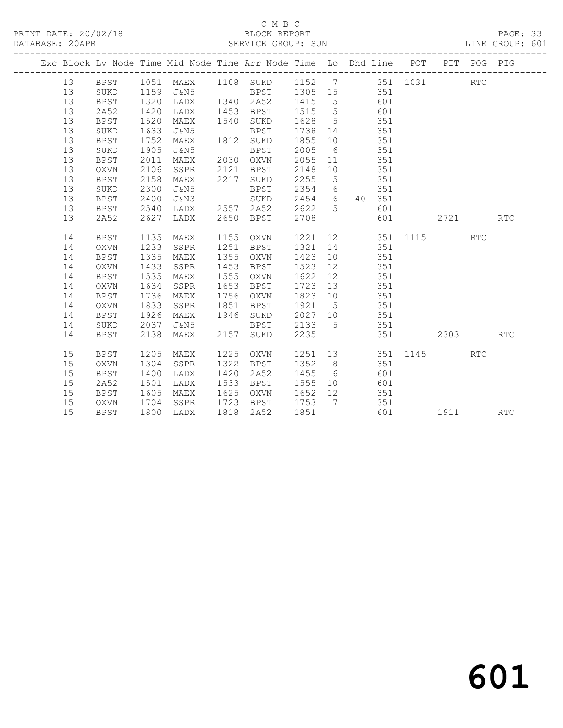C M B C

BLOCK REPORT

SERVICE GROUP: SUN

LINE GROUP: 601

PRINT DATE: 20/02/18

DATABASE: 20APR

| Exc | Block | Lv | Node | Time | Mid Node | Time | Arr Node | Time | Lo | Dhd | Line | POT | PIT | POG | PIG |
|---|---|---|---|---|---|---|---|---|---|---|---|---|---|---|---|
| | 13 | | BPST | 1051 | MAEX | 1108 | SUKD | 1152 | 7 | | 351 | 1031 | | RTC | |
| | 13 | | SUKD | 1159 | J&N5 | | BPST | 1305 | 15 | | 351 | | | | |
| | 13 | | BPST | 1320 | LADX | 1340 | 2A52 | 1415 | 5 | | 601 | | | | |
| | 13 | | 2A52 | 1420 | LADX | 1453 | BPST | 1515 | 5 | | 601 | | | | |
| | 13 | | BPST | 1520 | MAEX | 1540 | SUKD | 1628 | 5 | | 351 | | | | |
| | 13 | | SUKD | 1633 | J&N5 | | BPST | 1738 | 14 | | 351 | | | | |
| | 13 | | BPST | 1752 | MAEX | 1812 | SUKD | 1855 | 10 | | 351 | | | | |
| | 13 | | SUKD | 1905 | J&N5 | | BPST | 2005 | 6 | | 351 | | | | |
| | 13 | | BPST | 2011 | MAEX | 2030 | OXVN | 2055 | 11 | | 351 | | | | |
| | 13 | | OXVN | 2106 | SSPR | 2121 | BPST | 2148 | 10 | | 351 | | | | |
| | 13 | | BPST | 2158 | MAEX | 2217 | SUKD | 2255 | 5 | | 351 | | | | |
| | 13 | | SUKD | 2300 | J&N5 | | BPST | 2354 | 6 | | 351 | | | | |
| | 13 | | BPST | 2400 | J&N3 | | SUKD | 2454 | 6 | 40 | 351 | | | | |
| | 13 | | BPST | 2540 | LADX | 2557 | 2A52 | 2622 | 5 | | 601 | | | | |
| | 13 | | 2A52 | 2627 | LADX | 2650 | BPST | 2708 | | | 601 | | 2721 | | RTC |
| | 14 | | BPST | 1135 | MAEX | 1155 | OXVN | 1221 | 12 | | 351 | 1115 | | RTC | |
| | 14 | | OXVN | 1233 | SSPR | 1251 | BPST | 1321 | 14 | | 351 | | | | |
| | 14 | | BPST | 1335 | MAEX | 1355 | OXVN | 1423 | 10 | | 351 | | | | |
| | 14 | | OXVN | 1433 | SSPR | 1453 | BPST | 1523 | 12 | | 351 | | | | |
| | 14 | | BPST | 1535 | MAEX | 1555 | OXVN | 1622 | 12 | | 351 | | | | |
| | 14 | | OXVN | 1634 | SSPR | 1653 | BPST | 1723 | 13 | | 351 | | | | |
| | 14 | | BPST | 1736 | MAEX | 1756 | OXVN | 1823 | 10 | | 351 | | | | |
| | 14 | | OXVN | 1833 | SSPR | 1851 | BPST | 1921 | 5 | | 351 | | | | |
| | 14 | | BPST | 1926 | MAEX | 1946 | SUKD | 2027 | 10 | | 351 | | | | |
| | 14 | | SUKD | 2037 | J&N5 | | BPST | 2133 | 5 | | 351 | | | | |
| | 14 | | BPST | 2138 | MAEX | 2157 | SUKD | 2235 | | | 351 | | 2303 | | RTC |
| | 15 | | BPST | 1205 | MAEX | 1225 | OXVN | 1251 | 13 | | 351 | 1145 | | RTC | |
| | 15 | | OXVN | 1304 | SSPR | 1322 | BPST | 1352 | 8 | | 351 | | | | |
| | 15 | | BPST | 1400 | LADX | 1420 | 2A52 | 1455 | 6 | | 601 | | | | |
| | 15 | | 2A52 | 1501 | LADX | 1533 | BPST | 1555 | 10 | | 601 | | | | |
| | 15 | | BPST | 1605 | MAEX | 1625 | OXVN | 1652 | 12 | | 351 | | | | |
| | 15 | | OXVN | 1704 | SSPR | 1723 | BPST | 1753 | 7 | | 351 | | | | |
| | 15 | | BPST | 1800 | LADX | 1818 | 2A52 | 1851 | | | 601 | | 1911 | | RTC |

601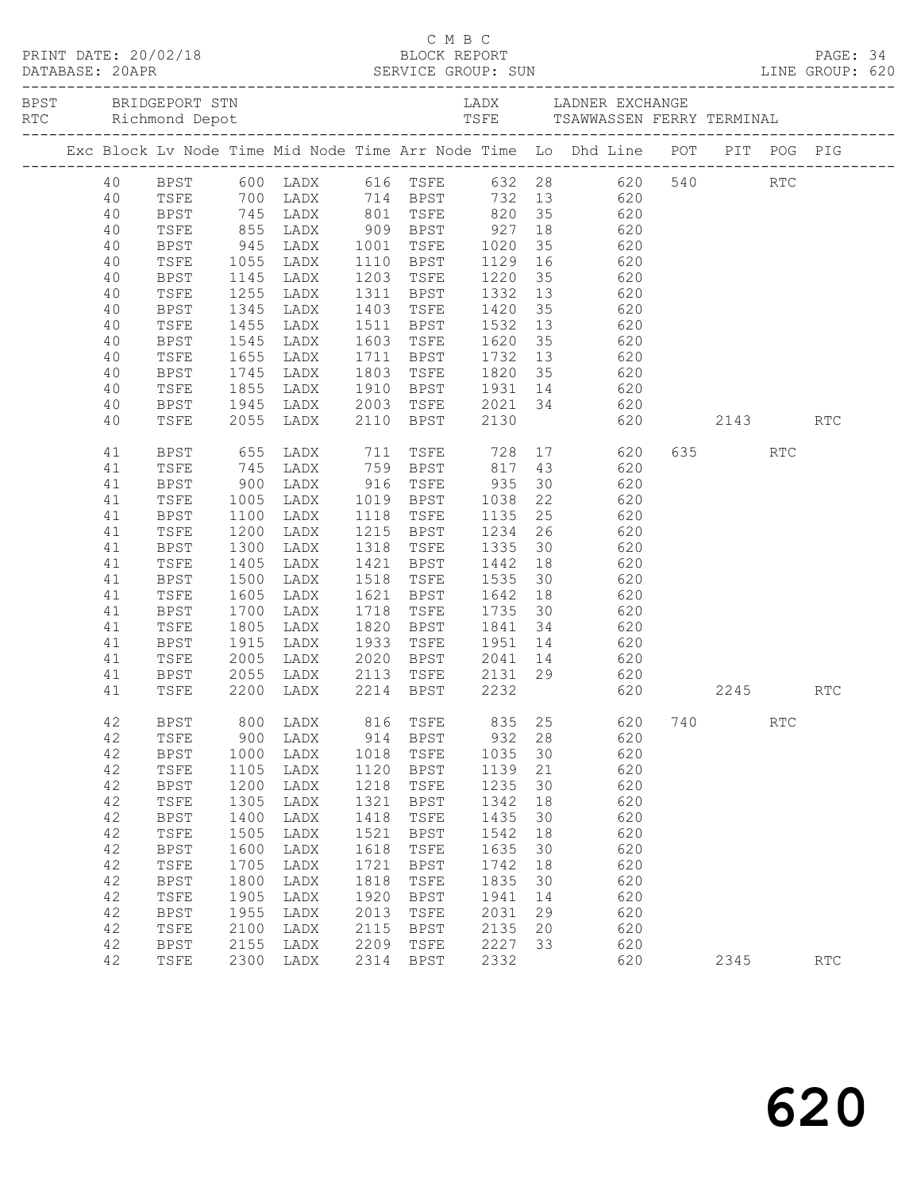C M B C

PRINT DATE: 20/02/18 BLOCK REPORT
DATABASE: 20APR SERVICE GROUP: SUN LINE GROUP: 620

BPST BRIDGEPORT STN LADX LADNER EXCHANGE
RTC Richmond Depot TSFE TSAWWASSEN FERRY TERMINAL

| Exc | Block | Lv | Node | Time | Mid Node | Time | Arr Node | Time | Lo | Dhd Line | POT | PIT | POG | PIG |
|---|---|---|---|---|---|---|---|---|---|---|---|---|---|---|
| | 40 | | BPST | 600 | LADX | 616 | TSFE | 632 | 28 | 620 | 540 | | RTC | |
| | 40 | | TSFE | 700 | LADX | 714 | BPST | 732 | 13 | 620 | | | | |
| | 40 | | BPST | 745 | LADX | 801 | TSFE | 820 | 35 | 620 | | | | |
| | 40 | | TSFE | 855 | LADX | 909 | BPST | 927 | 18 | 620 | | | | |
| | 40 | | BPST | 945 | LADX | 1001 | TSFE | 1020 | 35 | 620 | | | | |
| | 40 | | TSFE | 1055 | LADX | 1110 | BPST | 1129 | 16 | 620 | | | | |
| | 40 | | BPST | 1145 | LADX | 1203 | TSFE | 1220 | 35 | 620 | | | | |
| | 40 | | TSFE | 1255 | LADX | 1311 | BPST | 1332 | 13 | 620 | | | | |
| | 40 | | BPST | 1345 | LADX | 1403 | TSFE | 1420 | 35 | 620 | | | | |
| | 40 | | TSFE | 1455 | LADX | 1511 | BPST | 1532 | 13 | 620 | | | | |
| | 40 | | BPST | 1545 | LADX | 1603 | TSFE | 1620 | 35 | 620 | | | | |
| | 40 | | TSFE | 1655 | LADX | 1711 | BPST | 1732 | 13 | 620 | | | | |
| | 40 | | BPST | 1745 | LADX | 1803 | TSFE | 1820 | 35 | 620 | | | | |
| | 40 | | TSFE | 1855 | LADX | 1910 | BPST | 1931 | 14 | 620 | | | | |
| | 40 | | BPST | 1945 | LADX | 2003 | TSFE | 2021 | 34 | 620 | | | | |
| | 40 | | TSFE | 2055 | LADX | 2110 | BPST | 2130 | | 620 | | 2143 | | RTC |
| | 41 | | BPST | 655 | LADX | 711 | TSFE | 728 | 17 | 620 | 635 | | RTC | |
| | 41 | | TSFE | 745 | LADX | 759 | BPST | 817 | 43 | 620 | | | | |
| | 41 | | BPST | 900 | LADX | 916 | TSFE | 935 | 30 | 620 | | | | |
| | 41 | | TSFE | 1005 | LADX | 1019 | BPST | 1038 | 22 | 620 | | | | |
| | 41 | | BPST | 1100 | LADX | 1118 | TSFE | 1135 | 25 | 620 | | | | |
| | 41 | | TSFE | 1200 | LADX | 1215 | BPST | 1234 | 26 | 620 | | | | |
| | 41 | | BPST | 1300 | LADX | 1318 | TSFE | 1335 | 30 | 620 | | | | |
| | 41 | | TSFE | 1405 | LADX | 1421 | BPST | 1442 | 18 | 620 | | | | |
| | 41 | | BPST | 1500 | LADX | 1518 | TSFE | 1535 | 30 | 620 | | | | |
| | 41 | | TSFE | 1605 | LADX | 1621 | BPST | 1642 | 18 | 620 | | | | |
| | 41 | | BPST | 1700 | LADX | 1718 | TSFE | 1735 | 30 | 620 | | | | |
| | 41 | | TSFE | 1805 | LADX | 1820 | BPST | 1841 | 34 | 620 | | | | |
| | 41 | | BPST | 1915 | LADX | 1933 | TSFE | 1951 | 14 | 620 | | | | |
| | 41 | | TSFE | 2005 | LADX | 2020 | BPST | 2041 | 14 | 620 | | | | |
| | 41 | | BPST | 2055 | LADX | 2113 | TSFE | 2131 | 29 | 620 | | | | |
| | 41 | | TSFE | 2200 | LADX | 2214 | BPST | 2232 | | 620 | | 2245 | | RTC |
| | 42 | | BPST | 800 | LADX | 816 | TSFE | 835 | 25 | 620 | 740 | | RTC | |
| | 42 | | TSFE | 900 | LADX | 914 | BPST | 932 | 28 | 620 | | | | |
| | 42 | | BPST | 1000 | LADX | 1018 | TSFE | 1035 | 30 | 620 | | | | |
| | 42 | | TSFE | 1105 | LADX | 1120 | BPST | 1139 | 21 | 620 | | | | |
| | 42 | | BPST | 1200 | LADX | 1218 | TSFE | 1235 | 30 | 620 | | | | |
| | 42 | | TSFE | 1305 | LADX | 1321 | BPST | 1342 | 18 | 620 | | | | |
| | 42 | | BPST | 1400 | LADX | 1418 | TSFE | 1435 | 30 | 620 | | | | |
| | 42 | | TSFE | 1505 | LADX | 1521 | BPST | 1542 | 18 | 620 | | | | |
| | 42 | | BPST | 1600 | LADX | 1618 | TSFE | 1635 | 30 | 620 | | | | |
| | 42 | | TSFE | 1705 | LADX | 1721 | BPST | 1742 | 18 | 620 | | | | |
| | 42 | | BPST | 1800 | LADX | 1818 | TSFE | 1835 | 30 | 620 | | | | |
| | 42 | | TSFE | 1905 | LADX | 1920 | BPST | 1941 | 14 | 620 | | | | |
| | 42 | | BPST | 1955 | LADX | 2013 | TSFE | 2031 | 29 | 620 | | | | |
| | 42 | | TSFE | 2100 | LADX | 2115 | BPST | 2135 | 20 | 620 | | | | |
| | 42 | | BPST | 2155 | LADX | 2209 | TSFE | 2227 | 33 | 620 | | | | |
| | 42 | | TSFE | 2300 | LADX | 2314 | BPST | 2332 | | 620 | | 2345 | | RTC |

# 620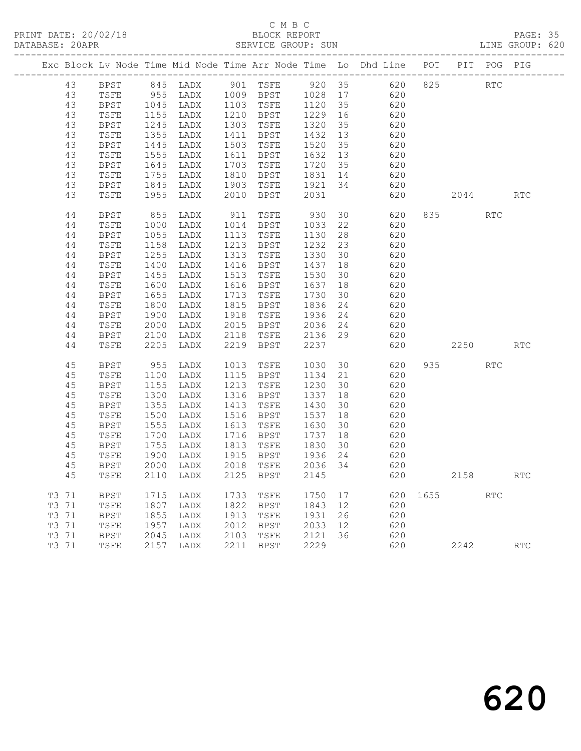C M B C

PRINT DATE: 20/02/18 BLOCK REPORT

DATABASE: 20APR SERVICE GROUP: SUN LINE GROUP: 620

| Exc | Block | Lv | Node | Time | Mid Node | Time | Arr Node | Time | Lo | Dhd Line | POT | PIT | POG | PIG |
|---|---|---|---|---|---|---|---|---|---|---|---|---|---|---|
| | 43 | | BPST | 845 | LADX | 901 | TSFE | 920 | 35 | 620 | 825 | | RTC | |
| | 43 | | TSFE | 955 | LADX | 1009 | BPST | 1028 | 17 | 620 | | | | |
| | 43 | | BPST | 1045 | LADX | 1103 | TSFE | 1120 | 35 | 620 | | | | |
| | 43 | | TSFE | 1155 | LADX | 1210 | BPST | 1229 | 16 | 620 | | | | |
| | 43 | | BPST | 1245 | LADX | 1303 | TSFE | 1320 | 35 | 620 | | | | |
| | 43 | | TSFE | 1355 | LADX | 1411 | BPST | 1432 | 13 | 620 | | | | |
| | 43 | | BPST | 1445 | LADX | 1503 | TSFE | 1520 | 35 | 620 | | | | |
| | 43 | | TSFE | 1555 | LADX | 1611 | BPST | 1632 | 13 | 620 | | | | |
| | 43 | | BPST | 1645 | LADX | 1703 | TSFE | 1720 | 35 | 620 | | | | |
| | 43 | | TSFE | 1755 | LADX | 1810 | BPST | 1831 | 14 | 620 | | | | |
| | 43 | | BPST | 1845 | LADX | 1903 | TSFE | 1921 | 34 | 620 | | | | |
| | 43 | | TSFE | 1955 | LADX | 2010 | BPST | 2031 | | 620 | | 2044 | | RTC |
| | 44 | | BPST | 855 | LADX | 911 | TSFE | 930 | 30 | 620 | 835 | | RTC | |
| | 44 | | TSFE | 1000 | LADX | 1014 | BPST | 1033 | 22 | 620 | | | | |
| | 44 | | BPST | 1055 | LADX | 1113 | TSFE | 1130 | 28 | 620 | | | | |
| | 44 | | TSFE | 1158 | LADX | 1213 | BPST | 1232 | 23 | 620 | | | | |
| | 44 | | BPST | 1255 | LADX | 1313 | TSFE | 1330 | 30 | 620 | | | | |
| | 44 | | TSFE | 1400 | LADX | 1416 | BPST | 1437 | 18 | 620 | | | | |
| | 44 | | BPST | 1455 | LADX | 1513 | TSFE | 1530 | 30 | 620 | | | | |
| | 44 | | TSFE | 1600 | LADX | 1616 | BPST | 1637 | 18 | 620 | | | | |
| | 44 | | BPST | 1655 | LADX | 1713 | TSFE | 1730 | 30 | 620 | | | | |
| | 44 | | TSFE | 1800 | LADX | 1815 | BPST | 1836 | 24 | 620 | | | | |
| | 44 | | BPST | 1900 | LADX | 1918 | TSFE | 1936 | 24 | 620 | | | | |
| | 44 | | TSFE | 2000 | LADX | 2015 | BPST | 2036 | 24 | 620 | | | | |
| | 44 | | BPST | 2100 | LADX | 2118 | TSFE | 2136 | 29 | 620 | | | | |
| | 44 | | TSFE | 2205 | LADX | 2219 | BPST | 2237 | | 620 | | 2250 | | RTC |
| | 45 | | BPST | 955 | LADX | 1013 | TSFE | 1030 | 30 | 620 | 935 | | RTC | |
| | 45 | | TSFE | 1100 | LADX | 1115 | BPST | 1134 | 21 | 620 | | | | |
| | 45 | | BPST | 1155 | LADX | 1213 | TSFE | 1230 | 30 | 620 | | | | |
| | 45 | | TSFE | 1300 | LADX | 1316 | BPST | 1337 | 18 | 620 | | | | |
| | 45 | | BPST | 1355 | LADX | 1413 | TSFE | 1430 | 30 | 620 | | | | |
| | 45 | | TSFE | 1500 | LADX | 1516 | BPST | 1537 | 18 | 620 | | | | |
| | 45 | | BPST | 1555 | LADX | 1613 | TSFE | 1630 | 30 | 620 | | | | |
| | 45 | | TSFE | 1700 | LADX | 1716 | BPST | 1737 | 18 | 620 | | | | |
| | 45 | | BPST | 1755 | LADX | 1813 | TSFE | 1830 | 30 | 620 | | | | |
| | 45 | | TSFE | 1900 | LADX | 1915 | BPST | 1936 | 24 | 620 | | | | |
| | 45 | | BPST | 2000 | LADX | 2018 | TSFE | 2036 | 34 | 620 | | | | |
| | 45 | | TSFE | 2110 | LADX | 2125 | BPST | 2145 | | 620 | | 2158 | | RTC |
| T3 | 71 | | BPST | 1715 | LADX | 1733 | TSFE | 1750 | 17 | 620 | 1655 | | RTC | |
| T3 | 71 | | TSFE | 1807 | LADX | 1822 | BPST | 1843 | 12 | 620 | | | | |
| T3 | 71 | | BPST | 1855 | LADX | 1913 | TSFE | 1931 | 26 | 620 | | | | |
| T3 | 71 | | TSFE | 1957 | LADX | 2012 | BPST | 2033 | 12 | 620 | | | | |
| T3 | 71 | | BPST | 2045 | LADX | 2103 | TSFE | 2121 | 36 | 620 | | | | |
| T3 | 71 | | TSFE | 2157 | LADX | 2211 | BPST | 2229 | | 620 | | 2242 | | RTC |

620